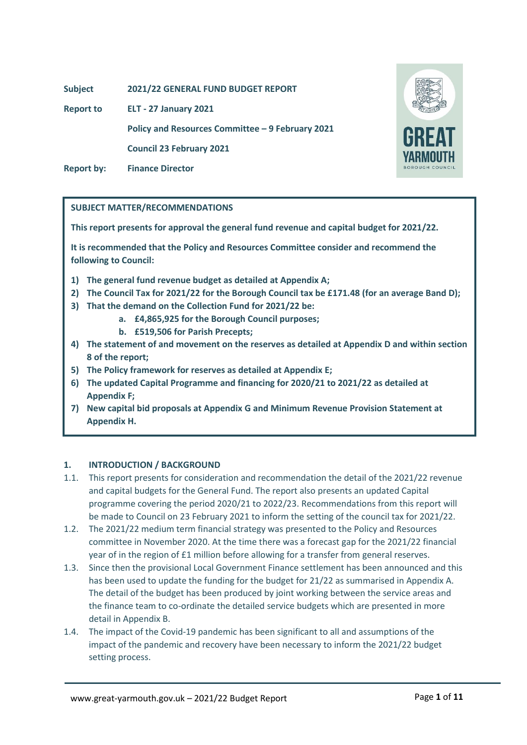| | |
|---|---|
| **Subject** | **2021/22 GENERAL FUND BUDGET REPORT** |
| **Report to** | **ELT - 27 January 2021** |
| | **Policy and Resources Committee – 9 February 2021** |
| | **Council 23 February 2021** |
| **Report by:** | **Finance Director** |

**SUBJECT MATTER/RECOMMENDATIONS**

**This report presents for approval the general fund revenue and capital budget for 2021/22.**

**It is recommended that the Policy and Resources Committee consider and recommend the following to Council:**

1) **The general fund revenue budget as detailed at Appendix A;**
2) **The Council Tax for 2021/22 for the Borough Council tax be £171.48 (for an average Band D);**
3) **That the demand on the Collection Fund for 2021/22 be:**
    a. **£4,865,925 for the Borough Council purposes;**
    b. **£519,506 for Parish Precepts;**
4) **The statement of and movement on the reserves as detailed at Appendix D and within section 8 of the report;**
5) **The Policy framework for reserves as detailed at Appendix E;**
6) **The updated Capital Programme and financing for 2020/21 to 2021/22 as detailed at Appendix F;**
7) **New capital bid proposals at Appendix G and Minimum Revenue Provision Statement at Appendix H.**

## 1. INTRODUCTION / BACKGROUND

1.1. This report presents for consideration and recommendation the detail of the 2021/22 revenue and capital budgets for the General Fund. The report also presents an updated Capital programme covering the period 2020/21 to 2022/23. Recommendations from this report will be made to Council on 23 February 2021 to inform the setting of the council tax for 2021/22.

1.2. The 2021/22 medium term financial strategy was presented to the Policy and Resources committee in November 2020. At the time there was a forecast gap for the 2021/22 financial year of in the region of £1 million before allowing for a transfer from general reserves.

1.3. Since then the provisional Local Government Finance settlement has been announced and this has been used to update the funding for the budget for 21/22 as summarised in Appendix A. The detail of the budget has been produced by joint working between the service areas and the finance team to co-ordinate the detailed service budgets which are presented in more detail in Appendix B.

1.4. The impact of the Covid-19 pandemic has been significant to all and assumptions of the impact of the pandemic and recovery have been necessary to inform the 2021/22 budget setting process.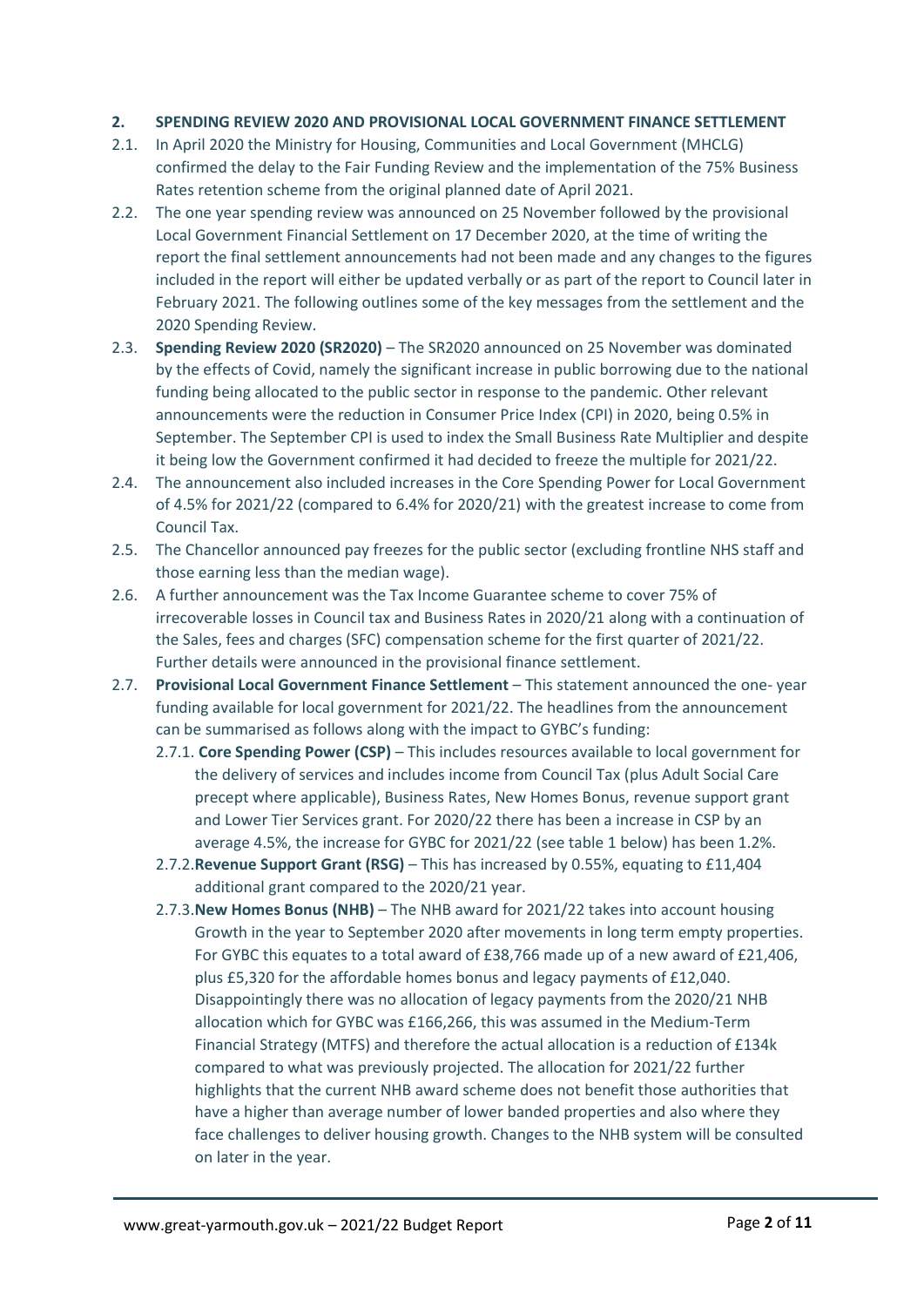## 2. SPENDING REVIEW 2020 AND PROVISIONAL LOCAL GOVERNMENT FINANCE SETTLEMENT

2.1. In April 2020 the Ministry for Housing, Communities and Local Government (MHCLG) confirmed the delay to the Fair Funding Review and the implementation of the 75% Business Rates retention scheme from the original planned date of April 2021.

2.2. The one year spending review was announced on 25 November followed by the provisional Local Government Financial Settlement on 17 December 2020, at the time of writing the report the final settlement announcements had not been made and any changes to the figures included in the report will either be updated verbally or as part of the report to Council later in February 2021. The following outlines some of the key messages from the settlement and the 2020 Spending Review.

2.3. **Spending Review 2020 (SR2020)** – The SR2020 announced on 25 November was dominated by the effects of Covid, namely the significant increase in public borrowing due to the national funding being allocated to the public sector in response to the pandemic. Other relevant announcements were the reduction in Consumer Price Index (CPI) in 2020, being 0.5% in September. The September CPI is used to index the Small Business Rate Multiplier and despite it being low the Government confirmed it had decided to freeze the multiple for 2021/22.

2.4. The announcement also included increases in the Core Spending Power for Local Government of 4.5% for 2021/22 (compared to 6.4% for 2020/21) with the greatest increase to come from Council Tax.

2.5. The Chancellor announced pay freezes for the public sector (excluding frontline NHS staff and those earning less than the median wage).

2.6. A further announcement was the Tax Income Guarantee scheme to cover 75% of irrecoverable losses in Council tax and Business Rates in 2020/21 along with a continuation of the Sales, fees and charges (SFC) compensation scheme for the first quarter of 2021/22. Further details were announced in the provisional finance settlement.

2.7. **Provisional Local Government Finance Settlement** – This statement announced the one- year funding available for local government for 2021/22. The headlines from the announcement can be summarised as follows along with the impact to GYBC's funding:

2.7.1. **Core Spending Power (CSP)** – This includes resources available to local government for the delivery of services and includes income from Council Tax (plus Adult Social Care precept where applicable), Business Rates, New Homes Bonus, revenue support grant and Lower Tier Services grant. For 2020/22 there has been a increase in CSP by an average 4.5%, the increase for GYBC for 2021/22 (see table 1 below) has been 1.2%.

2.7.2. **Revenue Support Grant (RSG)** – This has increased by 0.55%, equating to £11,404 additional grant compared to the 2020/21 year.

2.7.3. **New Homes Bonus (NHB)** – The NHB award for 2021/22 takes into account housing Growth in the year to September 2020 after movements in long term empty properties. For GYBC this equates to a total award of £38,766 made up of a new award of £21,406, plus £5,320 for the affordable homes bonus and legacy payments of £12,040. Disappointingly there was no allocation of legacy payments from the 2020/21 NHB allocation which for GYBC was £166,266, this was assumed in the Medium-Term Financial Strategy (MTFS) and therefore the actual allocation is a reduction of £134k compared to what was previously projected. The allocation for 2021/22 further highlights that the current NHB award scheme does not benefit those authorities that have a higher than average number of lower banded properties and also where they face challenges to deliver housing growth. Changes to the NHB system will be consulted on later in the year.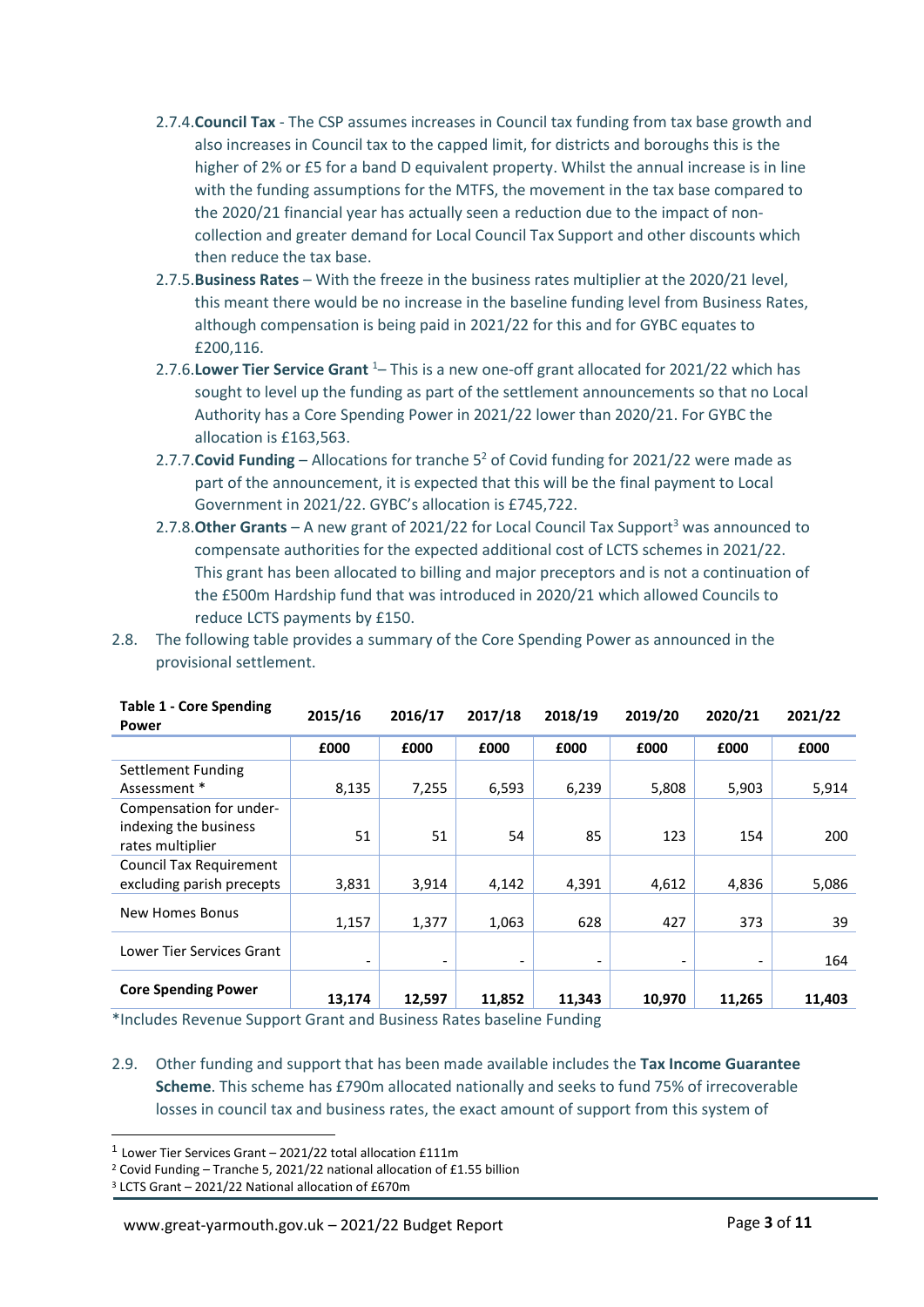2.7.4. **Council Tax** - The CSP assumes increases in Council tax funding from tax base growth and also increases in Council tax to the capped limit, for districts and boroughs this is the higher of 2% or £5 for a band D equivalent property. Whilst the annual increase is in line with the funding assumptions for the MTFS, the movement in the tax base compared to the 2020/21 financial year has actually seen a reduction due to the impact of non-collection and greater demand for Local Council Tax Support and other discounts which then reduce the tax base.

2.7.5. **Business Rates** – With the freeze in the business rates multiplier at the 2020/21 level, this meant there would be no increase in the baseline funding level from Business Rates, although compensation is being paid in 2021/22 for this and for GYBC equates to £200,116.

2.7.6. **Lower Tier Service Grant** [1]– This is a new one-off grant allocated for 2021/22 which has sought to level up the funding as part of the settlement announcements so that no Local Authority has a Core Spending Power in 2021/22 lower than 2020/21. For GYBC the allocation is £163,563.

2.7.7. **Covid Funding** – Allocations for tranche 5[2] of Covid funding for 2021/22 were made as part of the announcement, it is expected that this will be the final payment to Local Government in 2021/22. GYBC's allocation is £745,722.

2.7.8. **Other Grants** – A new grant of 2021/22 for Local Council Tax Support[3] was announced to compensate authorities for the expected additional cost of LCTS schemes in 2021/22. This grant has been allocated to billing and major preceptors and is not a continuation of the £500m Hardship fund that was introduced in 2020/21 which allowed Councils to reduce LCTS payments by £150.

2.8. The following table provides a summary of the Core Spending Power as announced in the provisional settlement.

| **Table 1 - Core Spending Power** | **2015/16** | **2016/17** | **2017/18** | **2018/19** | **2019/20** | **2020/21** | **2021/22** |
|---|---|---|---|---|---|---|---|
| | **£000** | **£000** | **£000** | **£000** | **£000** | **£000** | **£000** |
| Settlement Funding Assessment * | 8,135 | 7,255 | 6,593 | 6,239 | 5,808 | 5,903 | 5,914 |
| Compensation for under-indexing the business rates multiplier | 51 | 51 | 54 | 85 | 123 | 154 | 200 |
| Council Tax Requirement excluding parish precepts | 3,831 | 3,914 | 4,142 | 4,391 | 4,612 | 4,836 | 5,086 |
| New Homes Bonus | 1,157 | 1,377 | 1,063 | 628 | 427 | 373 | 39 |
| Lower Tier Services Grant | - | - | - | - | - | - | 164 |
| **Core Spending Power** | **13,174** | **12,597** | **11,852** | **11,343** | **10,970** | **11,265** | **11,403** |

*Includes Revenue Support Grant and Business Rates baseline Funding

2.9. Other funding and support that has been made available includes the **Tax Income Guarantee Scheme**. This scheme has £790m allocated nationally and seeks to fund 75% of irrecoverable losses in council tax and business rates, the exact amount of support from this system of

[1] Lower Tier Services Grant – 2021/22 total allocation £111m

[2] Covid Funding – Tranche 5, 2021/22 national allocation of £1.55 billion

[3] LCTS Grant – 2021/22 National allocation of £670m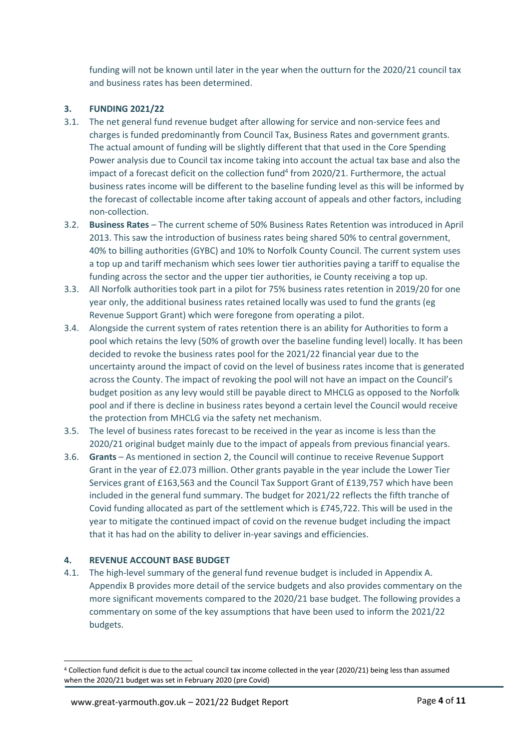funding will not be known until later in the year when the outturn for the 2020/21 council tax and business rates has been determined.

## 3. FUNDING 2021/22

3.1. The net general fund revenue budget after allowing for service and non-service fees and charges is funded predominantly from Council Tax, Business Rates and government grants. The actual amount of funding will be slightly different that that used in the Core Spending Power analysis due to Council tax income taking into account the actual tax base and also the impact of a forecast deficit on the collection fund[4] from 2020/21. Furthermore, the actual business rates income will be different to the baseline funding level as this will be informed by the forecast of collectable income after taking account of appeals and other factors, including non-collection.

3.2. **Business Rates** – The current scheme of 50% Business Rates Retention was introduced in April 2013. This saw the introduction of business rates being shared 50% to central government, 40% to billing authorities (GYBC) and 10% to Norfolk County Council. The current system uses a top up and tariff mechanism which sees lower tier authorities paying a tariff to equalise the funding across the sector and the upper tier authorities, ie County receiving a top up.

3.3. All Norfolk authorities took part in a pilot for 75% business rates retention in 2019/20 for one year only, the additional business rates retained locally was used to fund the grants (eg Revenue Support Grant) which were foregone from operating a pilot.

3.4. Alongside the current system of rates retention there is an ability for Authorities to form a pool which retains the levy (50% of growth over the baseline funding level) locally. It has been decided to revoke the business rates pool for the 2021/22 financial year due to the uncertainty around the impact of covid on the level of business rates income that is generated across the County. The impact of revoking the pool will not have an impact on the Council's budget position as any levy would still be payable direct to MHCLG as opposed to the Norfolk pool and if there is decline in business rates beyond a certain level the Council would receive the protection from MHCLG via the safety net mechanism.

3.5. The level of business rates forecast to be received in the year as income is less than the 2020/21 original budget mainly due to the impact of appeals from previous financial years.

3.6. **Grants** – As mentioned in section 2, the Council will continue to receive Revenue Support Grant in the year of £2.073 million. Other grants payable in the year include the Lower Tier Services grant of £163,563 and the Council Tax Support Grant of £139,757 which have been included in the general fund summary. The budget for 2021/22 reflects the fifth tranche of Covid funding allocated as part of the settlement which is £745,722. This will be used in the year to mitigate the continued impact of covid on the revenue budget including the impact that it has had on the ability to deliver in-year savings and efficiencies.

## 4. REVENUE ACCOUNT BASE BUDGET

4.1. The high-level summary of the general fund revenue budget is included in Appendix A. Appendix B provides more detail of the service budgets and also provides commentary on the more significant movements compared to the 2020/21 base budget. The following provides a commentary on some of the key assumptions that have been used to inform the 2021/22 budgets.

---

[4] Collection fund deficit is due to the actual council tax income collected in the year (2020/21) being less than assumed when the 2020/21 budget was set in February 2020 (pre Covid)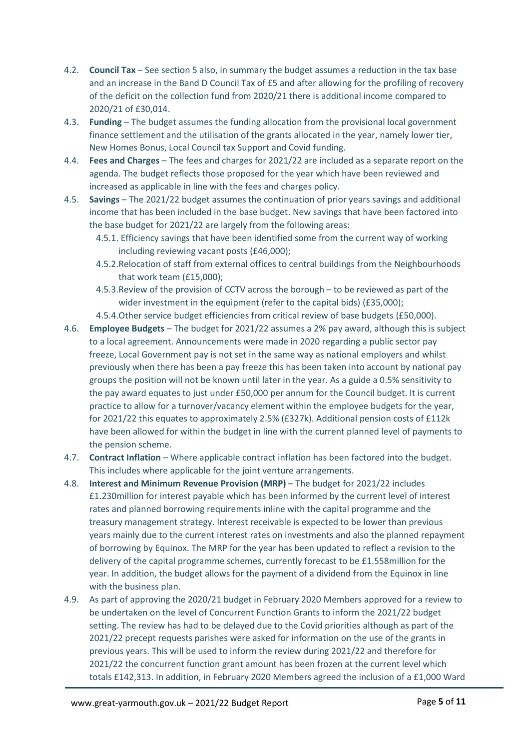4.2. **Council Tax** – See section 5 also, in summary the budget assumes a reduction in the tax base and an increase in the Band D Council Tax of £5 and after allowing for the profiling of recovery of the deficit on the collection fund from 2020/21 there is additional income compared to 2020/21 of £30,014.

4.3. **Funding** – The budget assumes the funding allocation from the provisional local government finance settlement and the utilisation of the grants allocated in the year, namely lower tier, New Homes Bonus, Local Council tax Support and Covid funding.

4.4. **Fees and Charges** – The fees and charges for 2021/22 are included as a separate report on the agenda. The budget reflects those proposed for the year which have been reviewed and increased as applicable in line with the fees and charges policy.

4.5. **Savings** – The 2021/22 budget assumes the continuation of prior years savings and additional income that has been included in the base budget. New savings that have been factored into the base budget for 2021/22 are largely from the following areas:

4.5.1. Efficiency savings that have been identified some from the current way of working including reviewing vacant posts (£46,000);

4.5.2. Relocation of staff from external offices to central buildings from the Neighbourhoods that work team (£15,000);

4.5.3. Review of the provision of CCTV across the borough – to be reviewed as part of the wider investment in the equipment (refer to the capital bids) (£35,000);

4.5.4. Other service budget efficiencies from critical review of base budgets (£50,000).

4.6. **Employee Budgets** – The budget for 2021/22 assumes a 2% pay award, although this is subject to a local agreement. Announcements were made in 2020 regarding a public sector pay freeze, Local Government pay is not set in the same way as national employers and whilst previously when there has been a pay freeze this has been taken into account by national pay groups the position will not be known until later in the year. As a guide a 0.5% sensitivity to the pay award equates to just under £50,000 per annum for the Council budget. It is current practice to allow for a turnover/vacancy element within the employee budgets for the year, for 2021/22 this equates to approximately 2.5% (£327k). Additional pension costs of £112k have been allowed for within the budget in line with the current planned level of payments to the pension scheme.

4.7. **Contract Inflation** – Where applicable contract inflation has been factored into the budget. This includes where applicable for the joint venture arrangements.

4.8. **Interest and Minimum Revenue Provision (MRP)** – The budget for 2021/22 includes £1.230million for interest payable which has been informed by the current level of interest rates and planned borrowing requirements inline with the capital programme and the treasury management strategy. Interest receivable is expected to be lower than previous years mainly due to the current interest rates on investments and also the planned repayment of borrowing by Equinox. The MRP for the year has been updated to reflect a revision to the delivery of the capital programme schemes, currently forecast to be £1.558million for the year. In addition, the budget allows for the payment of a dividend from the Equinox in line with the business plan.

4.9. As part of approving the 2020/21 budget in February 2020 Members approved for a review to be undertaken on the level of Concurrent Function Grants to inform the 2021/22 budget setting. The review has had to be delayed due to the Covid priorities although as part of the 2021/22 precept requests parishes were asked for information on the use of the grants in previous years. This will be used to inform the review during 2021/22 and therefore for 2021/22 the concurrent function grant amount has been frozen at the current level which totals £142,313. In addition, in February 2020 Members agreed the inclusion of a £1,000 Ward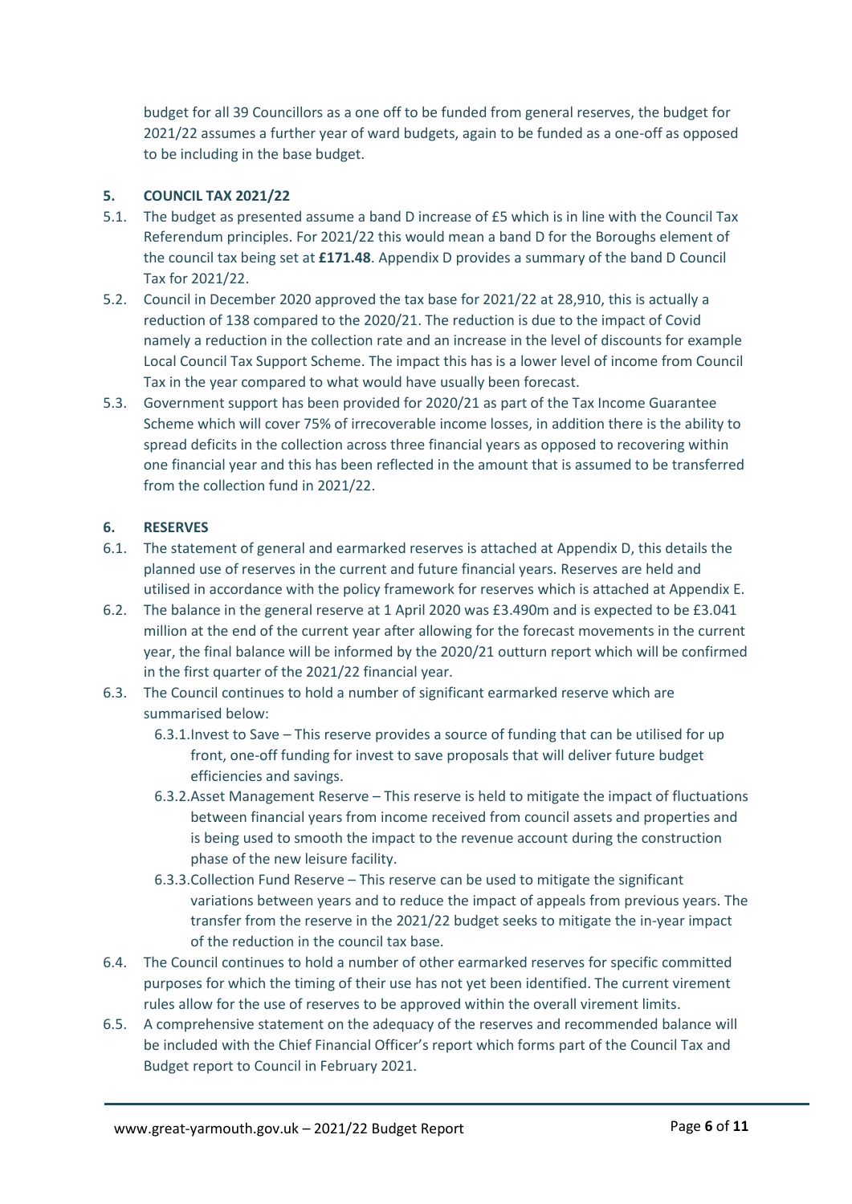budget for all 39 Councillors as a one off to be funded from general reserves, the budget for 2021/22 assumes a further year of ward budgets, again to be funded as a one-off as opposed to be including in the base budget.

## 5. COUNCIL TAX 2021/22

5.1. The budget as presented assume a band D increase of £5 which is in line with the Council Tax Referendum principles. For 2021/22 this would mean a band D for the Boroughs element of the council tax being set at **£171.48**. Appendix D provides a summary of the band D Council Tax for 2021/22.

5.2. Council in December 2020 approved the tax base for 2021/22 at 28,910, this is actually a reduction of 138 compared to the 2020/21. The reduction is due to the impact of Covid namely a reduction in the collection rate and an increase in the level of discounts for example Local Council Tax Support Scheme. The impact this has is a lower level of income from Council Tax in the year compared to what would have usually been forecast.

5.3. Government support has been provided for 2020/21 as part of the Tax Income Guarantee Scheme which will cover 75% of irrecoverable income losses, in addition there is the ability to spread deficits in the collection across three financial years as opposed to recovering within one financial year and this has been reflected in the amount that is assumed to be transferred from the collection fund in 2021/22.

## 6. RESERVES

6.1. The statement of general and earmarked reserves is attached at Appendix D, this details the planned use of reserves in the current and future financial years. Reserves are held and utilised in accordance with the policy framework for reserves which is attached at Appendix E.

6.2. The balance in the general reserve at 1 April 2020 was £3.490m and is expected to be £3.041 million at the end of the current year after allowing for the forecast movements in the current year, the final balance will be informed by the 2020/21 outturn report which will be confirmed in the first quarter of the 2021/22 financial year.

6.3. The Council continues to hold a number of significant earmarked reserve which are summarised below:

   6.3.1. Invest to Save – This reserve provides a source of funding that can be utilised for up front, one-off funding for invest to save proposals that will deliver future budget efficiencies and savings.

   6.3.2. Asset Management Reserve – This reserve is held to mitigate the impact of fluctuations between financial years from income received from council assets and properties and is being used to smooth the impact to the revenue account during the construction phase of the new leisure facility.

   6.3.3. Collection Fund Reserve – This reserve can be used to mitigate the significant variations between years and to reduce the impact of appeals from previous years. The transfer from the reserve in the 2021/22 budget seeks to mitigate the in-year impact of the reduction in the council tax base.

6.4. The Council continues to hold a number of other earmarked reserves for specific committed purposes for which the timing of their use has not yet been identified. The current virement rules allow for the use of reserves to be approved within the overall virement limits.

6.5. A comprehensive statement on the adequacy of the reserves and recommended balance will be included with the Chief Financial Officer's report which forms part of the Council Tax and Budget report to Council in February 2021.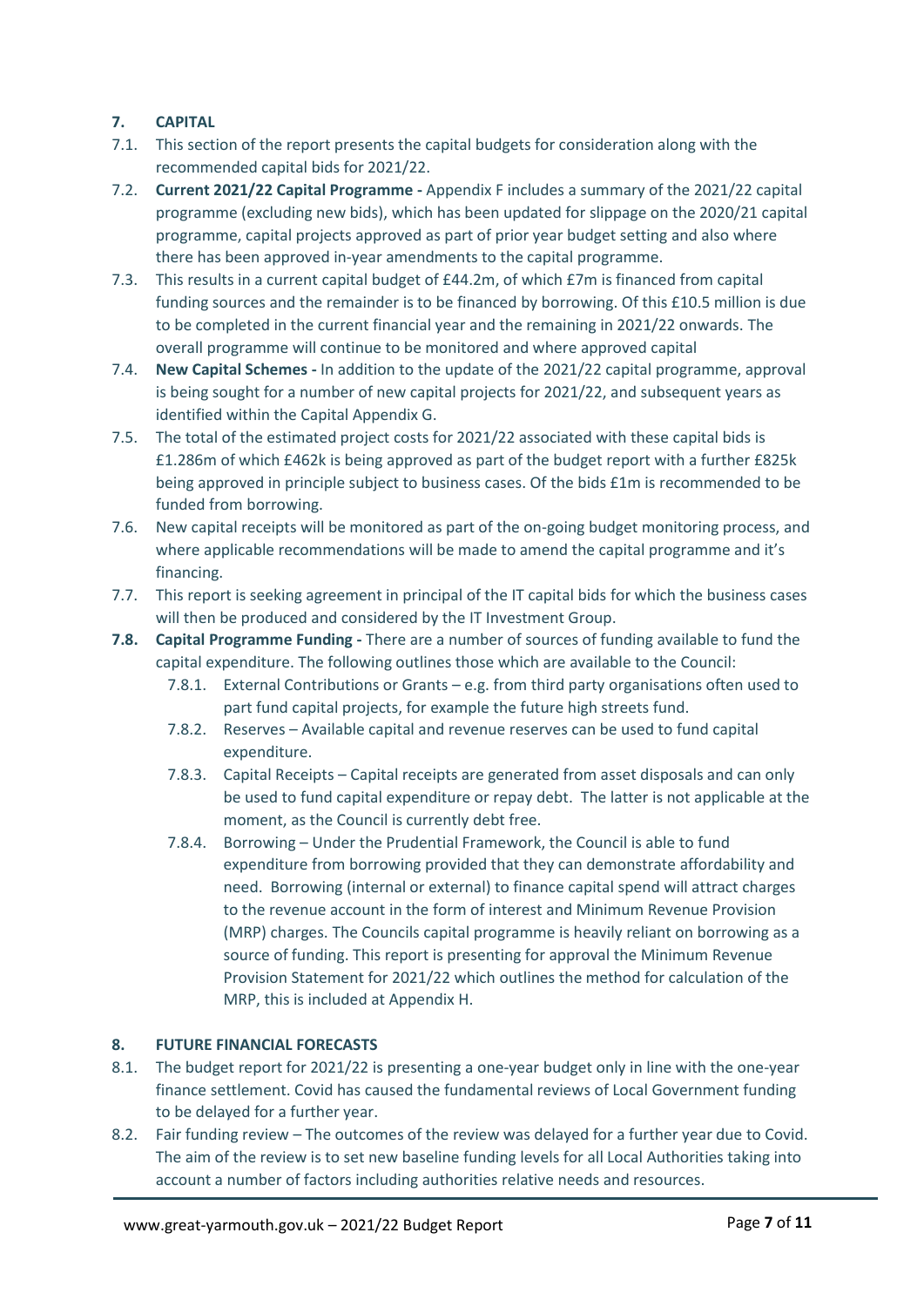## 7. CAPITAL

7.1. This section of the report presents the capital budgets for consideration along with the recommended capital bids for 2021/22.

7.2. **Current 2021/22 Capital Programme -** Appendix F includes a summary of the 2021/22 capital programme (excluding new bids), which has been updated for slippage on the 2020/21 capital programme, capital projects approved as part of prior year budget setting and also where there has been approved in-year amendments to the capital programme.

7.3. This results in a current capital budget of £44.2m, of which £7m is financed from capital funding sources and the remainder is to be financed by borrowing. Of this £10.5 million is due to be completed in the current financial year and the remaining in 2021/22 onwards. The overall programme will continue to be monitored and where approved capital

7.4. **New Capital Schemes -** In addition to the update of the 2021/22 capital programme, approval is being sought for a number of new capital projects for 2021/22, and subsequent years as identified within the Capital Appendix G.

7.5. The total of the estimated project costs for 2021/22 associated with these capital bids is £1.286m of which £462k is being approved as part of the budget report with a further £825k being approved in principle subject to business cases. Of the bids £1m is recommended to be funded from borrowing.

7.6. New capital receipts will be monitored as part of the on-going budget monitoring process, and where applicable recommendations will be made to amend the capital programme and it's financing.

7.7. This report is seeking agreement in principal of the IT capital bids for which the business cases will then be produced and considered by the IT Investment Group.

**7.8. Capital Programme Funding -** There are a number of sources of funding available to fund the capital expenditure. The following outlines those which are available to the Council:

- 7.8.1. External Contributions or Grants – e.g. from third party organisations often used to part fund capital projects, for example the future high streets fund.
- 7.8.2. Reserves – Available capital and revenue reserves can be used to fund capital expenditure.
- 7.8.3. Capital Receipts – Capital receipts are generated from asset disposals and can only be used to fund capital expenditure or repay debt. The latter is not applicable at the moment, as the Council is currently debt free.
- 7.8.4. Borrowing – Under the Prudential Framework, the Council is able to fund expenditure from borrowing provided that they can demonstrate affordability and need. Borrowing (internal or external) to finance capital spend will attract charges to the revenue account in the form of interest and Minimum Revenue Provision (MRP) charges. The Councils capital programme is heavily reliant on borrowing as a source of funding. This report is presenting for approval the Minimum Revenue Provision Statement for 2021/22 which outlines the method for calculation of the MRP, this is included at Appendix H.

## 8. FUTURE FINANCIAL FORECASTS

8.1. The budget report for 2021/22 is presenting a one-year budget only in line with the one-year finance settlement. Covid has caused the fundamental reviews of Local Government funding to be delayed for a further year.

8.2. Fair funding review – The outcomes of the review was delayed for a further year due to Covid. The aim of the review is to set new baseline funding levels for all Local Authorities taking into account a number of factors including authorities relative needs and resources.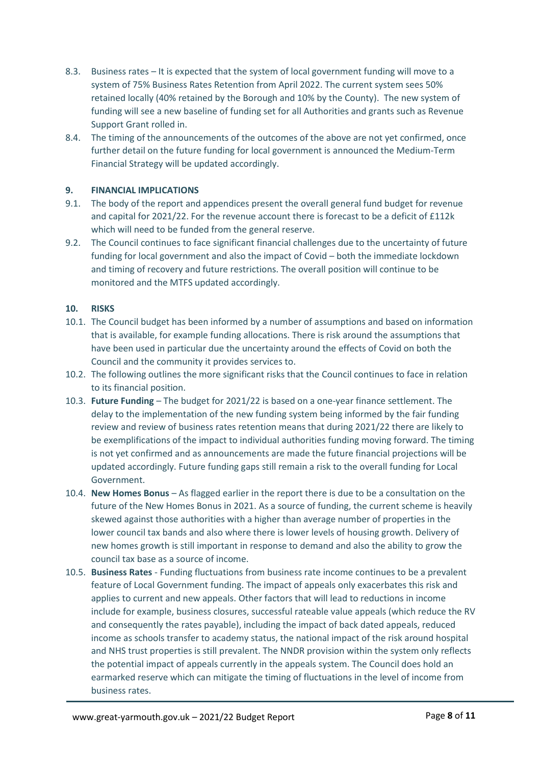8.3. Business rates – It is expected that the system of local government funding will move to a system of 75% Business Rates Retention from April 2022. The current system sees 50% retained locally (40% retained by the Borough and 10% by the County). The new system of funding will see a new baseline of funding set for all Authorities and grants such as Revenue Support Grant rolled in.

8.4. The timing of the announcements of the outcomes of the above are not yet confirmed, once further detail on the future funding for local government is announced the Medium-Term Financial Strategy will be updated accordingly.

## 9. FINANCIAL IMPLICATIONS

9.1. The body of the report and appendices present the overall general fund budget for revenue and capital for 2021/22. For the revenue account there is forecast to be a deficit of £112k which will need to be funded from the general reserve.

9.2. The Council continues to face significant financial challenges due to the uncertainty of future funding for local government and also the impact of Covid – both the immediate lockdown and timing of recovery and future restrictions. The overall position will continue to be monitored and the MTFS updated accordingly.

## 10. RISKS

10.1. The Council budget has been informed by a number of assumptions and based on information that is available, for example funding allocations. There is risk around the assumptions that have been used in particular due the uncertainty around the effects of Covid on both the Council and the community it provides services to.

10.2. The following outlines the more significant risks that the Council continues to face in relation to its financial position.

10.3. **Future Funding** – The budget for 2021/22 is based on a one-year finance settlement. The delay to the implementation of the new funding system being informed by the fair funding review and review of business rates retention means that during 2021/22 there are likely to be exemplifications of the impact to individual authorities funding moving forward. The timing is not yet confirmed and as announcements are made the future financial projections will be updated accordingly. Future funding gaps still remain a risk to the overall funding for Local Government.

10.4. **New Homes Bonus** – As flagged earlier in the report there is due to be a consultation on the future of the New Homes Bonus in 2021. As a source of funding, the current scheme is heavily skewed against those authorities with a higher than average number of properties in the lower council tax bands and also where there is lower levels of housing growth. Delivery of new homes growth is still important in response to demand and also the ability to grow the council tax base as a source of income.

10.5. **Business Rates** - Funding fluctuations from business rate income continues to be a prevalent feature of Local Government funding. The impact of appeals only exacerbates this risk and applies to current and new appeals. Other factors that will lead to reductions in income include for example, business closures, successful rateable value appeals (which reduce the RV and consequently the rates payable), including the impact of back dated appeals, reduced income as schools transfer to academy status, the national impact of the risk around hospital and NHS trust properties is still prevalent. The NNDR provision within the system only reflects the potential impact of appeals currently in the appeals system. The Council does hold an earmarked reserve which can mitigate the timing of fluctuations in the level of income from business rates.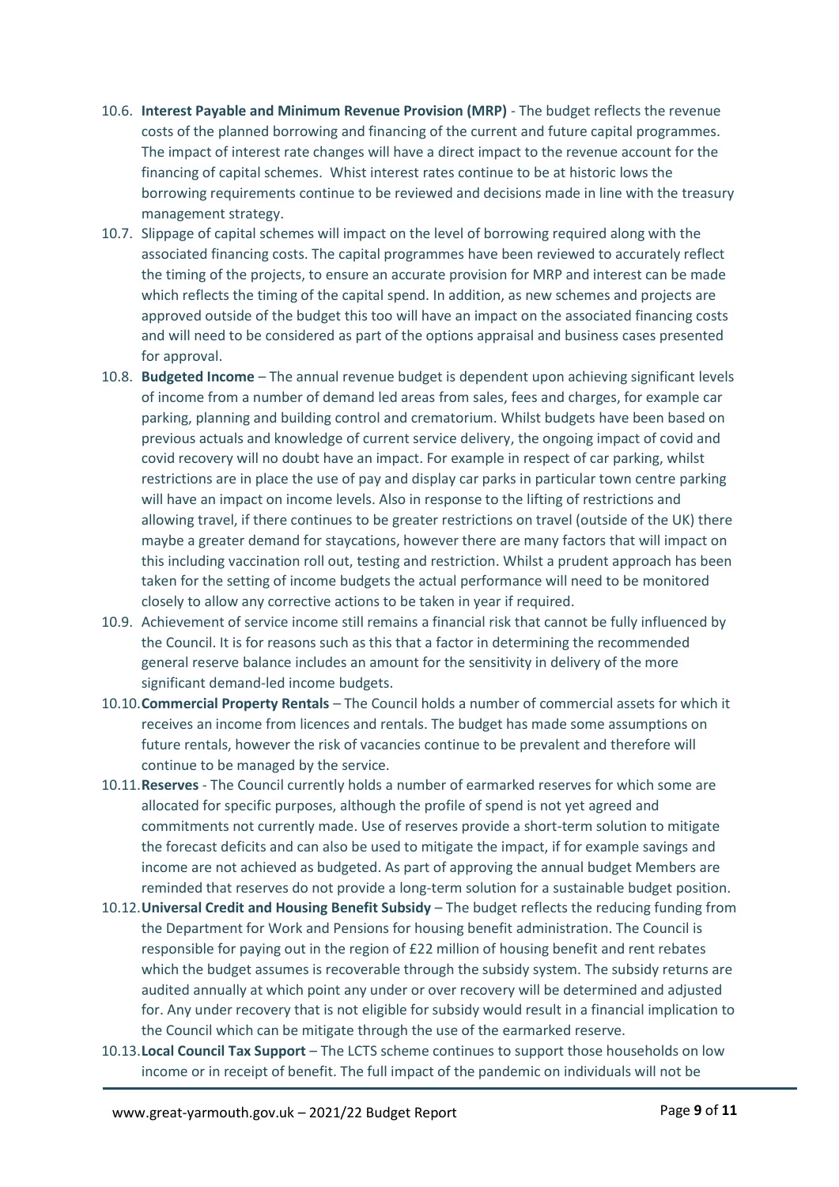10.6. **Interest Payable and Minimum Revenue Provision (MRP)** - The budget reflects the revenue costs of the planned borrowing and financing of the current and future capital programmes. The impact of interest rate changes will have a direct impact to the revenue account for the financing of capital schemes. Whist interest rates continue to be at historic lows the borrowing requirements continue to be reviewed and decisions made in line with the treasury management strategy.

10.7. Slippage of capital schemes will impact on the level of borrowing required along with the associated financing costs. The capital programmes have been reviewed to accurately reflect the timing of the projects, to ensure an accurate provision for MRP and interest can be made which reflects the timing of the capital spend. In addition, as new schemes and projects are approved outside of the budget this too will have an impact on the associated financing costs and will need to be considered as part of the options appraisal and business cases presented for approval.

10.8. **Budgeted Income** – The annual revenue budget is dependent upon achieving significant levels of income from a number of demand led areas from sales, fees and charges, for example car parking, planning and building control and crematorium. Whilst budgets have been based on previous actuals and knowledge of current service delivery, the ongoing impact of covid and covid recovery will no doubt have an impact. For example in respect of car parking, whilst restrictions are in place the use of pay and display car parks in particular town centre parking will have an impact on income levels. Also in response to the lifting of restrictions and allowing travel, if there continues to be greater restrictions on travel (outside of the UK) there maybe a greater demand for staycations, however there are many factors that will impact on this including vaccination roll out, testing and restriction. Whilst a prudent approach has been taken for the setting of income budgets the actual performance will need to be monitored closely to allow any corrective actions to be taken in year if required.

10.9. Achievement of service income still remains a financial risk that cannot be fully influenced by the Council. It is for reasons such as this that a factor in determining the recommended general reserve balance includes an amount for the sensitivity in delivery of the more significant demand-led income budgets.

10.10. **Commercial Property Rentals** – The Council holds a number of commercial assets for which it receives an income from licences and rentals. The budget has made some assumptions on future rentals, however the risk of vacancies continue to be prevalent and therefore will continue to be managed by the service.

10.11. **Reserves** - The Council currently holds a number of earmarked reserves for which some are allocated for specific purposes, although the profile of spend is not yet agreed and commitments not currently made. Use of reserves provide a short-term solution to mitigate the forecast deficits and can also be used to mitigate the impact, if for example savings and income are not achieved as budgeted. As part of approving the annual budget Members are reminded that reserves do not provide a long-term solution for a sustainable budget position.

10.12. **Universal Credit and Housing Benefit Subsidy** – The budget reflects the reducing funding from the Department for Work and Pensions for housing benefit administration. The Council is responsible for paying out in the region of £22 million of housing benefit and rent rebates which the budget assumes is recoverable through the subsidy system. The subsidy returns are audited annually at which point any under or over recovery will be determined and adjusted for. Any under recovery that is not eligible for subsidy would result in a financial implication to the Council which can be mitigate through the use of the earmarked reserve.

10.13. **Local Council Tax Support** – The LCTS scheme continues to support those households on low income or in receipt of benefit. The full impact of the pandemic on individuals will not be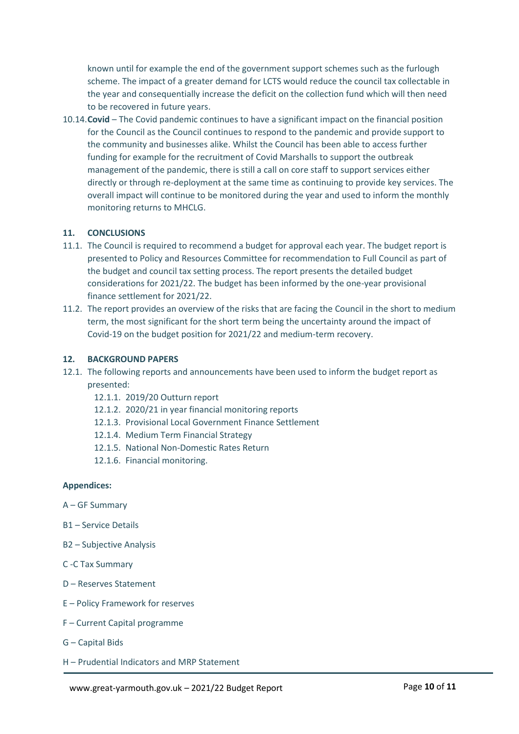known until for example the end of the government support schemes such as the furlough scheme. The impact of a greater demand for LCTS would reduce the council tax collectable in the year and consequentially increase the deficit on the collection fund which will then need to be recovered in future years.

10.14. **Covid** – The Covid pandemic continues to have a significant impact on the financial position for the Council as the Council continues to respond to the pandemic and provide support to the community and businesses alike. Whilst the Council has been able to access further funding for example for the recruitment of Covid Marshalls to support the outbreak management of the pandemic, there is still a call on core staff to support services either directly or through re-deployment at the same time as continuing to provide key services. The overall impact will continue to be monitored during the year and used to inform the monthly monitoring returns to MHCLG.

## 11. CONCLUSIONS

11.1. The Council is required to recommend a budget for approval each year. The budget report is presented to Policy and Resources Committee for recommendation to Full Council as part of the budget and council tax setting process. The report presents the detailed budget considerations for 2021/22. The budget has been informed by the one-year provisional finance settlement for 2021/22.

11.2. The report provides an overview of the risks that are facing the Council in the short to medium term, the most significant for the short term being the uncertainty around the impact of Covid-19 on the budget position for 2021/22 and medium-term recovery.

## 12. BACKGROUND PAPERS

12.1. The following reports and announcements have been used to inform the budget report as presented:

- 12.1.1. 2019/20 Outturn report
- 12.1.2. 2020/21 in year financial monitoring reports
- 12.1.3. Provisional Local Government Finance Settlement
- 12.1.4. Medium Term Financial Strategy
- 12.1.5. National Non-Domestic Rates Return
- 12.1.6. Financial monitoring.

**Appendices:**

A – GF Summary

B1 – Service Details

B2 – Subjective Analysis

C -C Tax Summary

D – Reserves Statement

E – Policy Framework for reserves

F – Current Capital programme

G – Capital Bids

H – Prudential Indicators and MRP Statement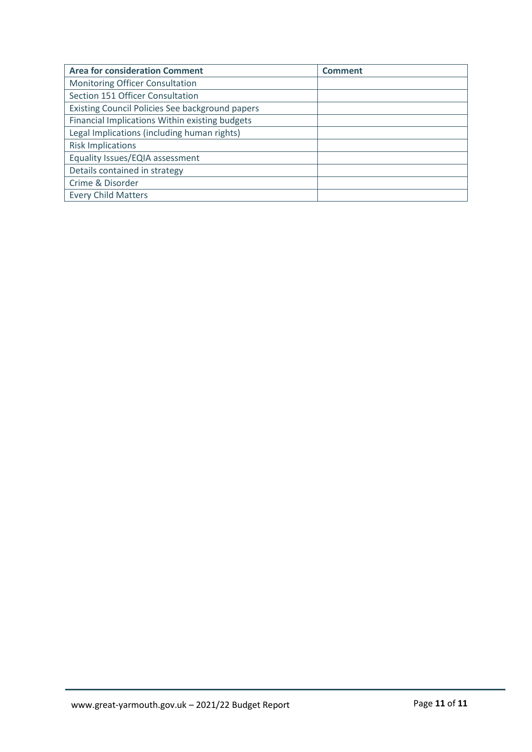| Area for consideration Comment | Comment |
|---|---|
| Monitoring Officer Consultation | |
| Section 151 Officer Consultation | |
| Existing Council Policies See background papers | |
| Financial Implications Within existing budgets | |
| Legal Implications (including human rights) | |
| Risk Implications | |
| Equality Issues/EQIA assessment | |
| Details contained in strategy | |
| Crime & Disorder | |
| Every Child Matters | |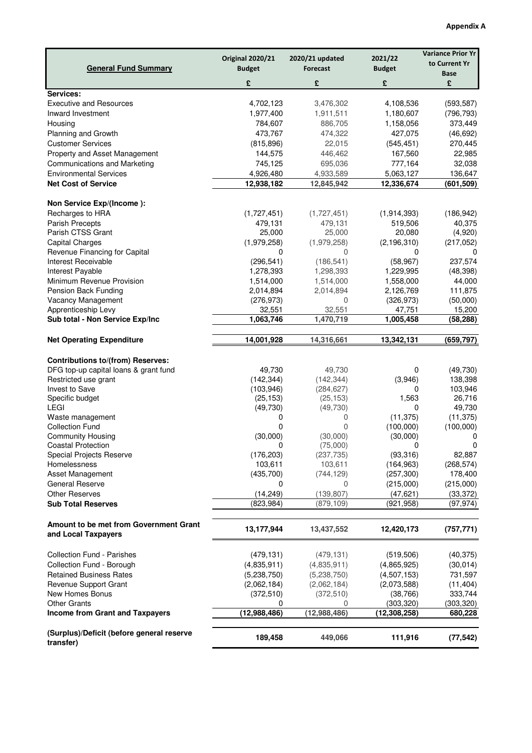**Appendix A**

| General Fund Summary | Original 2020/21 Budget | 2020/21 updated Forecast | 2021/22 Budget | Variance Prior Yr to Current Yr Base |
|---|---|---|---|---|
| | £ | £ | £ | £ |
| **Services:** | | | | |
| Executive and Resources | 4,702,123 | 3,476,302 | 4,108,536 | (593,587) |
| Inward Investment | 1,977,400 | 1,911,511 | 1,180,607 | (796,793) |
| Housing | 784,607 | 886,705 | 1,158,056 | 373,449 |
| Planning and Growth | 473,767 | 474,322 | 427,075 | (46,692) |
| Customer Services | (815,896) | 22,015 | (545,451) | 270,445 |
| Property and Asset Management | 144,575 | 446,462 | 167,560 | 22,985 |
| Communications and Marketing | 745,125 | 695,036 | 777,164 | 32,038 |
| Environmental Services | 4,926,480 | 4,933,589 | 5,063,127 | 136,647 |
| **Net Cost of Service** | **12,938,182** | **12,845,942** | **12,336,674** | **(601,509)** |
| | | | | |
| **Non Service Exp/(Income ):** | | | | |
| Recharges to HRA | (1,727,451) | (1,727,451) | (1,914,393) | (186,942) |
| Parish Precepts | 479,131 | 479,131 | 519,506 | 40,375 |
| Parish CTSS Grant | 25,000 | 25,000 | 20,080 | (4,920) |
| Capital Charges | (1,979,258) | (1,979,258) | (2,196,310) | (217,052) |
| Revenue Financing for Capital | 0 | 0 | 0 | 0 |
| Interest Receivable | (296,541) | (186,541) | (58,967) | 237,574 |
| Interest Payable | 1,278,393 | 1,298,393 | 1,229,995 | (48,398) |
| Minimum Revenue Provision | 1,514,000 | 1,514,000 | 1,558,000 | 44,000 |
| Pension Back Funding | 2,014,894 | 2,014,894 | 2,126,769 | 111,875 |
| Vacancy Management | (276,973) | 0 | (326,973) | (50,000) |
| Apprenticeship Levy | 32,551 | 32,551 | 47,751 | 15,200 |
| **Sub total - Non Service Exp/Inc** | **1,063,746** | **1,470,719** | **1,005,458** | **(58,288)** |
| | | | | |
| **Net Operating Expenditure** | **14,001,928** | **14,316,661** | **13,342,131** | **(659,797)** |
| | | | | |
| **Contributions to/(from) Reserves:** | | | | |
| DFG top-up capital loans & grant fund | 49,730 | 49,730 | 0 | (49,730) |
| Restricted use grant | (142,344) | (142,344) | (3,946) | 138,398 |
| Invest to Save | (103,946) | (284,627) | 0 | 103,946 |
| Specific budget | (25,153) | (25,153) | 1,563 | 26,716 |
| LEGI | (49,730) | (49,730) | 0 | 49,730 |
| Waste management | 0 | 0 | (11,375) | (11,375) |
| Collection Fund | 0 | 0 | (100,000) | (100,000) |
| Community Housing | (30,000) | (30,000) | (30,000) | 0 |
| Coastal Protection | 0 | (75,000) | 0 | 0 |
| Special Projects Reserve | (176,203) | (237,735) | (93,316) | 82,887 |
| Homelessness | 103,611 | 103,611 | (164,963) | (268,574) |
| Asset Management | (435,700) | (744,129) | (257,300) | 178,400 |
| General Reserve | 0 | 0 | (215,000) | (215,000) |
| Other Reserves | (14,249) | (139,807) | (47,621) | (33,372) |
| **Sub Total Reserves** | (823,984) | (879,109) | (921,958) | (97,974) |
| | | | | |
| **Amount to be met from Government Grant and Local Taxpayers** | **13,177,944** | **13,437,552** | **12,420,173** | **(757,771)** |
| | | | | |
| Collection Fund - Parishes | (479,131) | (479,131) | (519,506) | (40,375) |
| Collection Fund - Borough | (4,835,911) | (4,835,911) | (4,865,925) | (30,014) |
| Retained Business Rates | (5,238,750) | (5,238,750) | (4,507,153) | 731,597 |
| Revenue Support Grant | (2,062,184) | (2,062,184) | (2,073,588) | (11,404) |
| New Homes Bonus | (372,510) | (372,510) | (38,766) | 333,744 |
| Other Grants | 0 | 0 | (303,320) | (303,320) |
| **Income from Grant and Taxpayers** | **(12,988,486)** | **(12,988,486)** | **(12,308,258)** | **680,228** |
| | | | | |
| **(Surplus)/Deficit (before general reserve transfer)** | **189,458** | **449,066** | **111,916** | **(77,542)** |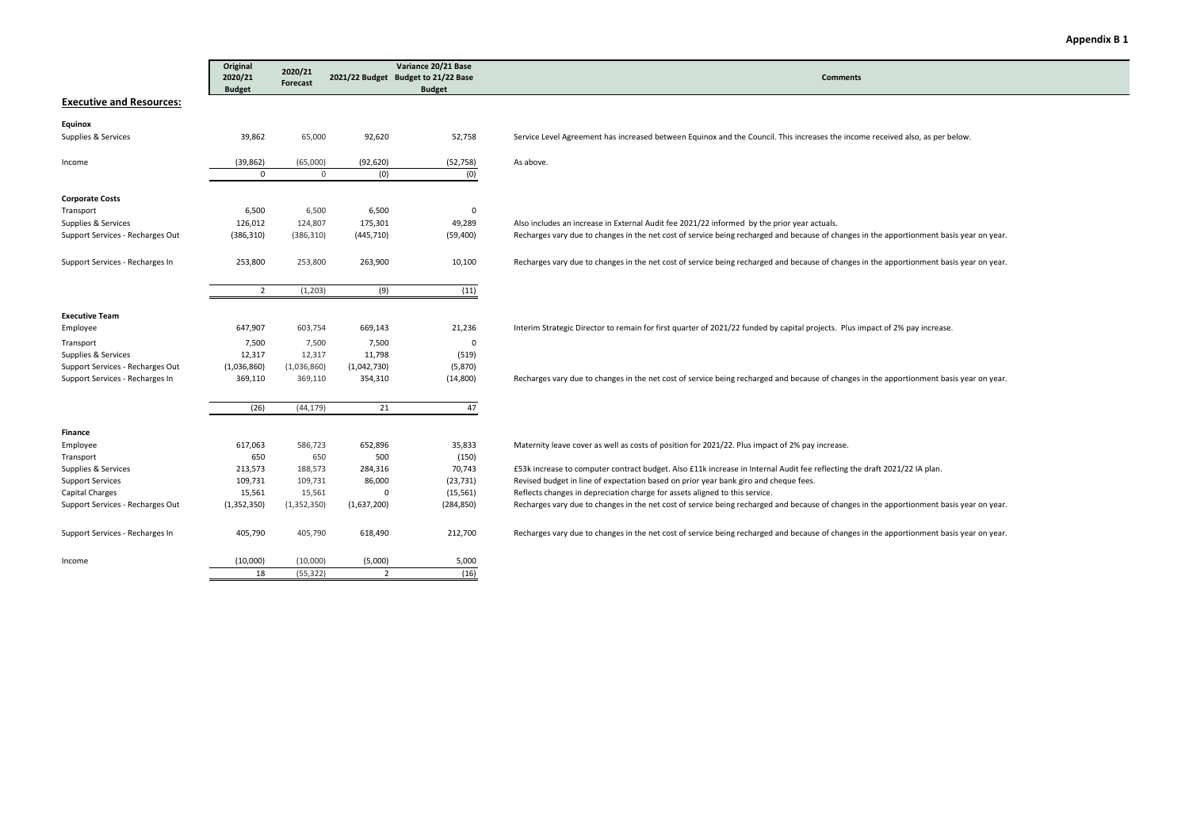**Appendix B 1**

| | Original 2020/21 Budget | 2020/21 Forecast | 2021/22 Budget | Variance 20/21 Base Budget to 21/22 Base Budget | Comments |
|---|---|---|---|---|---|
| **Executive and Resources:** | | | | | |
| **Equinox** | | | | | |
| Supplies & Services | 39,862 | 65,000 | 92,620 | 52,758 | Service Level Agreement has increased between Equinox and the Council. This increases the income received also, as per below. |
| Income | (39,862) | (65,000) | (92,620) | (52,758) | As above. |
| | 0 | 0 | (0) | (0) | |
| **Corporate Costs** | | | | | |
| Transport | 6,500 | 6,500 | 6,500 | 0 | |
| Supplies & Services | 126,012 | 124,807 | 175,301 | 49,289 | Also includes an increase in External Audit fee 2021/22 informed by the prior year actuals. |
| Support Services - Recharges Out | (386,310) | (386,310) | (445,710) | (59,400) | Recharges vary due to changes in the net cost of service being recharged and because of changes in the apportionment basis year on year. |
| Support Services - Recharges In | 253,800 | 253,800 | 263,900 | 10,100 | Recharges vary due to changes in the net cost of service being recharged and because of changes in the apportionment basis year on year. |
| | 2 | (1,203) | (9) | (11) | |
| **Executive Team** | | | | | |
| Employee | 647,907 | 603,754 | 669,143 | 21,236 | Interim Strategic Director to remain for first quarter of 2021/22 funded by capital projects. Plus impact of 2% pay increase. |
| Transport | 7,500 | 7,500 | 7,500 | 0 | |
| Supplies & Services | 12,317 | 12,317 | 11,798 | (519) | |
| Support Services - Recharges Out | (1,036,860) | (1,036,860) | (1,042,730) | (5,870) | |
| Support Services - Recharges In | 369,110 | 369,110 | 354,310 | (14,800) | Recharges vary due to changes in the net cost of service being recharged and because of changes in the apportionment basis year on year. |
| | (26) | (44,179) | 21 | 47 | |
| **Finance** | | | | | |
| Employee | 617,063 | 586,723 | 652,896 | 35,833 | Maternity leave cover as well as costs of position for 2021/22. Plus impact of 2% pay increase. |
| Transport | 650 | 650 | 500 | (150) | |
| Supplies & Services | 213,573 | 188,573 | 284,316 | 70,743 | £53k increase to computer contract budget. Also £11k increase in Internal Audit fee reflecting the draft 2021/22 IA plan. |
| Support Services | 109,731 | 109,731 | 86,000 | (23,731) | Revised budget in line of expectation based on prior year bank giro and cheque fees. |
| Capital Charges | 15,561 | 15,561 | 0 | (15,561) | Reflects changes in depreciation charge for assets aligned to this service. |
| Support Services - Recharges Out | (1,352,350) | (1,352,350) | (1,637,200) | (284,850) | Recharges vary due to changes in the net cost of service being recharged and because of changes in the apportionment basis year on year. |
| Support Services - Recharges In | 405,790 | 405,790 | 618,490 | 212,700 | Recharges vary due to changes in the net cost of service being recharged and because of changes in the apportionment basis year on year. |
| Income | (10,000) | (10,000) | (5,000) | 5,000 | |
| | 18 | (55,322) | 2 | (16) | |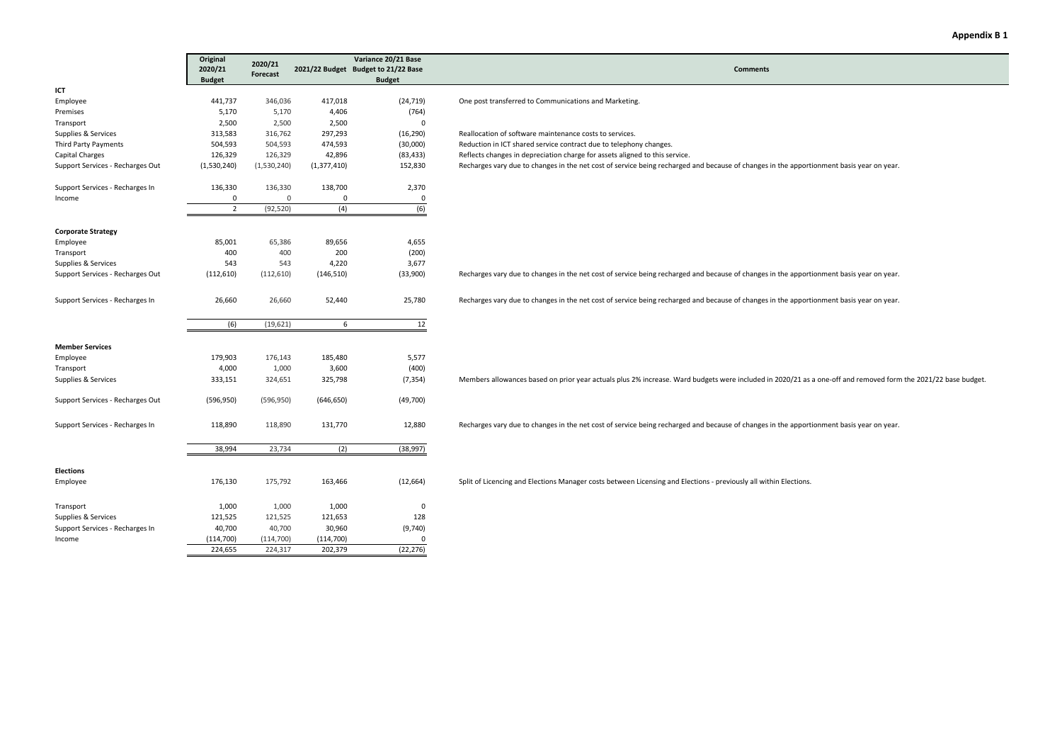**Appendix B 1**

| | Original 2020/21 Budget | 2020/21 Forecast | 2021/22 Budget | Variance 20/21 Base Budget to 21/22 Base Budget | Comments |
|---|---|---|---|---|---|
| **ICT** | | | | | |
| Employee | 441,737 | 346,036 | 417,018 | (24,719) | One post transferred to Communications and Marketing. |
| Premises | 5,170 | 5,170 | 4,406 | (764) | |
| Transport | 2,500 | 2,500 | 2,500 | 0 | |
| Supplies & Services | 313,583 | 316,762 | 297,293 | (16,290) | Reallocation of software maintenance costs to services. |
| Third Party Payments | 504,593 | 504,593 | 474,593 | (30,000) | Reduction in ICT shared service contract due to telephony changes. |
| Capital Charges | 126,329 | 126,329 | 42,896 | (83,433) | Reflects changes in depreciation charge for assets aligned to this service. |
| Support Services - Recharges Out | (1,530,240) | (1,530,240) | (1,377,410) | 152,830 | Recharges vary due to changes in the net cost of service being recharged and because of changes in the apportionment basis year on year. |
| Support Services - Recharges In | 136,330 | 136,330 | 138,700 | 2,370 | |
| Income | 0 | 0 | 0 | 0 | |
| | 2 | (92,520) | (4) | (6) | |
| **Corporate Strategy** | | | | | |
| Employee | 85,001 | 65,386 | 89,656 | 4,655 | |
| Transport | 400 | 400 | 200 | (200) | |
| Supplies & Services | 543 | 543 | 4,220 | 3,677 | |
| Support Services - Recharges Out | (112,610) | (112,610) | (146,510) | (33,900) | Recharges vary due to changes in the net cost of service being recharged and because of changes in the apportionment basis year on year. |
| Support Services - Recharges In | 26,660 | 26,660 | 52,440 | 25,780 | Recharges vary due to changes in the net cost of service being recharged and because of changes in the apportionment basis year on year. |
| | (6) | (19,621) | 6 | 12 | |
| **Member Services** | | | | | |
| Employee | 179,903 | 176,143 | 185,480 | 5,577 | |
| Transport | 4,000 | 1,000 | 3,600 | (400) | |
| Supplies & Services | 333,151 | 324,651 | 325,798 | (7,354) | Members allowances based on prior year actuals plus 2% increase. Ward budgets were included in 2020/21 as a one-off and removed form the 2021/22 base budget. |
| Support Services - Recharges Out | (596,950) | (596,950) | (646,650) | (49,700) | |
| Support Services - Recharges In | 118,890 | 118,890 | 131,770 | 12,880 | Recharges vary due to changes in the net cost of service being recharged and because of changes in the apportionment basis year on year. |
| | 38,994 | 23,734 | (2) | (38,997) | |
| **Elections** | | | | | |
| Employee | 176,130 | 175,792 | 163,466 | (12,664) | Split of Licencing and Elections Manager costs between Licensing and Elections - previously all within Elections. |
| Transport | 1,000 | 1,000 | 1,000 | 0 | |
| Supplies & Services | 121,525 | 121,525 | 121,653 | 128 | |
| Support Services - Recharges In | 40,700 | 40,700 | 30,960 | (9,740) | |
| Income | (114,700) | (114,700) | (114,700) | 0 | |
| | 224,655 | 224,317 | 202,379 | (22,276) | |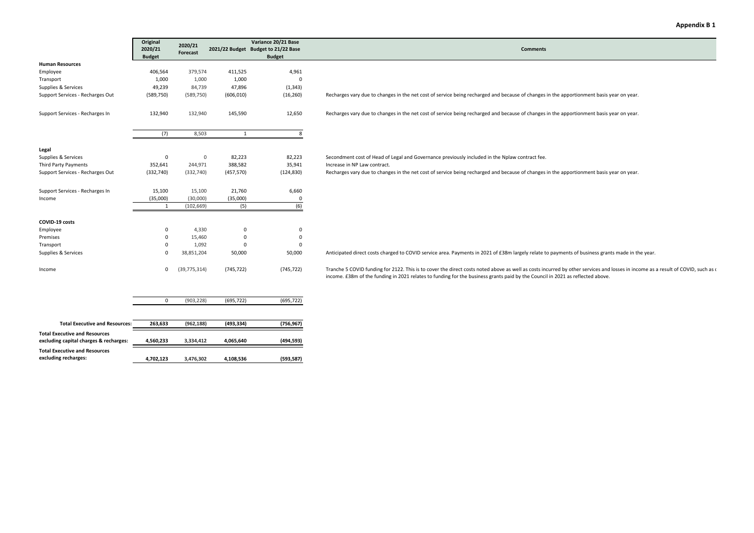# Appendix B 1

| | Original 2020/21 Budget | 2020/21 Forecast | 2021/22 Budget | Variance 20/21 Base Budget to 21/22 Base Budget | Comments |
|---|---|---|---|---|---|
| **Human Resources** | | | | | |
| Employee | 406,564 | 379,574 | 411,525 | 4,961 | |
| Transport | 1,000 | 1,000 | 1,000 | 0 | |
| Supplies & Services | 49,239 | 84,739 | 47,896 | (1,343) | |
| Support Services - Recharges Out | (589,750) | (589,750) | (606,010) | (16,260) | Recharges vary due to changes in the net cost of service being recharged and because of changes in the apportionment basis year on year. |
| Support Services - Recharges In | 132,940 | 132,940 | 145,590 | 12,650 | Recharges vary due to changes in the net cost of service being recharged and because of changes in the apportionment basis year on year. |
| | (7) | 8,503 | 1 | 8 | |
| **Legal** | | | | | |
| Supplies & Services | 0 | 0 | 82,223 | 82,223 | Secondment cost of Head of Legal and Governance previously included in the Nplaw contract fee. |
| Third Party Payments | 352,641 | 244,971 | 388,582 | 35,941 | Increase in NP Law contract. |
| Support Services - Recharges Out | (332,740) | (332,740) | (457,570) | (124,830) | Recharges vary due to changes in the net cost of service being recharged and because of changes in the apportionment basis year on year. |
| Support Services - Recharges In | 15,100 | 15,100 | 21,760 | 6,660 | |
| Income | (35,000) | (30,000) | (35,000) | 0 | |
| | 1 | (102,669) | (5) | (6) | |
| **COVID-19 costs** | | | | | |
| Employee | 0 | 4,330 | 0 | 0 | |
| Premises | 0 | 15,460 | 0 | 0 | |
| Transport | 0 | 1,092 | 0 | 0 | |
| Supplies & Services | 0 | 38,851,204 | 50,000 | 50,000 | Anticipated direct costs charged to COVID service area. Payments in 2021 of £38m largely relate to payments of business grants made in the year. |
| Income | 0 | (39,775,314) | (745,722) | (745,722) | Tranche 5 COVID funding for 2122. This is to cover the direct costs noted above as well as costs incurred by other services and losses in income as a result of COVID, such as c income. £38m of the funding in 2021 relates to funding for the business grants paid by the Council in 2021 as reflected above. |
| | 0 | (903,228) | (695,722) | (695,722) | |
| **Total Executive and Resources:** | **263,633** | **(962,188)** | **(493,334)** | **(756,967)** | |
| **Total Executive and Resources excluding capital charges & recharges:** | **4,560,233** | **3,334,412** | **4,065,640** | **(494,593)** | |
| **Total Executive and Resources excluding recharges:** | **4,702,123** | **3,476,302** | **4,108,536** | **(593,587)** | |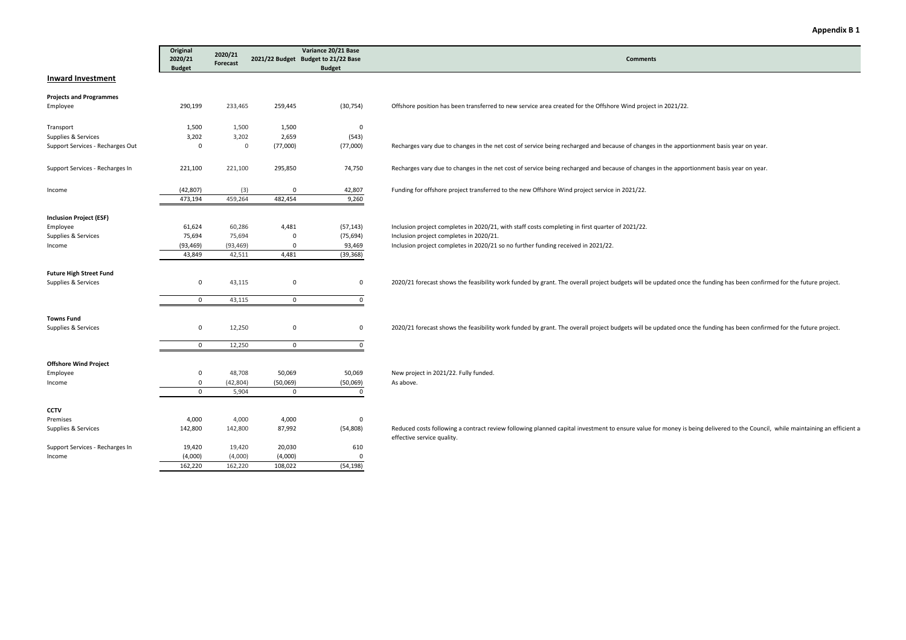**Appendix B 1**

| | Original 2020/21 Budget | 2020/21 Forecast | 2021/22 Budget | Variance 20/21 Base Budget to 21/22 Base Budget | Comments |
|---|---|---|---|---|---|
| **Inward Investment** | | | | | |
| **Projects and Programmes** | | | | | |
| Employee | 290,199 | 233,465 | 259,445 | (30,754) | Offshore position has been transferred to new service area created for the Offshore Wind project in 2021/22. |
| Transport | 1,500 | 1,500 | 1,500 | 0 | |
| Supplies & Services | 3,202 | 3,202 | 2,659 | (543) | |
| Support Services - Recharges Out | 0 | 0 | (77,000) | (77,000) | Recharges vary due to changes in the net cost of service being recharged and because of changes in the apportionment basis year on year. |
| Support Services - Recharges In | 221,100 | 221,100 | 295,850 | 74,750 | Recharges vary due to changes in the net cost of service being recharged and because of changes in the apportionment basis year on year. |
| Income | (42,807) | (3) | 0 | 42,807 | Funding for offshore project transferred to the new Offshore Wind project service in 2021/22. |
| | 473,194 | 459,264 | 482,454 | 9,260 | |
| **Inclusion Project (ESF)** | | | | | |
| Employee | 61,624 | 60,286 | 4,481 | (57,143) | Inclusion project completes in 2020/21, with staff costs completing in first quarter of 2021/22. |
| Supplies & Services | 75,694 | 75,694 | 0 | (75,694) | Inclusion project completes in 2020/21. |
| Income | (93,469) | (93,469) | 0 | 93,469 | Inclusion project completes in 2020/21 so no further funding received in 2021/22. |
| | 43,849 | 42,511 | 4,481 | (39,368) | |
| **Future High Street Fund** | | | | | |
| Supplies & Services | 0 | 43,115 | 0 | 0 | 2020/21 forecast shows the feasibility work funded by grant. The overall project budgets will be updated once the funding has been confirmed for the future project. |
| | 0 | 43,115 | 0 | 0 | |
| **Towns Fund** | | | | | |
| Supplies & Services | 0 | 12,250 | 0 | 0 | 2020/21 forecast shows the feasibility work funded by grant. The overall project budgets will be updated once the funding has been confirmed for the future project. |
| | 0 | 12,250 | 0 | 0 | |
| **Offshore Wind Project** | | | | | |
| Employee | 0 | 48,708 | 50,069 | 50,069 | New project in 2021/22. Fully funded. |
| Income | 0 | (42,804) | (50,069) | (50,069) | As above. |
| | 0 | 5,904 | 0 | 0 | |
| **CCTV** | | | | | |
| Premises | 4,000 | 4,000 | 4,000 | 0 | |
| Supplies & Services | 142,800 | 142,800 | 87,992 | (54,808) | Reduced costs following a contract review following planned capital investment to ensure value for money is being delivered to the Council, while maintaining an efficient a effective service quality. |
| Support Services - Recharges In | 19,420 | 19,420 | 20,030 | 610 | |
| Income | (4,000) | (4,000) | (4,000) | 0 | |
| | 162,220 | 162,220 | 108,022 | (54,198) | |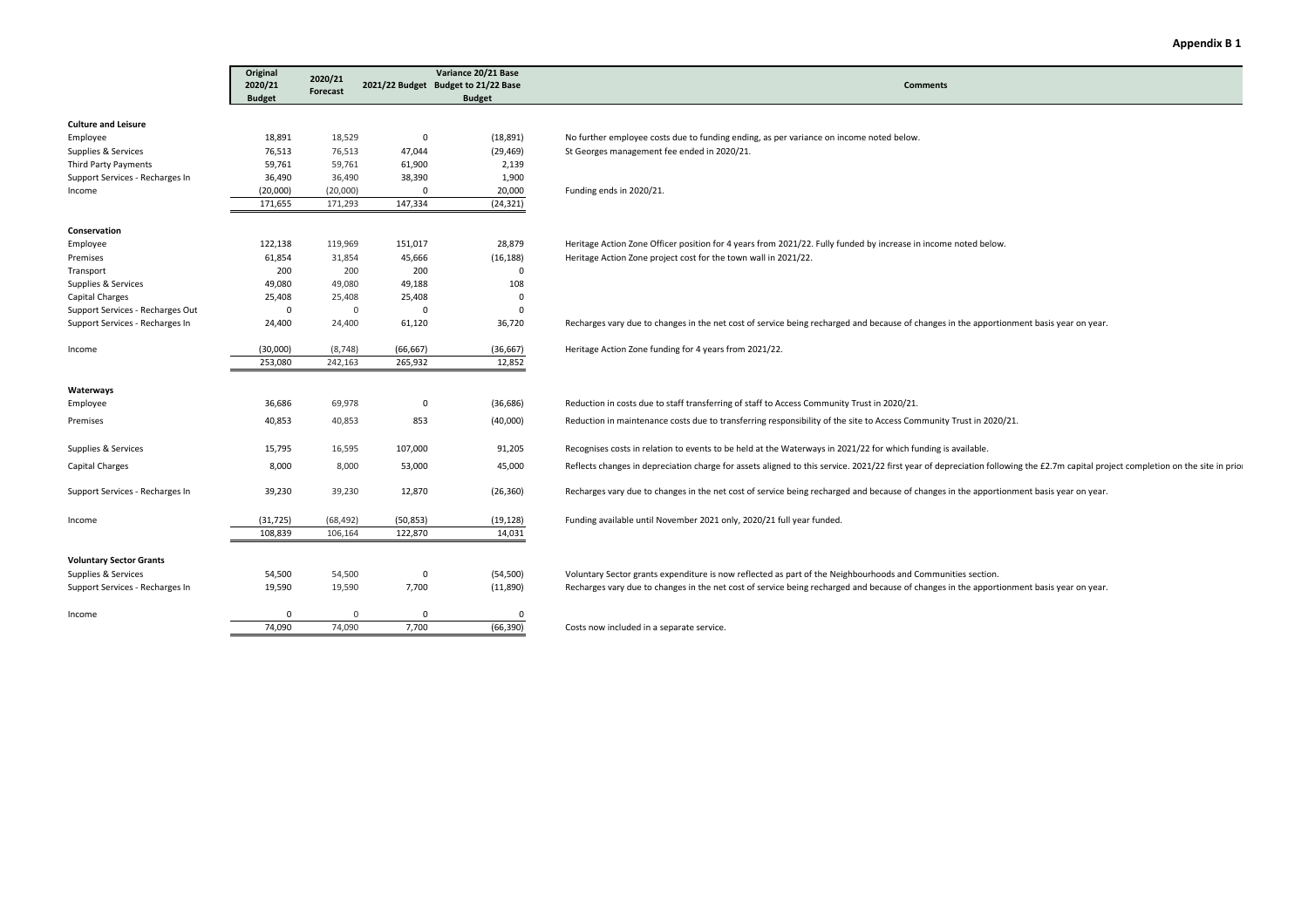**Appendix B 1**

| | Original 2020/21 Budget | 2020/21 Forecast | 2021/22 Budget | Variance 20/21 Base Budget to 21/22 Base Budget | Comments |
|---|---|---|---|---|---|
| **Culture and Leisure** | | | | | |
| Employee | 18,891 | 18,529 | 0 | (18,891) | No further employee costs due to funding ending, as per variance on income noted below. |
| Supplies & Services | 76,513 | 76,513 | 47,044 | (29,469) | St Georges management fee ended in 2020/21. |
| Third Party Payments | 59,761 | 59,761 | 61,900 | 2,139 | |
| Support Services - Recharges In | 36,490 | 36,490 | 38,390 | 1,900 | |
| Income | (20,000) | (20,000) | 0 | 20,000 | Funding ends in 2020/21. |
| | 171,655 | 171,293 | 147,334 | (24,321) | |
| **Conservation** | | | | | |
| Employee | 122,138 | 119,969 | 151,017 | 28,879 | Heritage Action Zone Officer position for 4 years from 2021/22. Fully funded by increase in income noted below. |
| Premises | 61,854 | 31,854 | 45,666 | (16,188) | Heritage Action Zone project cost for the town wall in 2021/22. |
| Transport | 200 | 200 | 200 | 0 | |
| Supplies & Services | 49,080 | 49,080 | 49,188 | 108 | |
| Capital Charges | 25,408 | 25,408 | 25,408 | 0 | |
| Support Services - Recharges Out | 0 | 0 | 0 | 0 | |
| Support Services - Recharges In | 24,400 | 24,400 | 61,120 | 36,720 | Recharges vary due to changes in the net cost of service being recharged and because of changes in the apportionment basis year on year. |
| Income | (30,000) | (8,748) | (66,667) | (36,667) | Heritage Action Zone funding for 4 years from 2021/22. |
| | 253,080 | 242,163 | 265,932 | 12,852 | |
| **Waterways** | | | | | |
| Employee | 36,686 | 69,978 | 0 | (36,686) | Reduction in costs due to staff transferring of staff to Access Community Trust in 2020/21. |
| Premises | 40,853 | 40,853 | 853 | (40,000) | Reduction in maintenance costs due to transferring responsibility of the site to Access Community Trust in 2020/21. |
| Supplies & Services | 15,795 | 16,595 | 107,000 | 91,205 | Recognises costs in relation to events to be held at the Waterways in 2021/22 for which funding is available. |
| Capital Charges | 8,000 | 8,000 | 53,000 | 45,000 | Reflects changes in depreciation charge for assets aligned to this service. 2021/22 first year of depreciation following the £2.7m capital project completion on the site in prior |
| Support Services - Recharges In | 39,230 | 39,230 | 12,870 | (26,360) | Recharges vary due to changes in the net cost of service being recharged and because of changes in the apportionment basis year on year. |
| Income | (31,725) | (68,492) | (50,853) | (19,128) | Funding available until November 2021 only, 2020/21 full year funded. |
| | 108,839 | 106,164 | 122,870 | 14,031 | |
| **Voluntary Sector Grants** | | | | | |
| Supplies & Services | 54,500 | 54,500 | 0 | (54,500) | Voluntary Sector grants expenditure is now reflected as part of the Neighbourhoods and Communities section. |
| Support Services - Recharges In | 19,590 | 19,590 | 7,700 | (11,890) | Recharges vary due to changes in the net cost of service being recharged and because of changes in the apportionment basis year on year. |
| Income | 0 | 0 | 0 | 0 | |
| | 74,090 | 74,090 | 7,700 | (66,390) | Costs now included in a separate service. |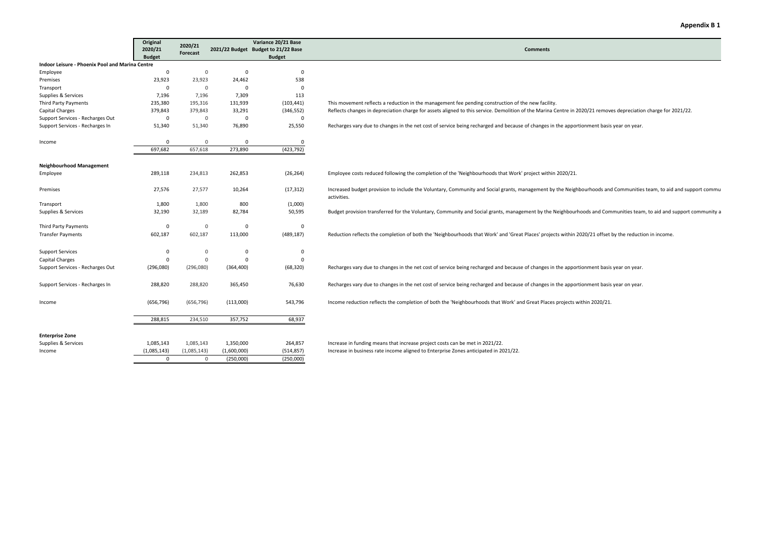# Appendix B 1

| | Original 2020/21 Budget | 2020/21 Forecast | 2021/22 Budget | Variance 20/21 Base Budget to 21/22 Base Budget | Comments |
|---|---|---|---|---|---|
| **Indoor Leisure - Phoenix Pool and Marina Centre** | | | | | |
| Employee | 0 | 0 | 0 | 0 | |
| Premises | 23,923 | 23,923 | 24,462 | 538 | |
| Transport | 0 | 0 | 0 | 0 | |
| Supplies & Services | 7,196 | 7,196 | 7,309 | 113 | |
| Third Party Payments | 235,380 | 195,316 | 131,939 | (103,441) | This movement reflects a reduction in the management fee pending construction of the new facility. |
| Capital Charges | 379,843 | 379,843 | 33,291 | (346,552) | Reflects changes in depreciation charge for assets aligned to this service. Demolition of the Marina Centre in 2020/21 removes depreciation charge for 2021/22. |
| Support Services - Recharges Out | 0 | 0 | 0 | 0 | |
| Support Services - Recharges In | 51,340 | 51,340 | 76,890 | 25,550 | Recharges vary due to changes in the net cost of service being recharged and because of changes in the apportionment basis year on year. |
| Income | 0 | 0 | 0 | 0 | |
| | 697,682 | 657,618 | 273,890 | (423,792) | |
| **Neighbourhood Management** | | | | | |
| Employee | 289,118 | 234,813 | 262,853 | (26,264) | Employee costs reduced following the completion of the 'Neighbourhoods that Work' project within 2020/21. |
| Premises | 27,576 | 27,577 | 10,264 | (17,312) | Increased budget provision to include the Voluntary, Community and Social grants, management by the Neighbourhoods and Communities team, to aid and support commu activities. |
| Transport | 1,800 | 1,800 | 800 | (1,000) | |
| Supplies & Services | 32,190 | 32,189 | 82,784 | 50,595 | Budget provision transferred for the Voluntary, Community and Social grants, management by the Neighbourhoods and Communities team, to aid and support community a |
| Third Party Payments | 0 | 0 | 0 | 0 | |
| Transfer Payments | 602,187 | 602,187 | 113,000 | (489,187) | Reduction reflects the completion of both the 'Neighbourhoods that Work' and 'Great Places' projects within 2020/21 offset by the reduction in income. |
| Support Services | 0 | 0 | 0 | 0 | |
| Capital Charges | 0 | 0 | 0 | 0 | |
| Support Services - Recharges Out | (296,080) | (296,080) | (364,400) | (68,320) | Recharges vary due to changes in the net cost of service being recharged and because of changes in the apportionment basis year on year. |
| Support Services - Recharges In | 288,820 | 288,820 | 365,450 | 76,630 | Recharges vary due to changes in the net cost of service being recharged and because of changes in the apportionment basis year on year. |
| Income | (656,796) | (656,796) | (113,000) | 543,796 | Income reduction reflects the completion of both the 'Neighbourhoods that Work' and Great Places projects within 2020/21. |
| | 288,815 | 234,510 | 357,752 | 68,937 | |
| **Enterprise Zone** | | | | | |
| Supplies & Services | 1,085,143 | 1,085,143 | 1,350,000 | 264,857 | Increase in funding means that increase project costs can be met in 2021/22. |
| Income | (1,085,143) | (1,085,143) | (1,600,000) | (514,857) | Increase in business rate income aligned to Enterprise Zones anticipated in 2021/22. |
| | 0 | 0 | (250,000) | (250,000) | |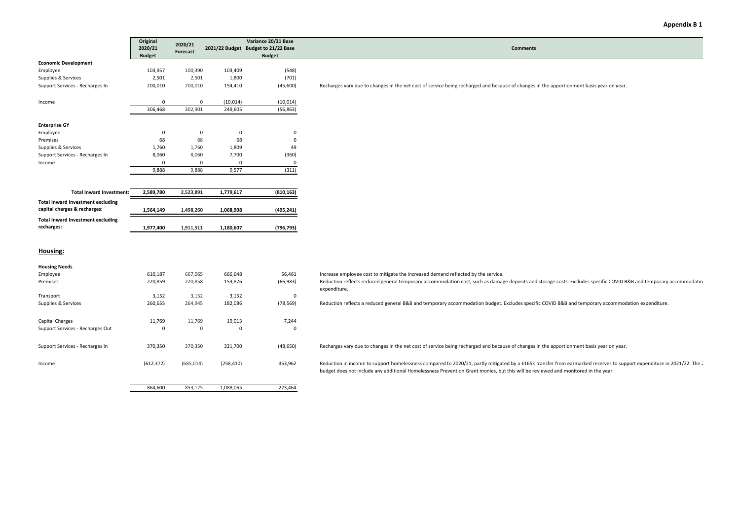**Appendix B 1**

| | Original 2020/21 Budget | 2020/21 Forecast | 2021/22 Budget | Variance 20/21 Base Budget to 21/22 Base Budget | Comments |
|---|---|---|---|---|---|
| **Economic Development** | | | | | |
| Employee | 103,957 | 100,390 | 103,409 | (548) | |
| Supplies & Services | 2,501 | 2,501 | 1,800 | (701) | |
| Support Services - Recharges In | 200,010 | 200,010 | 154,410 | (45,600) | Recharges vary due to changes in the net cost of service being recharged and because of changes in the apportionment basis year on year. |
| Income | 0 | 0 | (10,014) | (10,014) | |
| | 306,468 | 302,901 | 249,605 | (56,863) | |
| **Enterprise GY** | | | | | |
| Employee | 0 | 0 | 0 | 0 | |
| Premises | 68 | 68 | 68 | 0 | |
| Supplies & Services | 1,760 | 1,760 | 1,809 | 49 | |
| Support Services - Recharges In | 8,060 | 8,060 | 7,700 | (360) | |
| Income | 0 | 0 | 0 | 0 | |
| | 9,888 | 9,888 | 9,577 | (311) | |
| **Total Inward Investment:** | **2,589,780** | **2,523,891** | **1,779,617** | **(810,163)** | |
| **Total Inward Investment excluding capital charges & recharges:** | **1,564,149** | **1,498,260** | **1,068,908** | **(495,241)** | |
| **Total Inward Investment excluding recharges:** | **1,977,400** | **1,911,511** | **1,180,607** | **(796,793)** | |

## Housing:

| | Original 2020/21 Budget | 2020/21 Forecast | 2021/22 Budget | Variance 20/21 Base Budget to 21/22 Base Budget | Comments |
|---|---|---|---|---|---|
| **Housing Needs** | | | | | |
| Employee | 610,187 | 667,065 | 666,648 | 56,461 | Increase employee cost to mitigate the increased demand reflected by the service. |
| Premises | 220,859 | 220,858 | 153,876 | (66,983) | Reduction reflects reduced general temporary accommodation cost, such as damage deposits and storage costs. Excludes specific COVID B&B and temporary accommodatio expenditure. |
| Transport | 3,152 | 3,152 | 3,152 | 0 | |
| Supplies & Services | 260,655 | 264,945 | 182,086 | (78,569) | Reduction reflects a reduced general B&B and temporary accommodation budget. Excludes specific COVID B&B and temporary accommodation expenditure. |
| Capital Charges | 11,769 | 11,769 | 19,013 | 7,244 | |
| Support Services - Recharges Out | 0 | 0 | 0 | 0 | |
| Support Services - Recharges In | 370,350 | 370,350 | 321,700 | (48,650) | Recharges vary due to changes in the net cost of service being recharged and because of changes in the apportionment basis year on year. |
| Income | (612,372) | (685,014) | (258,410) | 353,962 | Reduction in income to support homelessness compared to 2020/21, partly mitigated by a £165k transfer from earmarked reserves to support expenditure in 2021/22. The 2 budget does not include any additional Homelessness Prevention Grant monies, but this will be reviewed and monitored in the year. |
| | 864,600 | 853,125 | 1,088,065 | 223,464 | |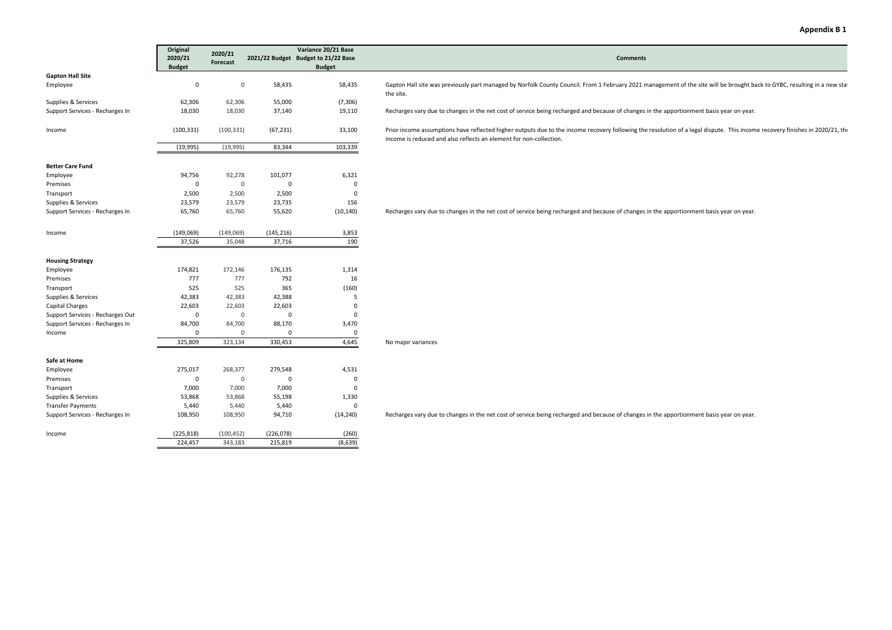# Appendix B 1

| | Original 2020/21 Budget | 2020/21 Forecast | 2021/22 Budget | Variance 20/21 Base Budget to 21/22 Base Budget | Comments |
|---|---|---|---|---|---|
| **Gapton Hall Site** | | | | | |
| Employee | 0 | 0 | 58,435 | 58,435 | Gapton Hall site was previously part managed by Norfolk County Council. From 1 February 2021 management of the site will be brought back to GYBC, resulting in a new sta the site. |
| Supplies & Services | 62,306 | 62,306 | 55,000 | (7,306) | |
| Support Services - Recharges In | 18,030 | 18,030 | 37,140 | 19,110 | Recharges vary due to changes in the net cost of service being recharged and because of changes in the apportionment basis year on year. |
| Income | (100,331) | (100,331) | (67,231) | 33,100 | Prior income assumptions have reflected higher outputs due to the income recovery following the resolution of a legal dispute. This income recovery finishes in 2020/21, th income is reduced and also reflects an element for non-collection. |
| | (19,995) | (19,995) | 83,344 | 103,339 | |
| **Better Care Fund** | | | | | |
| Employee | 94,756 | 92,278 | 101,077 | 6,321 | |
| Premises | 0 | 0 | 0 | 0 | |
| Transport | 2,500 | 2,500 | 2,500 | 0 | |
| Supplies & Services | 23,579 | 23,579 | 23,735 | 156 | |
| Support Services - Recharges In | 65,760 | 65,760 | 55,620 | (10,140) | Recharges vary due to changes in the net cost of service being recharged and because of changes in the apportionment basis year on year. |
| Income | (149,069) | (149,069) | (145,216) | 3,853 | |
| | 37,526 | 35,048 | 37,716 | 190 | |
| **Housing Strategy** | | | | | |
| Employee | 174,821 | 172,146 | 176,135 | 1,314 | |
| Premises | 777 | 777 | 792 | 16 | |
| Transport | 525 | 525 | 365 | (160) | |
| Supplies & Services | 42,383 | 42,383 | 42,388 | 5 | |
| Capital Charges | 22,603 | 22,603 | 22,603 | 0 | |
| Support Services - Recharges Out | 0 | 0 | 0 | 0 | |
| Support Services - Recharges In | 84,700 | 84,700 | 88,170 | 3,470 | |
| Income | 0 | 0 | 0 | 0 | |
| | 325,809 | 323,134 | 330,453 | 4,645 | No major variances |
| **Safe at Home** | | | | | |
| Employee | 275,017 | 268,377 | 279,548 | 4,531 | |
| Premises | 0 | 0 | 0 | 0 | |
| Transport | 7,000 | 7,000 | 7,000 | 0 | |
| Supplies & Services | 53,868 | 53,868 | 55,198 | 1,330 | |
| Transfer Payments | 5,440 | 5,440 | 5,440 | 0 | |
| Support Services - Recharges In | 108,950 | 108,950 | 94,710 | (14,240) | Recharges vary due to changes in the net cost of service being recharged and because of changes in the apportionment basis year on year. |
| Income | (225,818) | (100,452) | (226,078) | (260) | |
| | 224,457 | 343,183 | 215,819 | (8,639) | |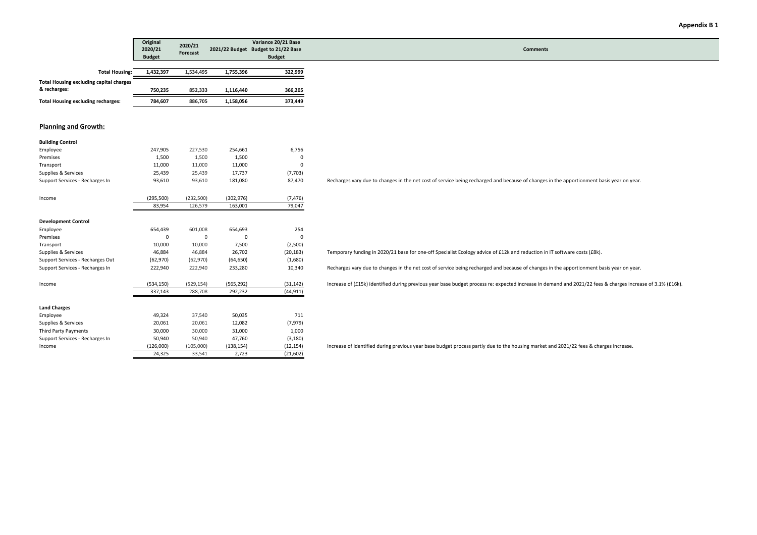**Appendix B 1**

| | Original 2020/21 Budget | 2020/21 Forecast | 2021/22 Budget | Variance 20/21 Base Budget to 21/22 Base Budget | Comments |
|---|---|---|---|---|---|
| **Total Housing:** | **1,432,397** | **1,534,495** | **1,755,396** | **322,999** | |
| **Total Housing excluding capital charges & recharges:** | **750,235** | **852,333** | **1,116,440** | **366,205** | |
| **Total Housing excluding recharges:** | **784,607** | **886,705** | **1,158,056** | **373,449** | |
| | | | | | |
| **Planning and Growth:** | | | | | |
| | | | | | |
| **Building Control** | | | | | |
| Employee | 247,905 | 227,530 | 254,661 | 6,756 | |
| Premises | 1,500 | 1,500 | 1,500 | 0 | |
| Transport | 11,000 | 11,000 | 11,000 | 0 | |
| Supplies & Services | 25,439 | 25,439 | 17,737 | (7,703) | |
| Support Services - Recharges In | 93,610 | 93,610 | 181,080 | 87,470 | Recharges vary due to changes in the net cost of service being recharged and because of changes in the apportionment basis year on year. |
| Income | (295,500) | (232,500) | (302,976) | (7,476) | |
| | 83,954 | 126,579 | 163,001 | 79,047 | |
| | | | | | |
| **Development Control** | | | | | |
| Employee | 654,439 | 601,008 | 654,693 | 254 | |
| Premises | 0 | 0 | 0 | 0 | |
| Transport | 10,000 | 10,000 | 7,500 | (2,500) | |
| Supplies & Services | 46,884 | 46,884 | 26,702 | (20,183) | Temporary funding in 2020/21 base for one-off Specialist Ecology advice of £12k and reduction in IT software costs (£8k). |
| Support Services - Recharges Out | (62,970) | (62,970) | (64,650) | (1,680) | |
| Support Services - Recharges In | 222,940 | 222,940 | 233,280 | 10,340 | Recharges vary due to changes in the net cost of service being recharged and because of changes in the apportionment basis year on year. |
| Income | (534,150) | (529,154) | (565,292) | (31,142) | Increase of (£15k) identified during previous year base budget process re: expected increase in demand and 2021/22 fees & charges increase of 3.1% (£16k). |
| | 337,143 | 288,708 | 292,232 | (44,911) | |
| | | | | | |
| **Land Charges** | | | | | |
| Employee | 49,324 | 37,540 | 50,035 | 711 | |
| Supplies & Services | 20,061 | 20,061 | 12,082 | (7,979) | |
| Third Party Payments | 30,000 | 30,000 | 31,000 | 1,000 | |
| Support Services - Recharges In | 50,940 | 50,940 | 47,760 | (3,180) | |
| Income | (126,000) | (105,000) | (138,154) | (12,154) | Increase of identified during previous year base budget process partly due to the housing market and 2021/22 fees & charges increase. |
| | 24,325 | 33,541 | 2,723 | (21,602) | |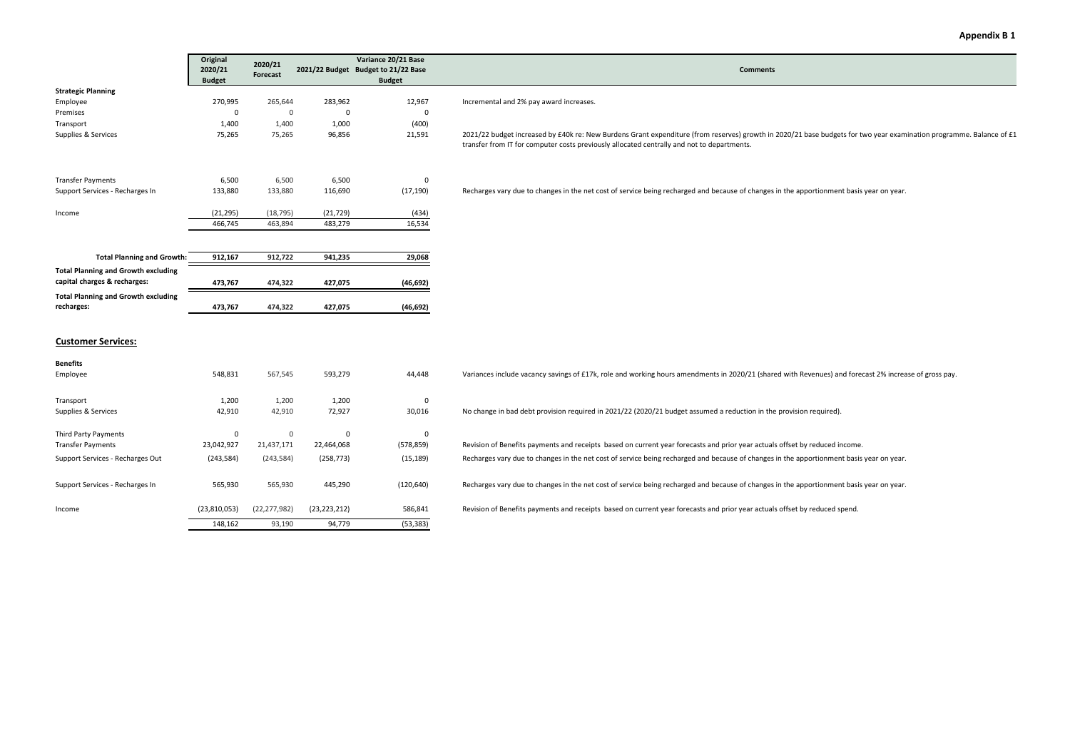**Appendix B 1**

| | Original 2020/21 Budget | 2020/21 Forecast | 2021/22 Budget | Variance 20/21 Base Budget to 21/22 Base Budget | Comments |
|---|---|---|---|---|---|
| **Strategic Planning** | | | | | |
| Employee | 270,995 | 265,644 | 283,962 | 12,967 | Incremental and 2% pay award increases. |
| Premises | 0 | 0 | 0 | 0 | |
| Transport | 1,400 | 1,400 | 1,000 | (400) | |
| Supplies & Services | 75,265 | 75,265 | 96,856 | 21,591 | 2021/22 budget increased by £40k re: New Burdens Grant expenditure (from reserves) growth in 2020/21 base budgets for two year examination programme. Balance of £1 transfer from IT for computer costs previously allocated centrally and not to departments. |
| Transfer Payments | 6,500 | 6,500 | 6,500 | 0 | |
| Support Services - Recharges In | 133,880 | 133,880 | 116,690 | (17,190) | Recharges vary due to changes in the net cost of service being recharged and because of changes in the apportionment basis year on year. |
| Income | (21,295) | (18,795) | (21,729) | (434) | |
| | 466,745 | 463,894 | 483,279 | 16,534 | |
| **Total Planning and Growth:** | **912,167** | **912,722** | **941,235** | **29,068** | |
| **Total Planning and Growth excluding capital charges & recharges:** | **473,767** | **474,322** | **427,075** | **(46,692)** | |
| **Total Planning and Growth excluding recharges:** | **473,767** | **474,322** | **427,075** | **(46,692)** | |

## Customer Services:

| | Original 2020/21 Budget | 2020/21 Forecast | 2021/22 Budget | Variance 20/21 Base Budget to 21/22 Base Budget | Comments |
|---|---|---|---|---|---|
| **Benefits** | | | | | |
| Employee | 548,831 | 567,545 | 593,279 | 44,448 | Variances include vacancy savings of £17k, role and working hours amendments in 2020/21 (shared with Revenues) and forecast 2% increase of gross pay. |
| Transport | 1,200 | 1,200 | 1,200 | 0 | |
| Supplies & Services | 42,910 | 42,910 | 72,927 | 30,016 | No change in bad debt provision required in 2021/22 (2020/21 budget assumed a reduction in the provision required). |
| Third Party Payments | 0 | 0 | 0 | 0 | |
| Transfer Payments | 23,042,927 | 21,437,171 | 22,464,068 | (578,859) | Revision of Benefits payments and receipts based on current year forecasts and prior year actuals offset by reduced income. |
| Support Services - Recharges Out | (243,584) | (243,584) | (258,773) | (15,189) | Recharges vary due to changes in the net cost of service being recharged and because of changes in the apportionment basis year on year. |
| Support Services - Recharges In | 565,930 | 565,930 | 445,290 | (120,640) | Recharges vary due to changes in the net cost of service being recharged and because of changes in the apportionment basis year on year. |
| Income | (23,810,053) | (22,277,982) | (23,223,212) | 586,841 | Revision of Benefits payments and receipts based on current year forecasts and prior year actuals offset by reduced spend. |
| | 148,162 | 93,190 | 94,779 | (53,383) | |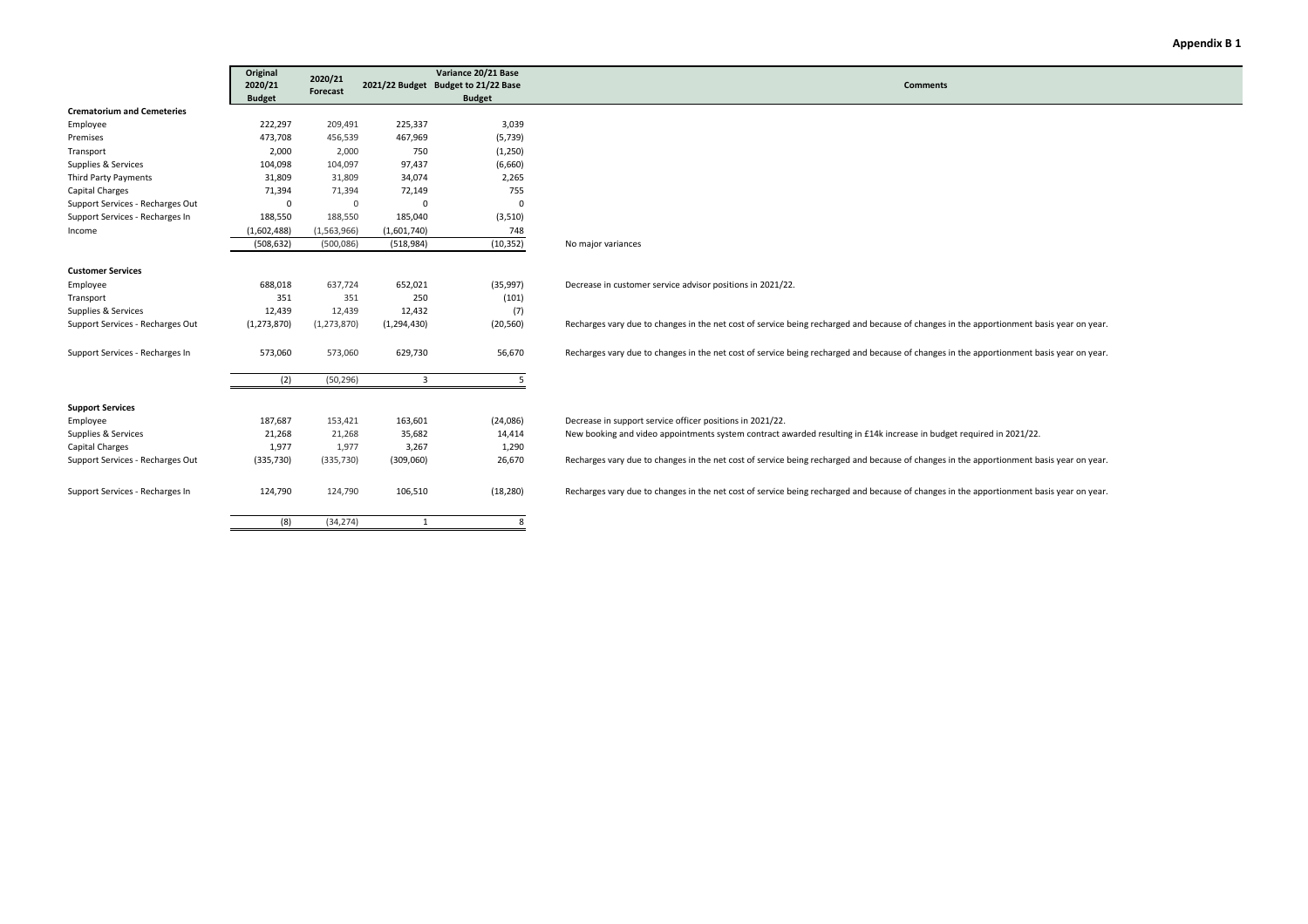## Appendix B 1

| | Original 2020/21 Budget | 2020/21 Forecast | 2021/22 Budget | Variance 20/21 Base Budget to 21/22 Base Budget | Comments |
|---|---|---|---|---|---|
| **Crematorium and Cemeteries** | | | | | |
| Employee | 222,297 | 209,491 | 225,337 | 3,039 | |
| Premises | 473,708 | 456,539 | 467,969 | (5,739) | |
| Transport | 2,000 | 2,000 | 750 | (1,250) | |
| Supplies & Services | 104,098 | 104,097 | 97,437 | (6,660) | |
| Third Party Payments | 31,809 | 31,809 | 34,074 | 2,265 | |
| Capital Charges | 71,394 | 71,394 | 72,149 | 755 | |
| Support Services - Recharges Out | 0 | 0 | 0 | 0 | |
| Support Services - Recharges In | 188,550 | 188,550 | 185,040 | (3,510) | |
| Income | (1,602,488) | (1,563,966) | (1,601,740) | 748 | |
| | (508,632) | (500,086) | (518,984) | (10,352) | No major variances |
| **Customer Services** | | | | | |
| Employee | 688,018 | 637,724 | 652,021 | (35,997) | Decrease in customer service advisor positions in 2021/22. |
| Transport | 351 | 351 | 250 | (101) | |
| Supplies & Services | 12,439 | 12,439 | 12,432 | (7) | |
| Support Services - Recharges Out | (1,273,870) | (1,273,870) | (1,294,430) | (20,560) | Recharges vary due to changes in the net cost of service being recharged and because of changes in the apportionment basis year on year. |
| Support Services - Recharges In | 573,060 | 573,060 | 629,730 | 56,670 | Recharges vary due to changes in the net cost of service being recharged and because of changes in the apportionment basis year on year. |
| | (2) | (50,296) | 3 | 5 | |
| **Support Services** | | | | | |
| Employee | 187,687 | 153,421 | 163,601 | (24,086) | Decrease in support service officer positions in 2021/22. |
| Supplies & Services | 21,268 | 21,268 | 35,682 | 14,414 | New booking and video appointments system contract awarded resulting in £14k increase in budget required in 2021/22. |
| Capital Charges | 1,977 | 1,977 | 3,267 | 1,290 | |
| Support Services - Recharges Out | (335,730) | (335,730) | (309,060) | 26,670 | Recharges vary due to changes in the net cost of service being recharged and because of changes in the apportionment basis year on year. |
| Support Services - Recharges In | 124,790 | 124,790 | 106,510 | (18,280) | Recharges vary due to changes in the net cost of service being recharged and because of changes in the apportionment basis year on year. |
| | (8) | (34,274) | 1 | 8 | |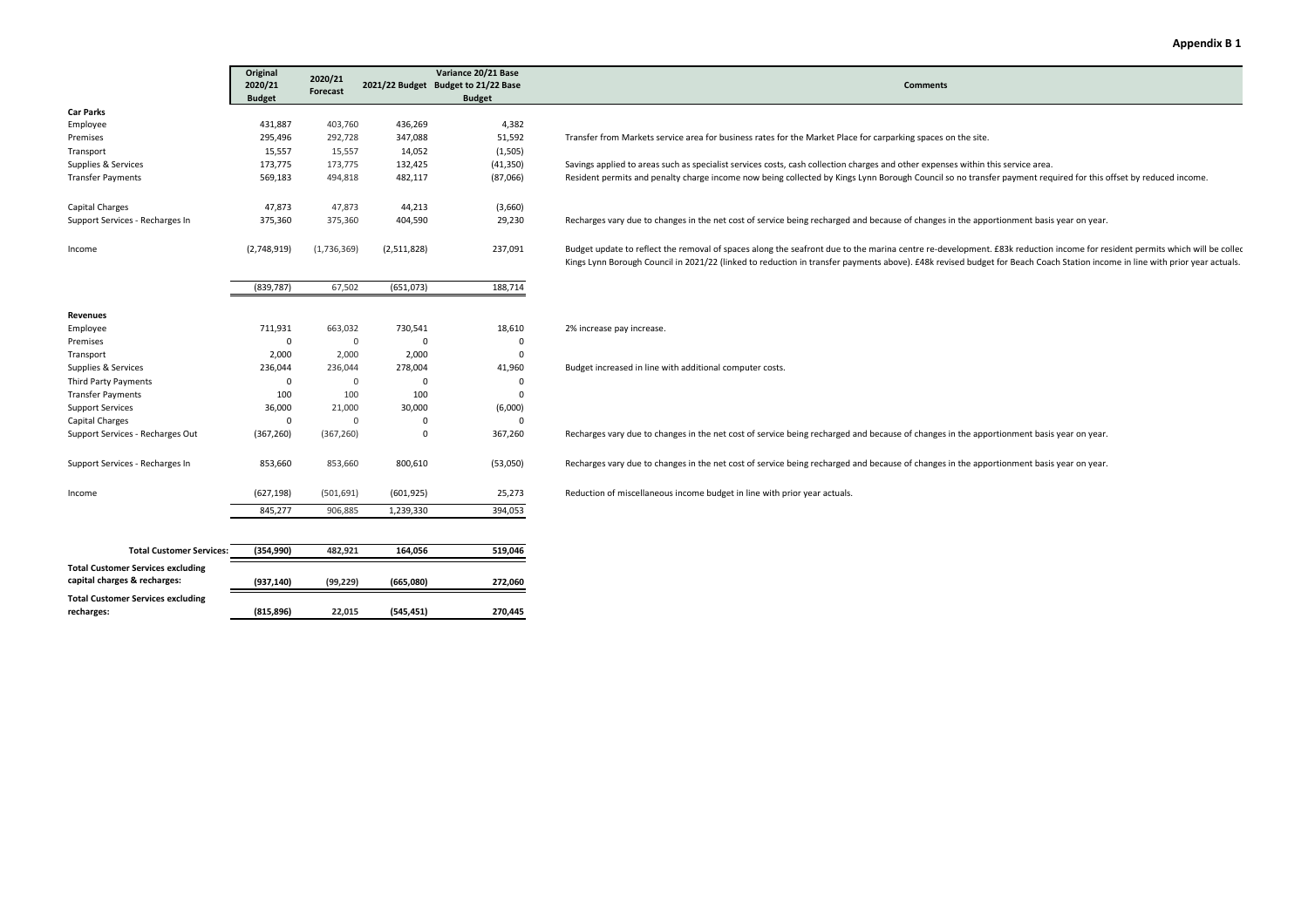**Appendix B 1**

| | Original 2020/21 Budget | 2020/21 Forecast | 2021/22 Budget | Variance 20/21 Base Budget to 21/22 Base Budget | Comments |
|---|---|---|---|---|---|
| **Car Parks** | | | | | |
| Employee | 431,887 | 403,760 | 436,269 | 4,382 | |
| Premises | 295,496 | 292,728 | 347,088 | 51,592 | Transfer from Markets service area for business rates for the Market Place for carparking spaces on the site. |
| Transport | 15,557 | 15,557 | 14,052 | (1,505) | |
| Supplies & Services | 173,775 | 173,775 | 132,425 | (41,350) | Savings applied to areas such as specialist services costs, cash collection charges and other expenses within this service area. |
| Transfer Payments | 569,183 | 494,818 | 482,117 | (87,066) | Resident permits and penalty charge income now being collected by Kings Lynn Borough Council so no transfer payment required for this offset by reduced income. |
| Capital Charges | 47,873 | 47,873 | 44,213 | (3,660) | |
| Support Services - Recharges In | 375,360 | 375,360 | 404,590 | 29,230 | Recharges vary due to changes in the net cost of service being recharged and because of changes in the apportionment basis year on year. |
| Income | (2,748,919) | (1,736,369) | (2,511,828) | 237,091 | Budget update to reflect the removal of spaces along the seafront due to the marina centre re-development. £83k reduction income for resident permits which will be collec Kings Lynn Borough Council in 2021/22 (linked to reduction in transfer payments above). £48k revised budget for Beach Coach Station income in line with prior year actuals. |
| | (839,787) | 67,502 | (651,073) | 188,714 | |
| **Revenues** | | | | | |
| Employee | 711,931 | 663,032 | 730,541 | 18,610 | 2% increase pay increase. |
| Premises | 0 | 0 | 0 | 0 | |
| Transport | 2,000 | 2,000 | 2,000 | 0 | |
| Supplies & Services | 236,044 | 236,044 | 278,004 | 41,960 | Budget increased in line with additional computer costs. |
| Third Party Payments | 0 | 0 | 0 | 0 | |
| Transfer Payments | 100 | 100 | 100 | 0 | |
| Support Services | 36,000 | 21,000 | 30,000 | (6,000) | |
| Capital Charges | 0 | 0 | 0 | 0 | |
| Support Services - Recharges Out | (367,260) | (367,260) | 0 | 367,260 | Recharges vary due to changes in the net cost of service being recharged and because of changes in the apportionment basis year on year. |
| Support Services - Recharges In | 853,660 | 853,660 | 800,610 | (53,050) | Recharges vary due to changes in the net cost of service being recharged and because of changes in the apportionment basis year on year. |
| Income | (627,198) | (501,691) | (601,925) | 25,273 | Reduction of miscellaneous income budget in line with prior year actuals. |
| | 845,277 | 906,885 | 1,239,330 | 394,053 | |
| **Total Customer Services:** | **(354,990)** | **482,921** | **164,056** | **519,046** | |
| **Total Customer Services excluding capital charges & recharges:** | **(937,140)** | **(99,229)** | **(665,080)** | **272,060** | |
| **Total Customer Services excluding recharges:** | **(815,896)** | **22,015** | **(545,451)** | **270,445** | |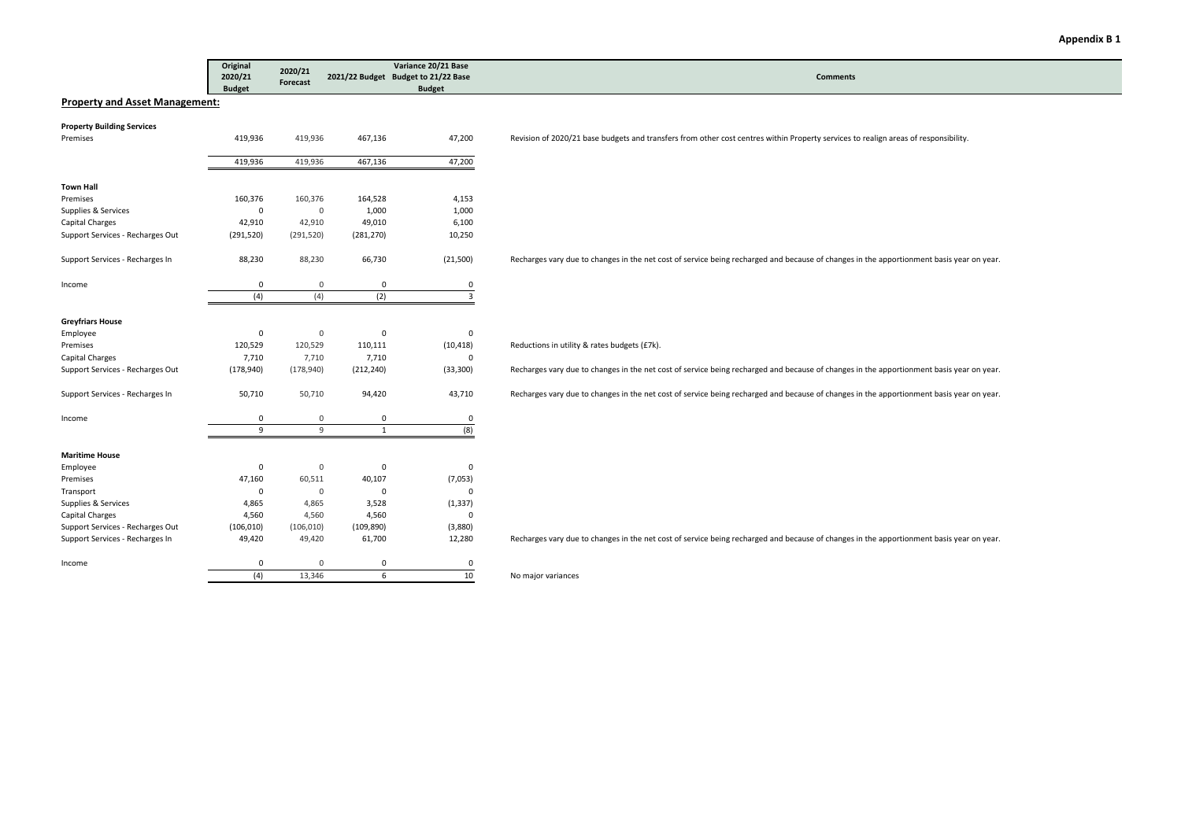**Appendix B 1**

| | Original 2020/21 Budget | 2020/21 Forecast | 2021/22 Budget | Variance 20/21 Base Budget to 21/22 Base Budget | Comments |
|---|---|---|---|---|---|
| **Property and Asset Management:** | | | | | |
| **Property Building Services** | | | | | |
| Premises | 419,936 | 419,936 | 467,136 | 47,200 | Revision of 2020/21 base budgets and transfers from other cost centres within Property services to realign areas of responsibility. |
| | 419,936 | 419,936 | 467,136 | 47,200 | |
| **Town Hall** | | | | | |
| Premises | 160,376 | 160,376 | 164,528 | 4,153 | |
| Supplies & Services | 0 | 0 | 1,000 | 1,000 | |
| Capital Charges | 42,910 | 42,910 | 49,010 | 6,100 | |
| Support Services - Recharges Out | (291,520) | (291,520) | (281,270) | 10,250 | |
| Support Services - Recharges In | 88,230 | 88,230 | 66,730 | (21,500) | Recharges vary due to changes in the net cost of service being recharged and because of changes in the apportionment basis year on year. |
| Income | 0 | 0 | 0 | 0 | |
| | (4) | (4) | (2) | 3 | |
| **Greyfriars House** | | | | | |
| Employee | 0 | 0 | 0 | 0 | |
| Premises | 120,529 | 120,529 | 110,111 | (10,418) | Reductions in utility & rates budgets (£7k). |
| Capital Charges | 7,710 | 7,710 | 7,710 | 0 | |
| Support Services - Recharges Out | (178,940) | (178,940) | (212,240) | (33,300) | Recharges vary due to changes in the net cost of service being recharged and because of changes in the apportionment basis year on year. |
| Support Services - Recharges In | 50,710 | 50,710 | 94,420 | 43,710 | Recharges vary due to changes in the net cost of service being recharged and because of changes in the apportionment basis year on year. |
| Income | 0 | 0 | 0 | 0 | |
| | 9 | 9 | 1 | (8) | |
| **Maritime House** | | | | | |
| Employee | 0 | 0 | 0 | 0 | |
| Premises | 47,160 | 60,511 | 40,107 | (7,053) | |
| Transport | 0 | 0 | 0 | 0 | |
| Supplies & Services | 4,865 | 4,865 | 3,528 | (1,337) | |
| Capital Charges | 4,560 | 4,560 | 4,560 | 0 | |
| Support Services - Recharges Out | (106,010) | (106,010) | (109,890) | (3,880) | |
| Support Services - Recharges In | 49,420 | 49,420 | 61,700 | 12,280 | Recharges vary due to changes in the net cost of service being recharged and because of changes in the apportionment basis year on year. |
| Income | 0 | 0 | 0 | 0 | |
| | (4) | 13,346 | 6 | 10 | No major variances |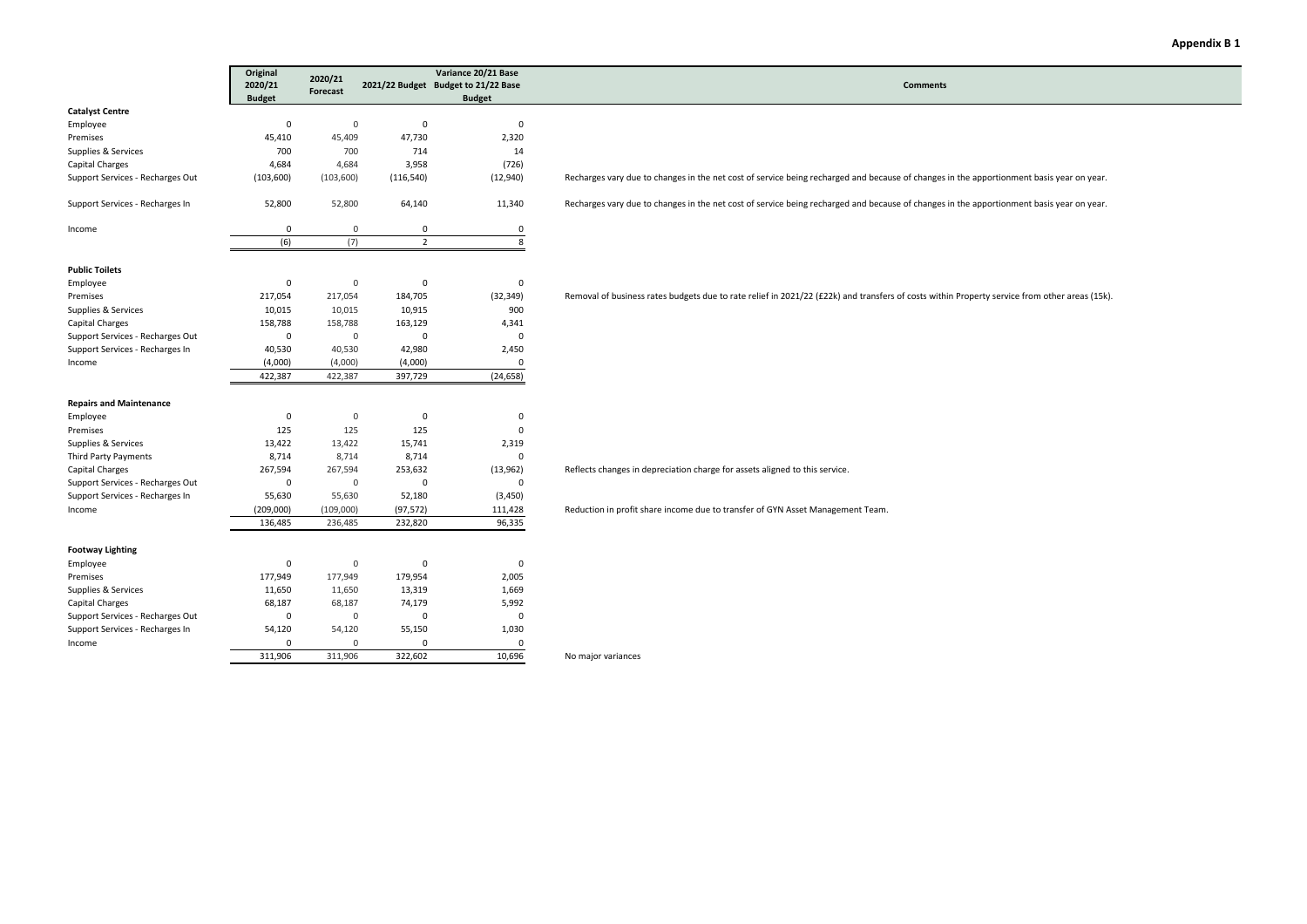**Appendix B 1**

| | Original 2020/21 Budget | 2020/21 Forecast | 2021/22 Budget | Variance 20/21 Base Budget to 21/22 Base Budget | Comments |
|---|---|---|---|---|---|
| **Catalyst Centre** | | | | | |
| Employee | 0 | 0 | 0 | 0 | |
| Premises | 45,410 | 45,409 | 47,730 | 2,320 | |
| Supplies & Services | 700 | 700 | 714 | 14 | |
| Capital Charges | 4,684 | 4,684 | 3,958 | (726) | |
| Support Services - Recharges Out | (103,600) | (103,600) | (116,540) | (12,940) | Recharges vary due to changes in the net cost of service being recharged and because of changes in the apportionment basis year on year. |
| Support Services - Recharges In | 52,800 | 52,800 | 64,140 | 11,340 | Recharges vary due to changes in the net cost of service being recharged and because of changes in the apportionment basis year on year. |
| Income | 0 | 0 | 0 | 0 | |
| | (6) | (7) | 2 | 8 | |
| **Public Toilets** | | | | | |
| Employee | 0 | 0 | 0 | 0 | |
| Premises | 217,054 | 217,054 | 184,705 | (32,349) | Removal of business rates budgets due to rate relief in 2021/22 (£22k) and transfers of costs within Property service from other areas (15k). |
| Supplies & Services | 10,015 | 10,015 | 10,915 | 900 | |
| Capital Charges | 158,788 | 158,788 | 163,129 | 4,341 | |
| Support Services - Recharges Out | 0 | 0 | 0 | 0 | |
| Support Services - Recharges In | 40,530 | 40,530 | 42,980 | 2,450 | |
| Income | (4,000) | (4,000) | (4,000) | 0 | |
| | 422,387 | 422,387 | 397,729 | (24,658) | |
| **Repairs and Maintenance** | | | | | |
| Employee | 0 | 0 | 0 | 0 | |
| Premises | 125 | 125 | 125 | 0 | |
| Supplies & Services | 13,422 | 13,422 | 15,741 | 2,319 | |
| Third Party Payments | 8,714 | 8,714 | 8,714 | 0 | |
| Capital Charges | 267,594 | 267,594 | 253,632 | (13,962) | Reflects changes in depreciation charge for assets aligned to this service. |
| Support Services - Recharges Out | 0 | 0 | 0 | 0 | |
| Support Services - Recharges In | 55,630 | 55,630 | 52,180 | (3,450) | |
| Income | (209,000) | (109,000) | (97,572) | 111,428 | Reduction in profit share income due to transfer of GYN Asset Management Team. |
| | 136,485 | 236,485 | 232,820 | 96,335 | |
| **Footway Lighting** | | | | | |
| Employee | 0 | 0 | 0 | 0 | |
| Premises | 177,949 | 177,949 | 179,954 | 2,005 | |
| Supplies & Services | 11,650 | 11,650 | 13,319 | 1,669 | |
| Capital Charges | 68,187 | 68,187 | 74,179 | 5,992 | |
| Support Services - Recharges Out | 0 | 0 | 0 | 0 | |
| Support Services - Recharges In | 54,120 | 54,120 | 55,150 | 1,030 | |
| Income | 0 | 0 | 0 | 0 | |
| | 311,906 | 311,906 | 322,602 | 10,696 | No major variances |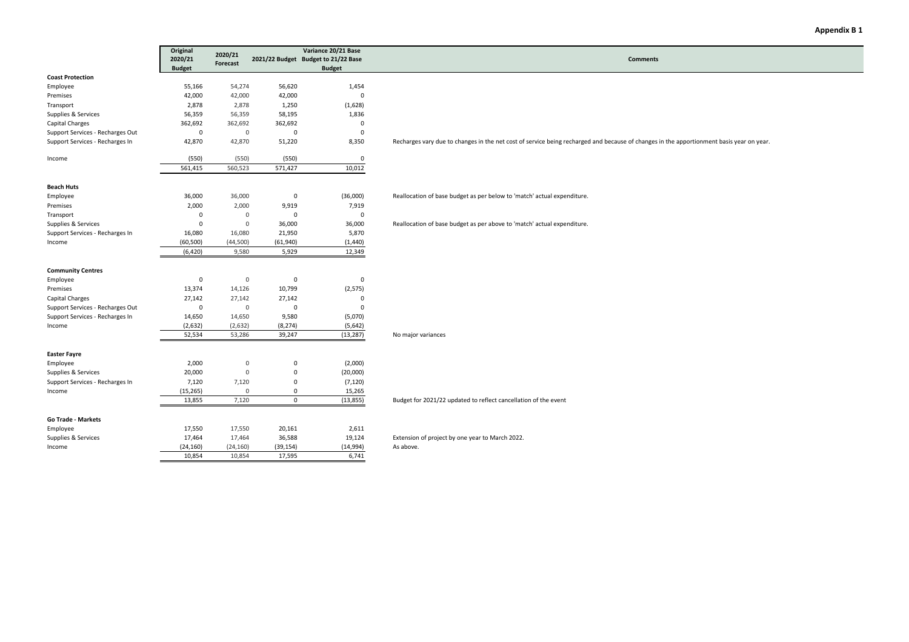**Appendix B 1**

| | Original 2020/21 Budget | 2020/21 Forecast | 2021/22 Budget | Variance 20/21 Base Budget to 21/22 Base Budget | Comments |
|---|---|---|---|---|---|
| **Coast Protection** | | | | | |
| Employee | 55,166 | 54,274 | 56,620 | 1,454 | |
| Premises | 42,000 | 42,000 | 42,000 | 0 | |
| Transport | 2,878 | 2,878 | 1,250 | (1,628) | |
| Supplies & Services | 56,359 | 56,359 | 58,195 | 1,836 | |
| Capital Charges | 362,692 | 362,692 | 362,692 | 0 | |
| Support Services - Recharges Out | 0 | 0 | 0 | 0 | |
| Support Services - Recharges In | 42,870 | 42,870 | 51,220 | 8,350 | Recharges vary due to changes in the net cost of service being recharged and because of changes in the apportionment basis year on year. |
| Income | (550) | (550) | (550) | 0 | |
| | 561,415 | 560,523 | 571,427 | 10,012 | |
| **Beach Huts** | | | | | |
| Employee | 36,000 | 36,000 | 0 | (36,000) | Reallocation of base budget as per below to 'match' actual expenditure. |
| Premises | 2,000 | 2,000 | 9,919 | 7,919 | |
| Transport | 0 | 0 | 0 | 0 | |
| Supplies & Services | 0 | 0 | 36,000 | 36,000 | Reallocation of base budget as per above to 'match' actual expenditure. |
| Support Services - Recharges In | 16,080 | 16,080 | 21,950 | 5,870 | |
| Income | (60,500) | (44,500) | (61,940) | (1,440) | |
| | (6,420) | 9,580 | 5,929 | 12,349 | |
| **Community Centres** | | | | | |
| Employee | 0 | 0 | 0 | 0 | |
| Premises | 13,374 | 14,126 | 10,799 | (2,575) | |
| Capital Charges | 27,142 | 27,142 | 27,142 | 0 | |
| Support Services - Recharges Out | 0 | 0 | 0 | 0 | |
| Support Services - Recharges In | 14,650 | 14,650 | 9,580 | (5,070) | |
| Income | (2,632) | (2,632) | (8,274) | (5,642) | |
| | 52,534 | 53,286 | 39,247 | (13,287) | No major variances |
| **Easter Fayre** | | | | | |
| Employee | 2,000 | 0 | 0 | (2,000) | |
| Supplies & Services | 20,000 | 0 | 0 | (20,000) | |
| Support Services - Recharges In | 7,120 | 7,120 | 0 | (7,120) | |
| Income | (15,265) | 0 | 0 | 15,265 | |
| | 13,855 | 7,120 | 0 | (13,855) | Budget for 2021/22 updated to reflect cancellation of the event |
| **Go Trade - Markets** | | | | | |
| Employee | 17,550 | 17,550 | 20,161 | 2,611 | |
| Supplies & Services | 17,464 | 17,464 | 36,588 | 19,124 | Extension of project by one year to March 2022. |
| Income | (24,160) | (24,160) | (39,154) | (14,994) | As above. |
| | 10,854 | 10,854 | 17,595 | 6,741 | |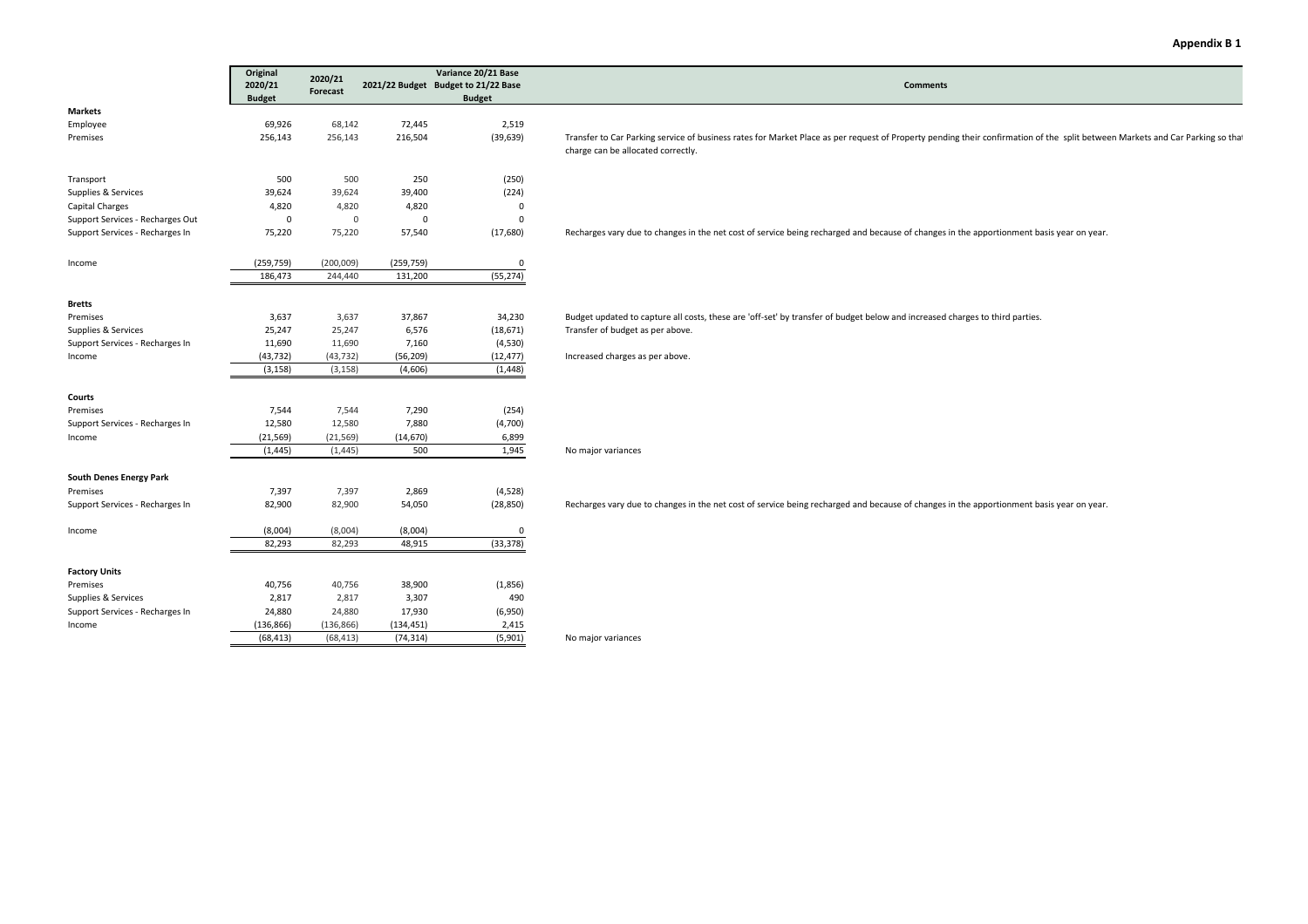**Appendix B 1**

| | Original 2020/21 Budget | 2020/21 Forecast | 2021/22 Budget | Variance 20/21 Base Budget to 21/22 Base Budget | Comments |
|---|---|---|---|---|---|
| **Markets** | | | | | |
| Employee | 69,926 | 68,142 | 72,445 | 2,519 | |
| Premises | 256,143 | 256,143 | 216,504 | (39,639) | Transfer to Car Parking service of business rates for Market Place as per request of Property pending their confirmation of the split between Markets and Car Parking so that charge can be allocated correctly. |
| Transport | 500 | 500 | 250 | (250) | |
| Supplies & Services | 39,624 | 39,624 | 39,400 | (224) | |
| Capital Charges | 4,820 | 4,820 | 4,820 | 0 | |
| Support Services - Recharges Out | 0 | 0 | 0 | 0 | |
| Support Services - Recharges In | 75,220 | 75,220 | 57,540 | (17,680) | Recharges vary due to changes in the net cost of service being recharged and because of changes in the apportionment basis year on year. |
| Income | (259,759) | (200,009) | (259,759) | 0 | |
| | 186,473 | 244,440 | 131,200 | (55,274) | |
| **Bretts** | | | | | |
| Premises | 3,637 | 3,637 | 37,867 | 34,230 | Budget updated to capture all costs, these are 'off-set' by transfer of budget below and increased charges to third parties. |
| Supplies & Services | 25,247 | 25,247 | 6,576 | (18,671) | Transfer of budget as per above. |
| Support Services - Recharges In | 11,690 | 11,690 | 7,160 | (4,530) | |
| Income | (43,732) | (43,732) | (56,209) | (12,477) | Increased charges as per above. |
| | (3,158) | (3,158) | (4,606) | (1,448) | |
| **Courts** | | | | | |
| Premises | 7,544 | 7,544 | 7,290 | (254) | |
| Support Services - Recharges In | 12,580 | 12,580 | 7,880 | (4,700) | |
| Income | (21,569) | (21,569) | (14,670) | 6,899 | |
| | (1,445) | (1,445) | 500 | 1,945 | No major variances |
| **South Denes Energy Park** | | | | | |
| Premises | 7,397 | 7,397 | 2,869 | (4,528) | |
| Support Services - Recharges In | 82,900 | 82,900 | 54,050 | (28,850) | Recharges vary due to changes in the net cost of service being recharged and because of changes in the apportionment basis year on year. |
| Income | (8,004) | (8,004) | (8,004) | 0 | |
| | 82,293 | 82,293 | 48,915 | (33,378) | |
| **Factory Units** | | | | | |
| Premises | 40,756 | 40,756 | 38,900 | (1,856) | |
| Supplies & Services | 2,817 | 2,817 | 3,307 | 490 | |
| Support Services - Recharges In | 24,880 | 24,880 | 17,930 | (6,950) | |
| Income | (136,866) | (136,866) | (134,451) | 2,415 | |
| | (68,413) | (68,413) | (74,314) | (5,901) | No major variances |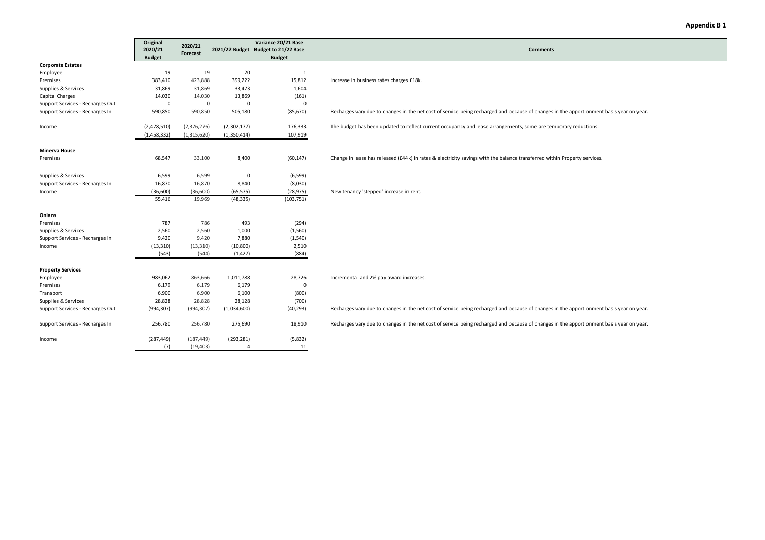# Appendix B 1

| | Original 2020/21 Budget | 2020/21 Forecast | 2021/22 Budget | Variance 20/21 Base Budget to 21/22 Base Budget | Comments |
|---|---|---|---|---|---|
| **Corporate Estates** | | | | | |
| Employee | 19 | 19 | 20 | 1 | |
| Premises | 383,410 | 423,888 | 399,222 | 15,812 | Increase in business rates charges £18k. |
| Supplies & Services | 31,869 | 31,869 | 33,473 | 1,604 | |
| Capital Charges | 14,030 | 14,030 | 13,869 | (161) | |
| Support Services - Recharges Out | 0 | 0 | 0 | 0 | |
| Support Services - Recharges In | 590,850 | 590,850 | 505,180 | (85,670) | Recharges vary due to changes in the net cost of service being recharged and because of changes in the apportionment basis year on year. |
| Income | (2,478,510) | (2,376,276) | (2,302,177) | 176,333 | The budget has been updated to reflect current occupancy and lease arrangements, some are temporary reductions. |
| | (1,458,332) | (1,315,620) | (1,350,414) | 107,919 | |
| **Minerva House** | | | | | |
| Premises | 68,547 | 33,100 | 8,400 | (60,147) | Change in lease has released (£44k) in rates & electricity savings with the balance transferred within Property services. |
| Supplies & Services | 6,599 | 6,599 | 0 | (6,599) | |
| Support Services - Recharges In | 16,870 | 16,870 | 8,840 | (8,030) | |
| Income | (36,600) | (36,600) | (65,575) | (28,975) | New tenancy 'stepped' increase in rent. |
| | 55,416 | 19,969 | (48,335) | (103,751) | |
| **Onians** | | | | | |
| Premises | 787 | 786 | 493 | (294) | |
| Supplies & Services | 2,560 | 2,560 | 1,000 | (1,560) | |
| Support Services - Recharges In | 9,420 | 9,420 | 7,880 | (1,540) | |
| Income | (13,310) | (13,310) | (10,800) | 2,510 | |
| | (543) | (544) | (1,427) | (884) | |
| **Property Services** | | | | | |
| Employee | 983,062 | 863,666 | 1,011,788 | 28,726 | Incremental and 2% pay award increases. |
| Premises | 6,179 | 6,179 | 6,179 | 0 | |
| Transport | 6,900 | 6,900 | 6,100 | (800) | |
| Supplies & Services | 28,828 | 28,828 | 28,128 | (700) | |
| Support Services - Recharges Out | (994,307) | (994,307) | (1,034,600) | (40,293) | Recharges vary due to changes in the net cost of service being recharged and because of changes in the apportionment basis year on year. |
| Support Services - Recharges In | 256,780 | 256,780 | 275,690 | 18,910 | Recharges vary due to changes in the net cost of service being recharged and because of changes in the apportionment basis year on year. |
| Income | (287,449) | (187,449) | (293,281) | (5,832) | |
| | (7) | (19,403) | 4 | 11 | |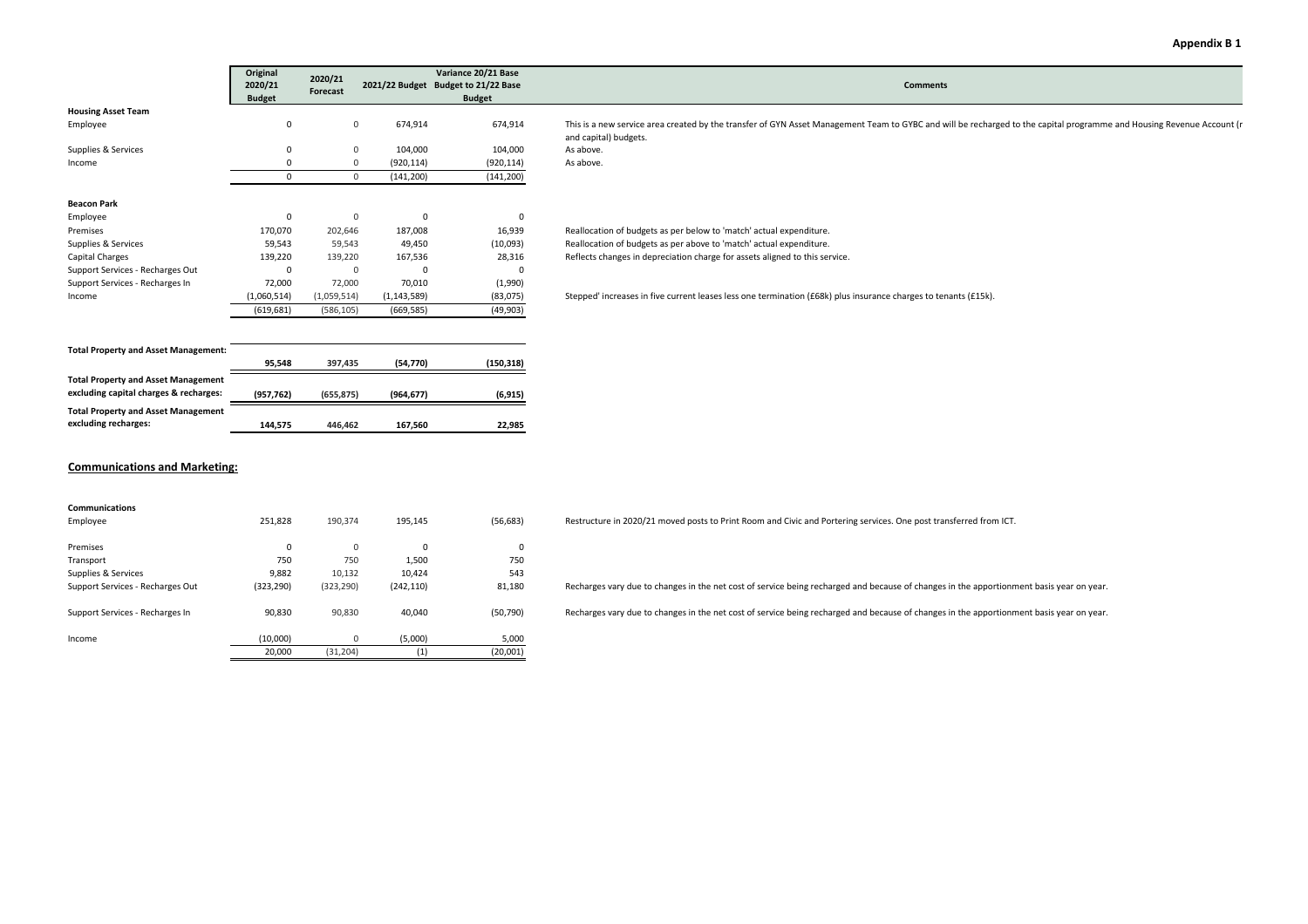**Appendix B 1**

| | Original 2020/21 Budget | 2020/21 Forecast | 2021/22 Budget | Variance 20/21 Base Budget to 21/22 Base Budget | Comments |
|---|---|---|---|---|---|
| **Housing Asset Team** | | | | | |
| Employee | 0 | 0 | 674,914 | 674,914 | This is a new service area created by the transfer of GYN Asset Management Team to GYBC and will be recharged to the capital programme and Housing Revenue Account (r and capital) budgets. |
| Supplies & Services | 0 | 0 | 104,000 | 104,000 | As above. |
| Income | 0 | 0 | (920,114) | (920,114) | As above. |
| | 0 | 0 | (141,200) | (141,200) | |
| **Beacon Park** | | | | | |
| Employee | 0 | 0 | 0 | 0 | |
| Premises | 170,070 | 202,646 | 187,008 | 16,939 | Reallocation of budgets as per below to 'match' actual expenditure. |
| Supplies & Services | 59,543 | 59,543 | 49,450 | (10,093) | Reallocation of budgets as per above to 'match' actual expenditure. |
| Capital Charges | 139,220 | 139,220 | 167,536 | 28,316 | Reflects changes in depreciation charge for assets aligned to this service. |
| Support Services - Recharges Out | 0 | 0 | 0 | 0 | |
| Support Services - Recharges In | 72,000 | 72,000 | 70,010 | (1,990) | |
| Income | (1,060,514) | (1,059,514) | (1,143,589) | (83,075) | Stepped' increases in five current leases less one termination (£68k) plus insurance charges to tenants (£15k). |
| | (619,681) | (586,105) | (669,585) | (49,903) | |
| **Total Property and Asset Management:** | **95,548** | **397,435** | **(54,770)** | **(150,318)** | |
| **Total Property and Asset Management excluding capital charges & recharges:** | **(957,762)** | **(655,875)** | **(964,677)** | **(6,915)** | |
| **Total Property and Asset Management excluding recharges:** | **144,575** | **446,462** | **167,560** | **22,985** | |

## Communications and Marketing:

| | Original 2020/21 Budget | 2020/21 Forecast | 2021/22 Budget | Variance 20/21 Base Budget to 21/22 Base Budget | Comments |
|---|---|---|---|---|---|
| **Communications** | | | | | |
| Employee | 251,828 | 190,374 | 195,145 | (56,683) | Restructure in 2020/21 moved posts to Print Room and Civic and Portering services. One post transferred from ICT. |
| Premises | 0 | 0 | 0 | 0 | |
| Transport | 750 | 750 | 1,500 | 750 | |
| Supplies & Services | 9,882 | 10,132 | 10,424 | 543 | |
| Support Services - Recharges Out | (323,290) | (323,290) | (242,110) | 81,180 | Recharges vary due to changes in the net cost of service being recharged and because of changes in the apportionment basis year on year. |
| Support Services - Recharges In | 90,830 | 90,830 | 40,040 | (50,790) | Recharges vary due to changes in the net cost of service being recharged and because of changes in the apportionment basis year on year. |
| Income | (10,000) | 0 | (5,000) | 5,000 | |
| | 20,000 | (31,204) | (1) | (20,001) | |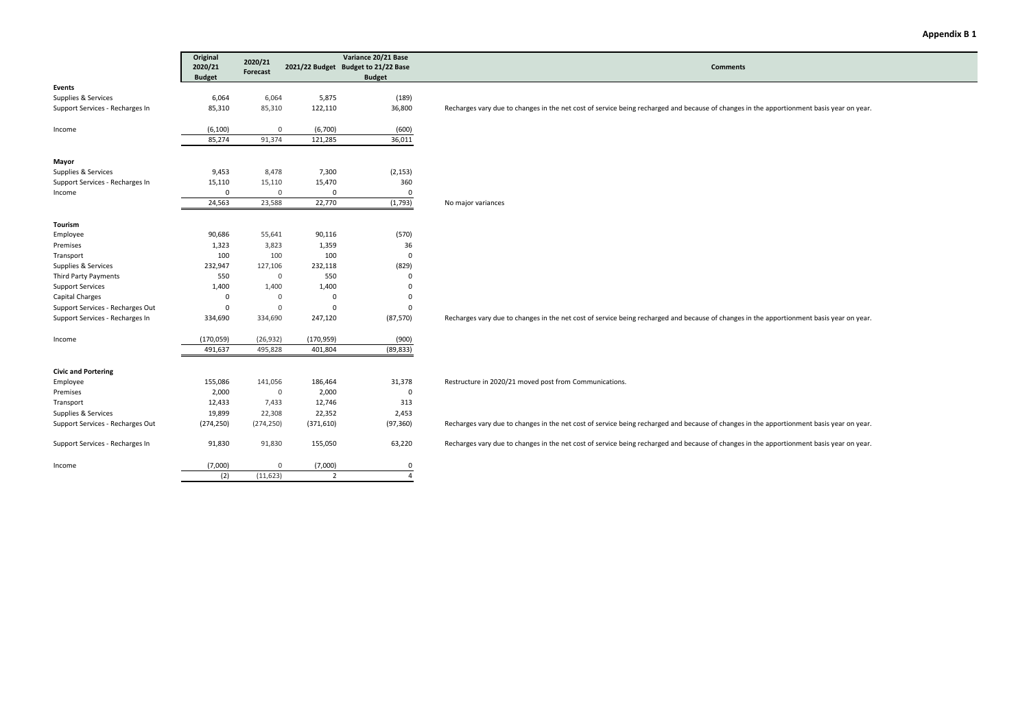**Appendix B 1**

| | Original 2020/21 Budget | 2020/21 Forecast | 2021/22 Budget | Variance 20/21 Base Budget to 21/22 Base Budget | Comments |
|---|---|---|---|---|---|
| **Events** | | | | | |
| Supplies & Services | 6,064 | 6,064 | 5,875 | (189) | |
| Support Services - Recharges In | 85,310 | 85,310 | 122,110 | 36,800 | Recharges vary due to changes in the net cost of service being recharged and because of changes in the apportionment basis year on year. |
| Income | (6,100) | 0 | (6,700) | (600) | |
| | 85,274 | 91,374 | 121,285 | 36,011 | |
| **Mayor** | | | | | |
| Supplies & Services | 9,453 | 8,478 | 7,300 | (2,153) | |
| Support Services - Recharges In | 15,110 | 15,110 | 15,470 | 360 | |
| Income | 0 | 0 | 0 | 0 | |
| | 24,563 | 23,588 | 22,770 | (1,793) | No major variances |
| **Tourism** | | | | | |
| Employee | 90,686 | 55,641 | 90,116 | (570) | |
| Premises | 1,323 | 3,823 | 1,359 | 36 | |
| Transport | 100 | 100 | 100 | 0 | |
| Supplies & Services | 232,947 | 127,106 | 232,118 | (829) | |
| Third Party Payments | 550 | 0 | 550 | 0 | |
| Support Services | 1,400 | 1,400 | 1,400 | 0 | |
| Capital Charges | 0 | 0 | 0 | 0 | |
| Support Services - Recharges Out | 0 | 0 | 0 | 0 | |
| Support Services - Recharges In | 334,690 | 334,690 | 247,120 | (87,570) | Recharges vary due to changes in the net cost of service being recharged and because of changes in the apportionment basis year on year. |
| Income | (170,059) | (26,932) | (170,959) | (900) | |
| | 491,637 | 495,828 | 401,804 | (89,833) | |
| **Civic and Portering** | | | | | |
| Employee | 155,086 | 141,056 | 186,464 | 31,378 | Restructure in 2020/21 moved post from Communications. |
| Premises | 2,000 | 0 | 2,000 | 0 | |
| Transport | 12,433 | 7,433 | 12,746 | 313 | |
| Supplies & Services | 19,899 | 22,308 | 22,352 | 2,453 | |
| Support Services - Recharges Out | (274,250) | (274,250) | (371,610) | (97,360) | Recharges vary due to changes in the net cost of service being recharged and because of changes in the apportionment basis year on year. |
| Support Services - Recharges In | 91,830 | 91,830 | 155,050 | 63,220 | Recharges vary due to changes in the net cost of service being recharged and because of changes in the apportionment basis year on year. |
| Income | (7,000) | 0 | (7,000) | 0 | |
| | (2) | (11,623) | 2 | 4 | |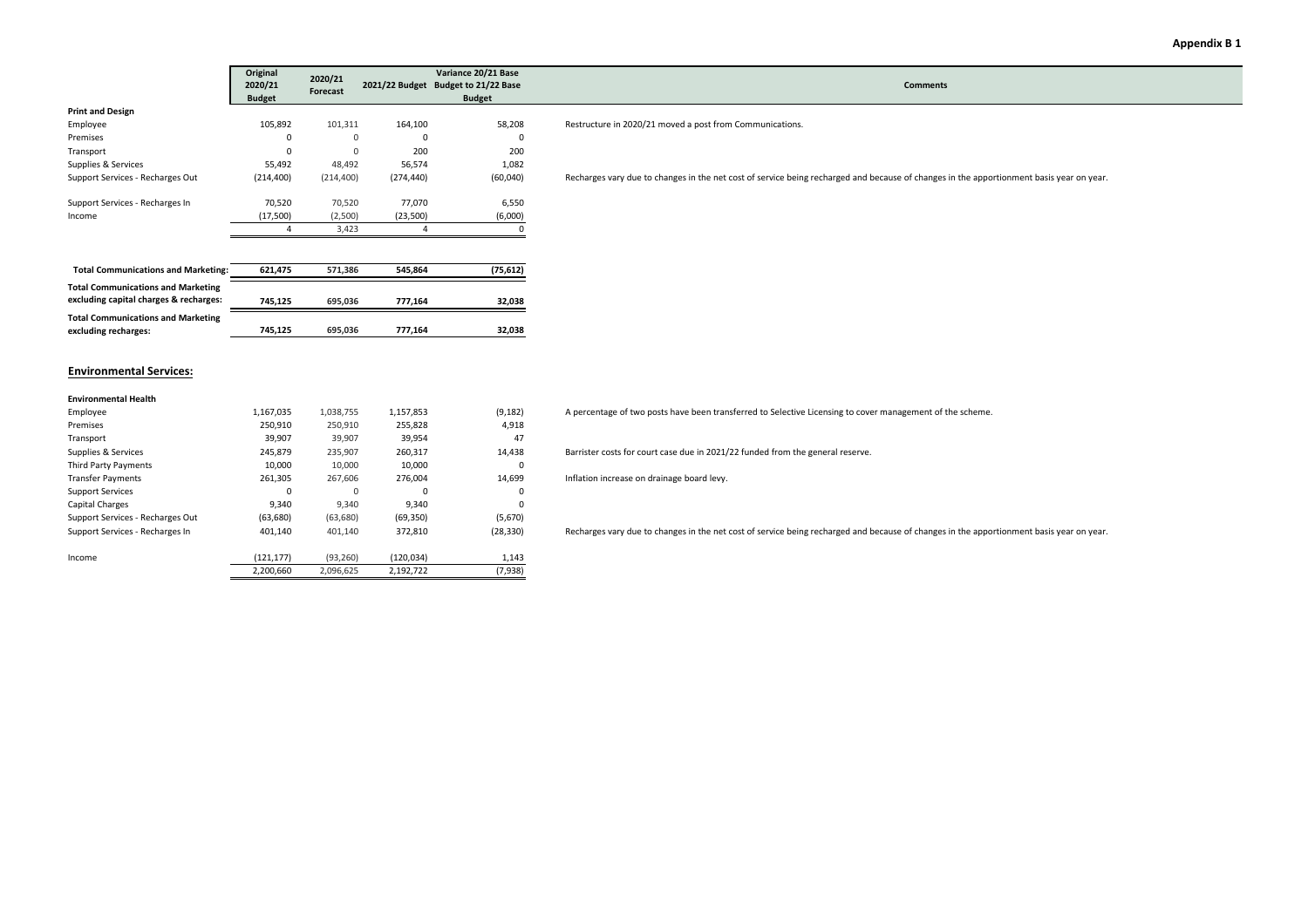**Appendix B 1**

| | Original 2020/21 Budget | 2020/21 Forecast | 2021/22 Budget | Variance 20/21 Base Budget to 21/22 Base Budget | Comments |
|---|---|---|---|---|---|
| **Print and Design** | | | | | |
| Employee | 105,892 | 101,311 | 164,100 | 58,208 | Restructure in 2020/21 moved a post from Communications. |
| Premises | 0 | 0 | 0 | 0 | |
| Transport | 0 | 0 | 200 | 200 | |
| Supplies & Services | 55,492 | 48,492 | 56,574 | 1,082 | |
| Support Services - Recharges Out | (214,400) | (214,400) | (274,440) | (60,040) | Recharges vary due to changes in the net cost of service being recharged and because of changes in the apportionment basis year on year. |
| Support Services - Recharges In | 70,520 | 70,520 | 77,070 | 6,550 | |
| Income | (17,500) | (2,500) | (23,500) | (6,000) | |
| | 4 | 3,423 | 4 | 0 | |
| **Total Communications and Marketing:** | **621,475** | **571,386** | **545,864** | **(75,612)** | |
| **Total Communications and Marketing excluding capital charges & recharges:** | **745,125** | **695,036** | **777,164** | **32,038** | |
| **Total Communications and Marketing excluding recharges:** | **745,125** | **695,036** | **777,164** | **32,038** | |

## Environmental Services:

| | Original 2020/21 Budget | 2020/21 Forecast | 2021/22 Budget | Variance 20/21 Base Budget to 21/22 Base Budget | Comments |
|---|---|---|---|---|---|
| **Environmental Health** | | | | | |
| Employee | 1,167,035 | 1,038,755 | 1,157,853 | (9,182) | A percentage of two posts have been transferred to Selective Licensing to cover management of the scheme. |
| Premises | 250,910 | 250,910 | 255,828 | 4,918 | |
| Transport | 39,907 | 39,907 | 39,954 | 47 | |
| Supplies & Services | 245,879 | 235,907 | 260,317 | 14,438 | Barrister costs for court case due in 2021/22 funded from the general reserve. |
| Third Party Payments | 10,000 | 10,000 | 10,000 | 0 | |
| Transfer Payments | 261,305 | 267,606 | 276,004 | 14,699 | Inflation increase on drainage board levy. |
| Support Services | 0 | 0 | 0 | 0 | |
| Capital Charges | 9,340 | 9,340 | 9,340 | 0 | |
| Support Services - Recharges Out | (63,680) | (63,680) | (69,350) | (5,670) | |
| Support Services - Recharges In | 401,140 | 401,140 | 372,810 | (28,330) | Recharges vary due to changes in the net cost of service being recharged and because of changes in the apportionment basis year on year. |
| Income | (121,177) | (93,260) | (120,034) | 1,143 | |
| | 2,200,660 | 2,096,625 | 2,192,722 | (7,938) | |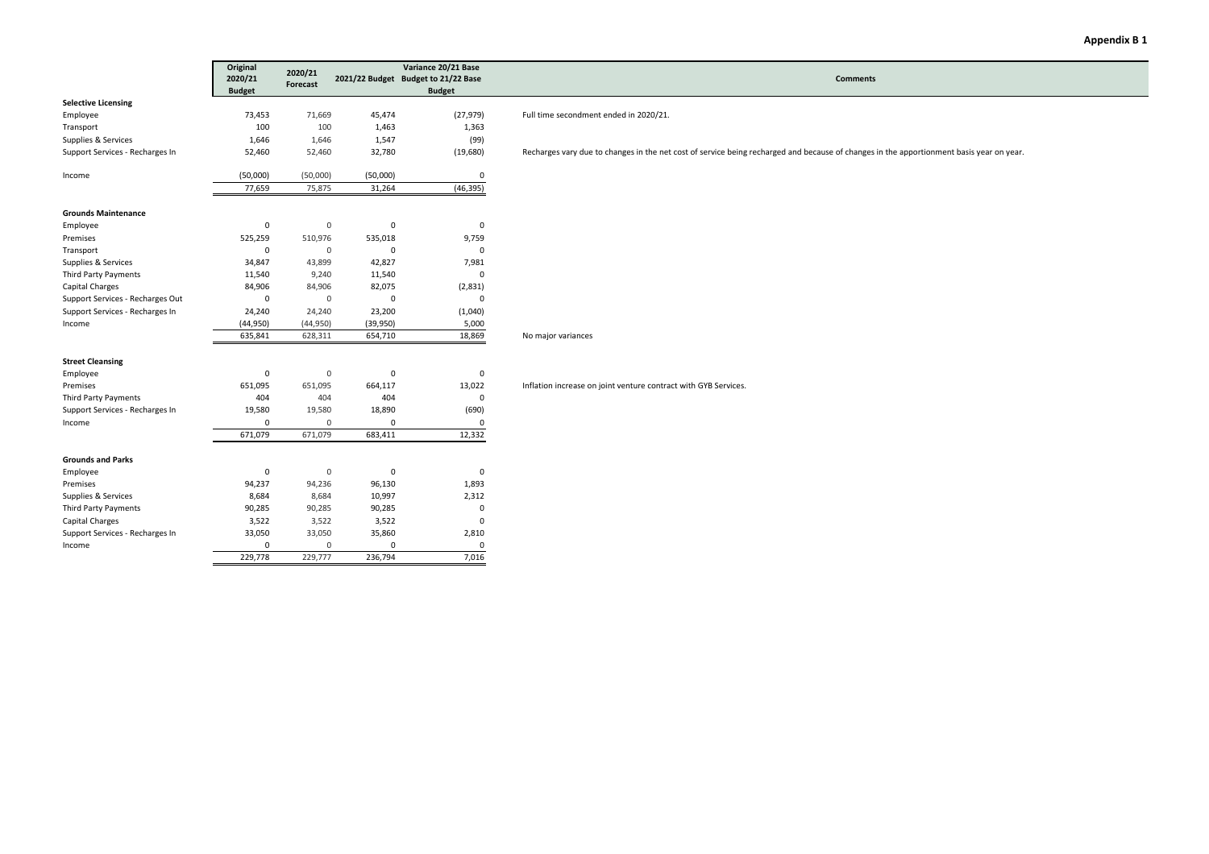**Appendix B 1**

| | Original 2020/21 Budget | 2020/21 Forecast | 2021/22 Budget | Variance 20/21 Base Budget to 21/22 Base Budget | Comments |
|---|---|---|---|---|---|
| **Selective Licensing** | | | | | |
| Employee | 73,453 | 71,669 | 45,474 | (27,979) | Full time secondment ended in 2020/21. |
| Transport | 100 | 100 | 1,463 | 1,363 | |
| Supplies & Services | 1,646 | 1,646 | 1,547 | (99) | |
| Support Services - Recharges In | 52,460 | 52,460 | 32,780 | (19,680) | Recharges vary due to changes in the net cost of service being recharged and because of changes in the apportionment basis year on year. |
| Income | (50,000) | (50,000) | (50,000) | 0 | |
| | 77,659 | 75,875 | 31,264 | (46,395) | |
| **Grounds Maintenance** | | | | | |
| Employee | 0 | 0 | 0 | 0 | |
| Premises | 525,259 | 510,976 | 535,018 | 9,759 | |
| Transport | 0 | 0 | 0 | 0 | |
| Supplies & Services | 34,847 | 43,899 | 42,827 | 7,981 | |
| Third Party Payments | 11,540 | 9,240 | 11,540 | 0 | |
| Capital Charges | 84,906 | 84,906 | 82,075 | (2,831) | |
| Support Services - Recharges Out | 0 | 0 | 0 | 0 | |
| Support Services - Recharges In | 24,240 | 24,240 | 23,200 | (1,040) | |
| Income | (44,950) | (44,950) | (39,950) | 5,000 | |
| | 635,841 | 628,311 | 654,710 | 18,869 | No major variances |
| **Street Cleansing** | | | | | |
| Employee | 0 | 0 | 0 | 0 | |
| Premises | 651,095 | 651,095 | 664,117 | 13,022 | Inflation increase on joint venture contract with GYB Services. |
| Third Party Payments | 404 | 404 | 404 | 0 | |
| Support Services - Recharges In | 19,580 | 19,580 | 18,890 | (690) | |
| Income | 0 | 0 | 0 | 0 | |
| | 671,079 | 671,079 | 683,411 | 12,332 | |
| **Grounds and Parks** | | | | | |
| Employee | 0 | 0 | 0 | 0 | |
| Premises | 94,237 | 94,236 | 96,130 | 1,893 | |
| Supplies & Services | 8,684 | 8,684 | 10,997 | 2,312 | |
| Third Party Payments | 90,285 | 90,285 | 90,285 | 0 | |
| Capital Charges | 3,522 | 3,522 | 3,522 | 0 | |
| Support Services - Recharges In | 33,050 | 33,050 | 35,860 | 2,810 | |
| Income | 0 | 0 | 0 | 0 | |
| | 229,778 | 229,777 | 236,794 | 7,016 | |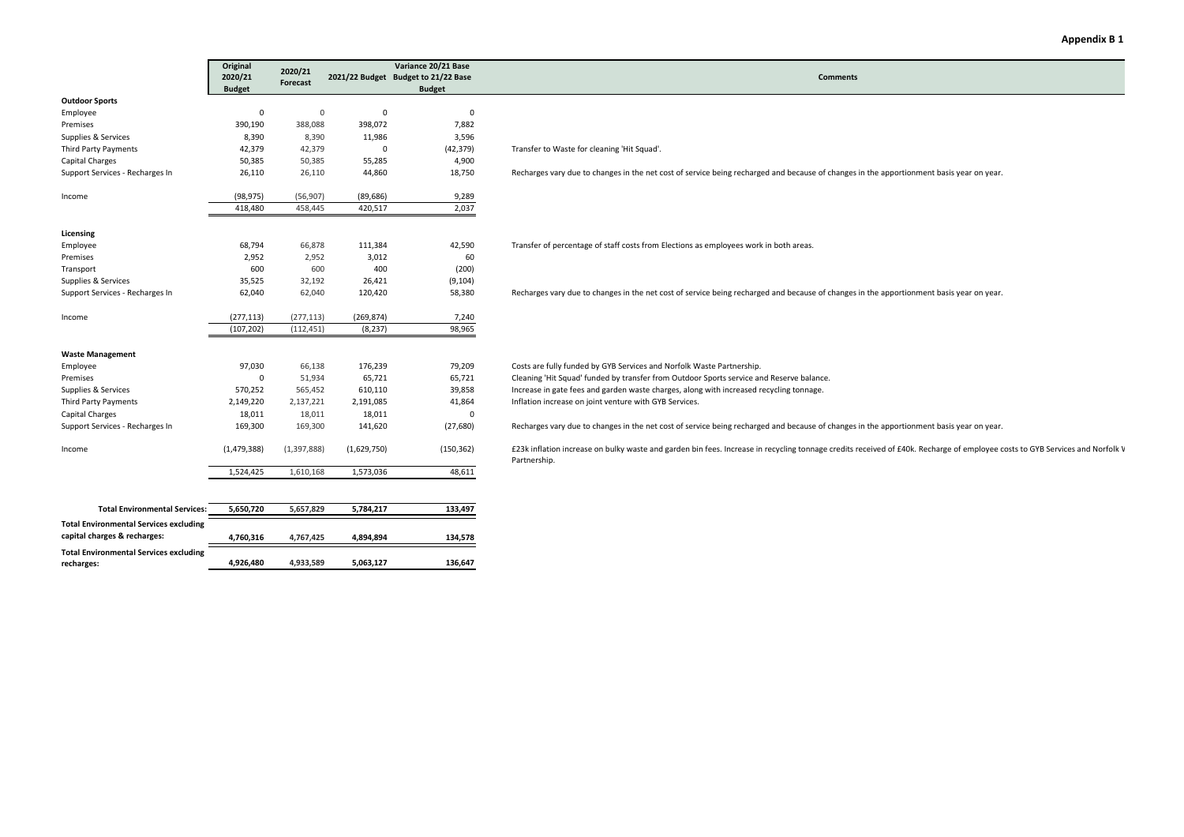**Appendix B 1**

| | Original 2020/21 Budget | 2020/21 Forecast | 2021/22 Budget | Variance 20/21 Base Budget to 21/22 Base Budget | Comments |
|---|---|---|---|---|---|
| **Outdoor Sports** | | | | | |
| Employee | 0 | 0 | 0 | 0 | |
| Premises | 390,190 | 388,088 | 398,072 | 7,882 | |
| Supplies & Services | 8,390 | 8,390 | 11,986 | 3,596 | |
| Third Party Payments | 42,379 | 42,379 | 0 | (42,379) | Transfer to Waste for cleaning 'Hit Squad'. |
| Capital Charges | 50,385 | 50,385 | 55,285 | 4,900 | |
| Support Services - Recharges In | 26,110 | 26,110 | 44,860 | 18,750 | Recharges vary due to changes in the net cost of service being recharged and because of changes in the apportionment basis year on year. |
| Income | (98,975) | (56,907) | (89,686) | 9,289 | |
| | 418,480 | 458,445 | 420,517 | 2,037 | |
| **Licensing** | | | | | |
| Employee | 68,794 | 66,878 | 111,384 | 42,590 | Transfer of percentage of staff costs from Elections as employees work in both areas. |
| Premises | 2,952 | 2,952 | 3,012 | 60 | |
| Transport | 600 | 600 | 400 | (200) | |
| Supplies & Services | 35,525 | 32,192 | 26,421 | (9,104) | |
| Support Services - Recharges In | 62,040 | 62,040 | 120,420 | 58,380 | Recharges vary due to changes in the net cost of service being recharged and because of changes in the apportionment basis year on year. |
| Income | (277,113) | (277,113) | (269,874) | 7,240 | |
| | (107,202) | (112,451) | (8,237) | 98,965 | |
| **Waste Management** | | | | | |
| Employee | 97,030 | 66,138 | 176,239 | 79,209 | Costs are fully funded by GYB Services and Norfolk Waste Partnership. |
| Premises | 0 | 51,934 | 65,721 | 65,721 | Cleaning 'Hit Squad' funded by transfer from Outdoor Sports service and Reserve balance. |
| Supplies & Services | 570,252 | 565,452 | 610,110 | 39,858 | Increase in gate fees and garden waste charges, along with increased recycling tonnage. |
| Third Party Payments | 2,149,220 | 2,137,221 | 2,191,085 | 41,864 | Inflation increase on joint venture with GYB Services. |
| Capital Charges | 18,011 | 18,011 | 18,011 | 0 | |
| Support Services - Recharges In | 169,300 | 169,300 | 141,620 | (27,680) | Recharges vary due to changes in the net cost of service being recharged and because of changes in the apportionment basis year on year. |
| Income | (1,479,388) | (1,397,888) | (1,629,750) | (150,362) | £23k inflation increase on bulky waste and garden bin fees. Increase in recycling tonnage credits received of £40k. Recharge of employee costs to GYB Services and Norfolk W Partnership. |
| | 1,524,425 | 1,610,168 | 1,573,036 | 48,611 | |
| **Total Environmental Services:** | **5,650,720** | **5,657,829** | **5,784,217** | **133,497** | |
| **Total Environmental Services excluding capital charges & recharges:** | **4,760,316** | **4,767,425** | **4,894,894** | **134,578** | |
| **Total Environmental Services excluding recharges:** | **4,926,480** | **4,933,589** | **5,063,127** | **136,647** | |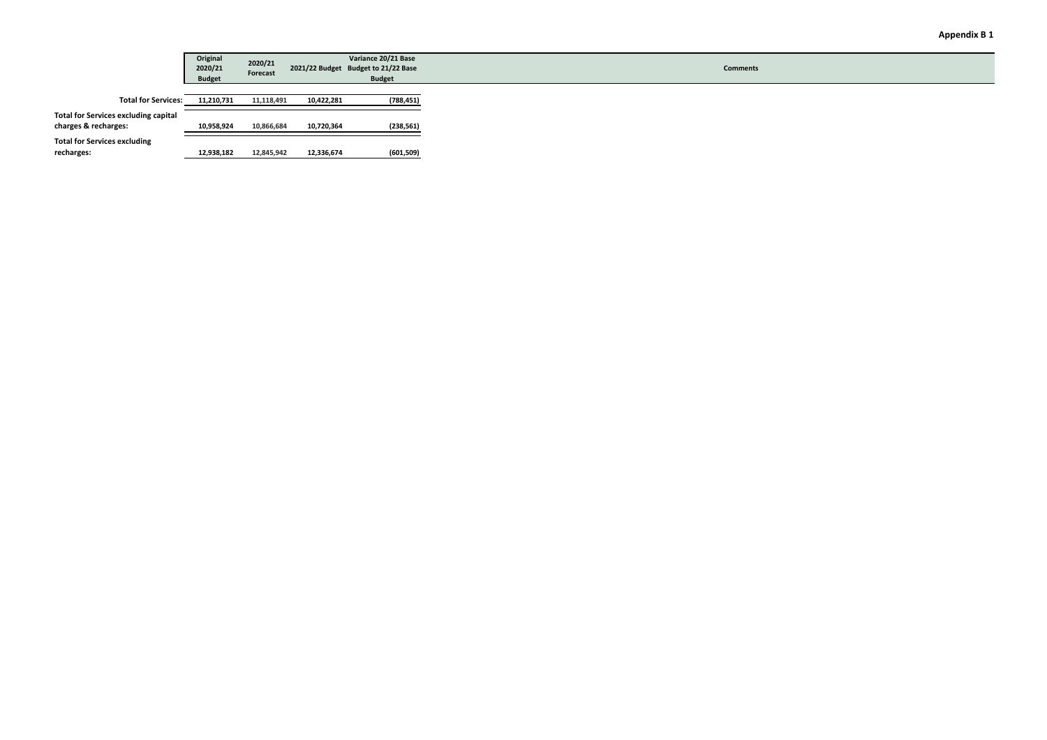**Appendix B 1**

| | Original 2020/21 Budget | 2020/21 Forecast | 2021/22 Budget | Variance 20/21 Base Budget to 21/22 Base Budget | Comments |
|---|---|---|---|---|---|
| **Total for Services:** | **11,210,731** | **11,118,491** | **10,422,281** | **(788,451)** | |
| **Total for Services excluding capital charges & recharges:** | **10,958,924** | **10,866,684** | **10,720,364** | **(238,561)** | |
| **Total for Services excluding recharges:** | **12,938,182** | **12,845,942** | **12,336,674** | **(601,509)** | |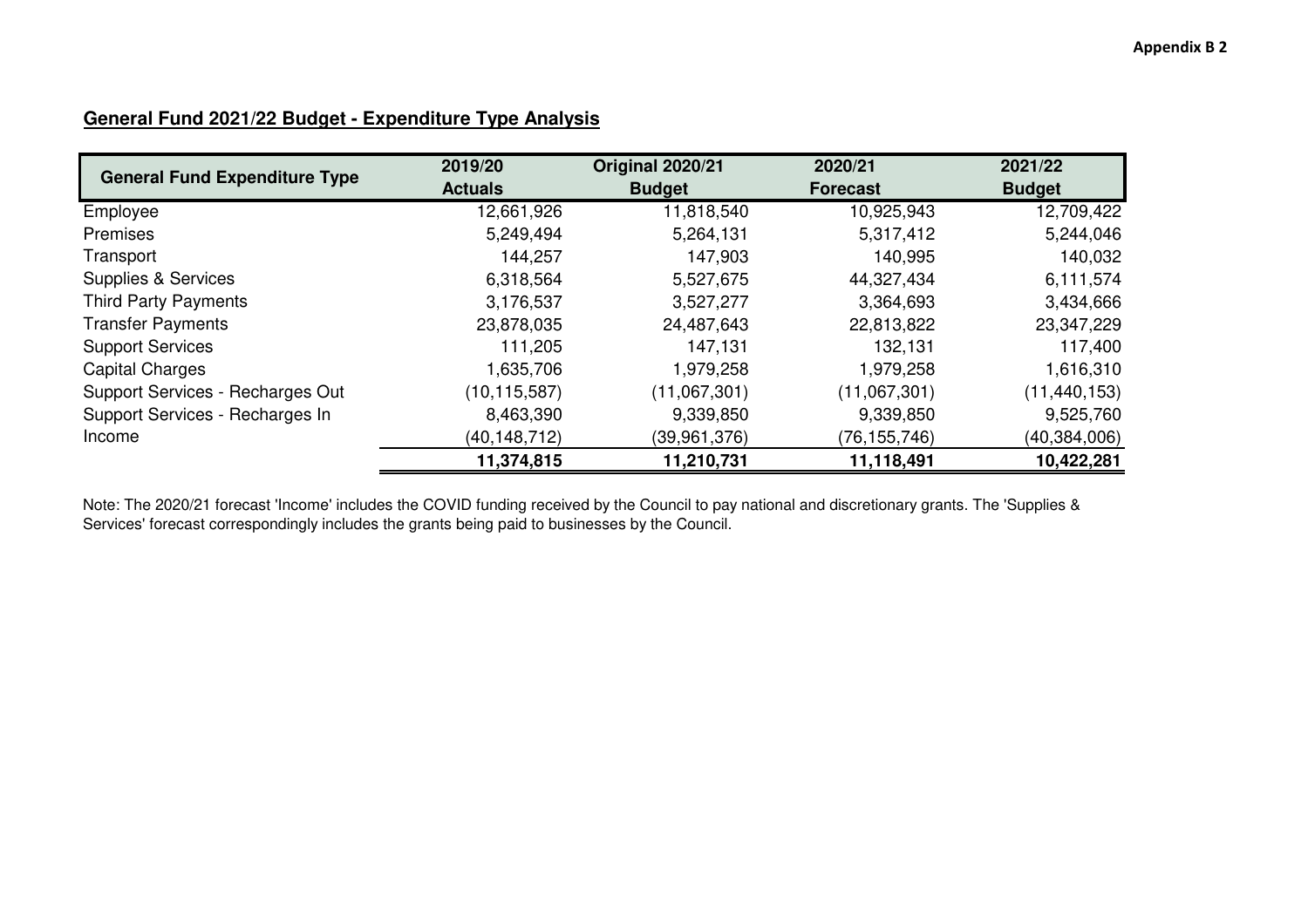Appendix B 2

## General Fund 2021/22 Budget - Expenditure Type Analysis

| General Fund Expenditure Type | 2019/20 Actuals | Original 2020/21 Budget | 2020/21 Forecast | 2021/22 Budget |
|---|---|---|---|---|
| Employee | 12,661,926 | 11,818,540 | 10,925,943 | 12,709,422 |
| Premises | 5,249,494 | 5,264,131 | 5,317,412 | 5,244,046 |
| Transport | 144,257 | 147,903 | 140,995 | 140,032 |
| Supplies & Services | 6,318,564 | 5,527,675 | 44,327,434 | 6,111,574 |
| Third Party Payments | 3,176,537 | 3,527,277 | 3,364,693 | 3,434,666 |
| Transfer Payments | 23,878,035 | 24,487,643 | 22,813,822 | 23,347,229 |
| Support Services | 111,205 | 147,131 | 132,131 | 117,400 |
| Capital Charges | 1,635,706 | 1,979,258 | 1,979,258 | 1,616,310 |
| Support Services - Recharges Out | (10,115,587) | (11,067,301) | (11,067,301) | (11,440,153) |
| Support Services - Recharges In | 8,463,390 | 9,339,850 | 9,339,850 | 9,525,760 |
| Income | (40,148,712) | (39,961,376) | (76,155,746) | (40,384,006) |
| | **11,374,815** | **11,210,731** | **11,118,491** | **10,422,281** |

Note: The 2020/21 forecast 'Income' includes the COVID funding received by the Council to pay national and discretionary grants. The 'Supplies & Services' forecast correspondingly includes the grants being paid to businesses by the Council.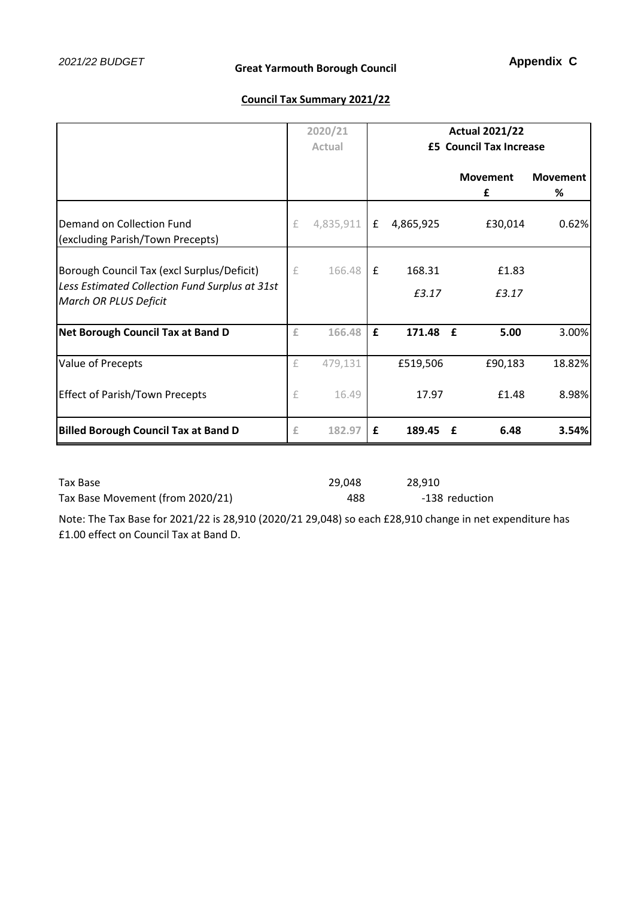2021/22 BUDGET

**Great Yarmouth Borough Council**

**Appendix C**

## Council Tax Summary 2021/22

| | 2020/21 Actual | Actual 2021/22 £5 Council Tax Increase | | |
|---|---|---|---|---|
| | | | Movement £ | Movement % |
| Demand on Collection Fund (excluding Parish/Town Precepts) | £ 4,835,911 | £ 4,865,925 | £30,014 | 0.62% |
| Borough Council Tax (excl Surplus/Deficit) | £ 166.48 | £ 168.31 | £1.83 | |
| *Less Estimated Collection Fund Surplus at 31st March OR PLUS Deficit* | | *£3.17* | *£3.17* | |
| **Net Borough Council Tax at Band D** | **£ 166.48** | **£ 171.48** | **£ 5.00** | 3.00% |
| Value of Precepts | £ 479,131 | £519,506 | £90,183 | 18.82% |
| Effect of Parish/Town Precepts | £ 16.49 | 17.97 | £1.48 | 8.98% |
| **Billed Borough Council Tax at Band D** | **£ 182.97** | **£ 189.45** | **£ 6.48** | **3.54%** |

| | | |
|---|---|---|
| Tax Base | 29,048 | 28,910 |
| Tax Base Movement (from 2020/21) | 488 | -138 reduction |

Note: The Tax Base for 2021/22 is 28,910 (2020/21 29,048) so each £28,910 change in net expenditure has £1.00 effect on Council Tax at Band D.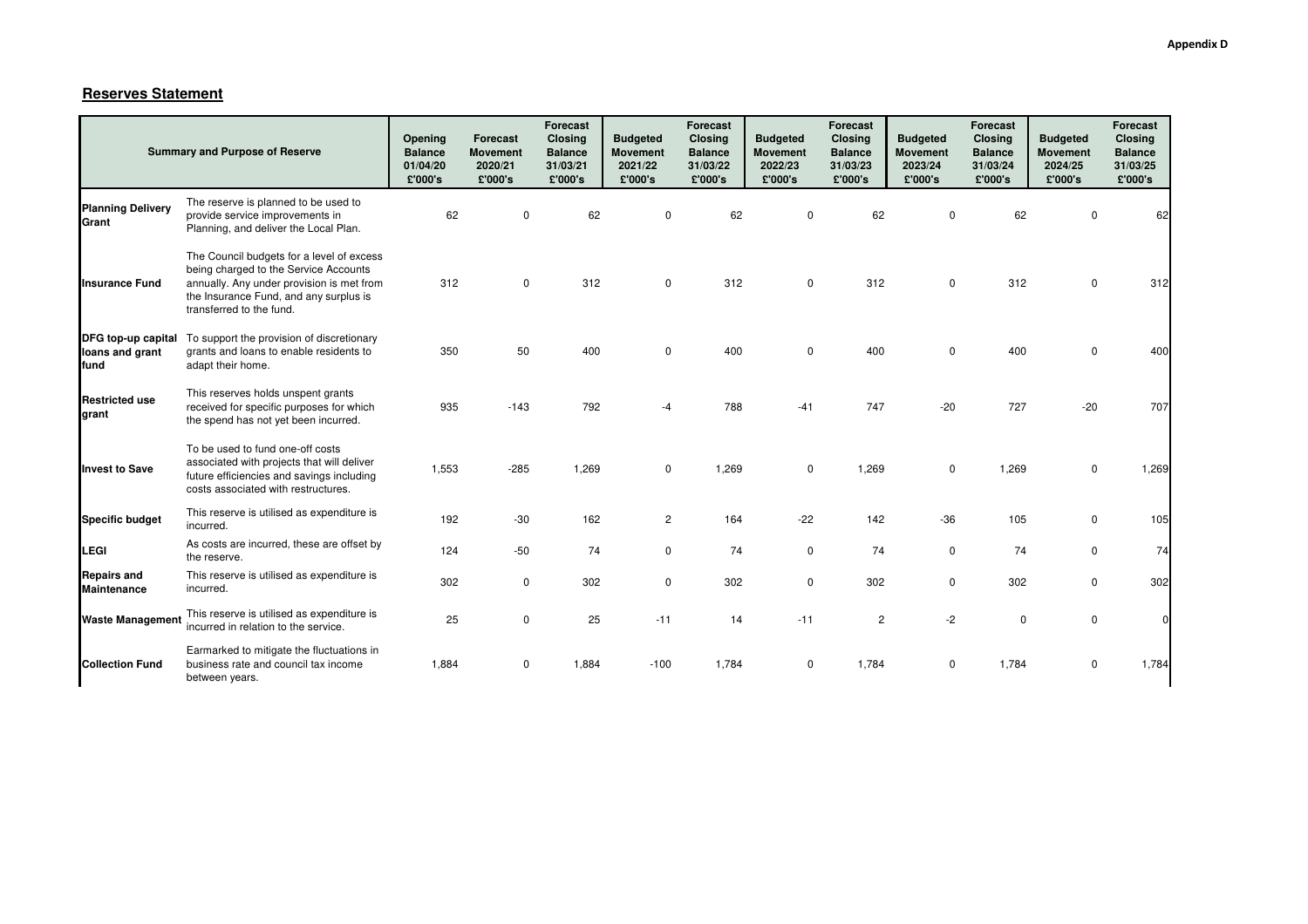Appendix D

## Reserves Statement

| Summary and Purpose of Reserve | | Opening Balance 01/04/20 £'000's | Forecast Movement 2020/21 £'000's | Forecast Closing Balance 31/03/21 £'000's | Budgeted Movement 2021/22 £'000's | Forecast Closing Balance 31/03/22 £'000's | Budgeted Movement 2022/23 £'000's | Forecast Closing Balance 31/03/23 £'000's | Budgeted Movement 2023/24 £'000's | Forecast Closing Balance 31/03/24 £'000's | Budgeted Movement 2024/25 £'000's | Forecast Closing Balance 31/03/25 £'000's |
|---|---|---|---|---|---|---|---|---|---|---|---|---|
| **Planning Delivery Grant** | The reserve is planned to be used to provide service improvements in Planning, and deliver the Local Plan. | 62 | 0 | 62 | 0 | 62 | 0 | 62 | 0 | 62 | 0 | 62 |
| **Insurance Fund** | The Council budgets for a level of excess being charged to the Service Accounts annually. Any under provision is met from the Insurance Fund, and any surplus is transferred to the fund. | 312 | 0 | 312 | 0 | 312 | 0 | 312 | 0 | 312 | 0 | 312 |
| **DFG top-up capital loans and grant fund** | To support the provision of discretionary grants and loans to enable residents to adapt their home. | 350 | 50 | 400 | 0 | 400 | 0 | 400 | 0 | 400 | 0 | 400 |
| **Restricted use grant** | This reserves holds unspent grants received for specific purposes for which the spend has not yet been incurred. | 935 | -143 | 792 | -4 | 788 | -41 | 747 | -20 | 727 | -20 | 707 |
| **Invest to Save** | To be used to fund one-off costs associated with projects that will deliver future efficiencies and savings including costs associated with restructures. | 1,553 | -285 | 1,269 | 0 | 1,269 | 0 | 1,269 | 0 | 1,269 | 0 | 1,269 |
| **Specific budget** | This reserve is utilised as expenditure is incurred. | 192 | -30 | 162 | 2 | 164 | -22 | 142 | -36 | 105 | 0 | 105 |
| **LEGI** | As costs are incurred, these are offset by the reserve. | 124 | -50 | 74 | 0 | 74 | 0 | 74 | 0 | 74 | 0 | 74 |
| **Repairs and Maintenance** | This reserve is utilised as expenditure is incurred. | 302 | 0 | 302 | 0 | 302 | 0 | 302 | 0 | 302 | 0 | 302 |
| **Waste Management** | This reserve is utilised as expenditure is incurred in relation to the service. | 25 | 0 | 25 | -11 | 14 | -11 | 2 | -2 | 0 | 0 | 0 |
| **Collection Fund** | Earmarked to mitigate the fluctuations in business rate and council tax income between years. | 1,884 | 0 | 1,884 | -100 | 1,784 | 0 | 1,784 | 0 | 1,784 | 0 | 1,784 |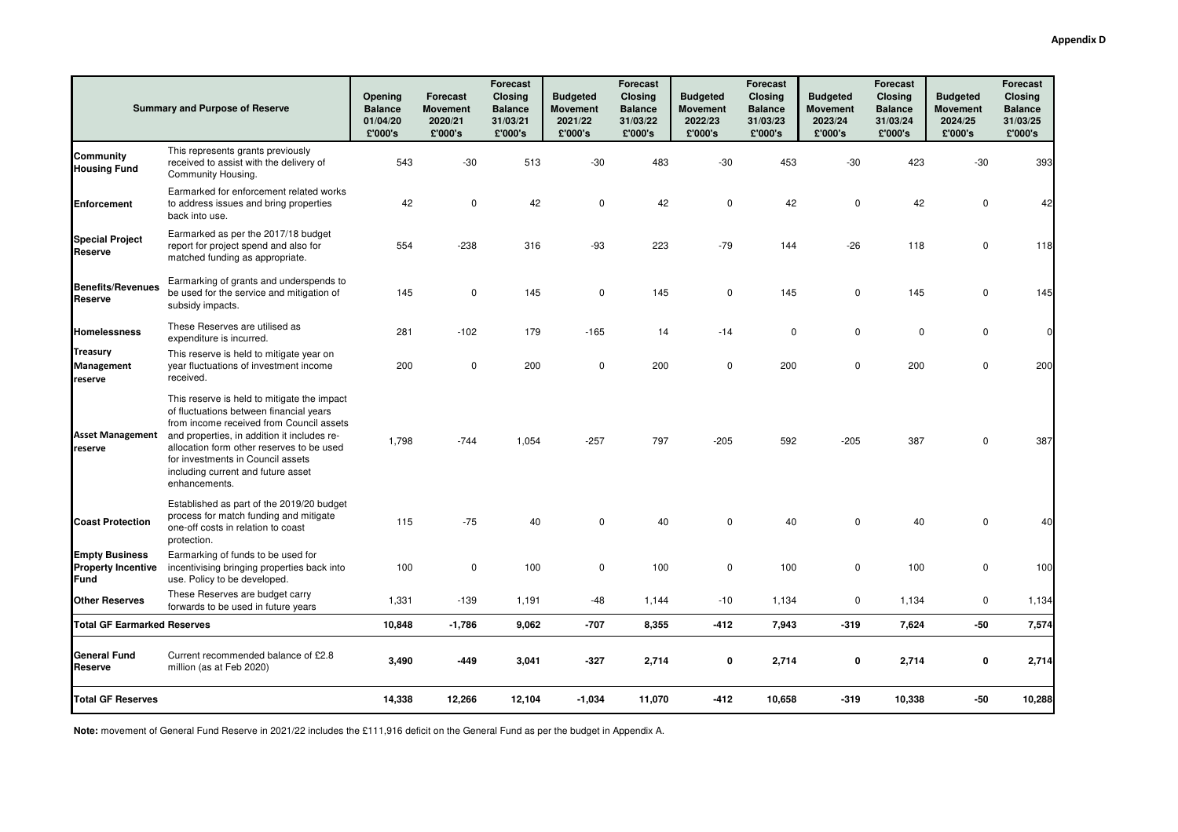**Appendix D**

| Summary and Purpose of Reserve | | Opening Balance 01/04/20 £'000's | Forecast Movement 2020/21 £'000's | Forecast Closing Balance 31/03/21 £'000's | Budgeted Movement 2021/22 £'000's | Forecast Closing Balance 31/03/22 £'000's | Budgeted Movement 2022/23 £'000's | Forecast Closing Balance 31/03/23 £'000's | Budgeted Movement 2023/24 £'000's | Forecast Closing Balance 31/03/24 £'000's | Budgeted Movement 2024/25 £'000's | Forecast Closing Balance 31/03/25 £'000's |
|---|---|---|---|---|---|---|---|---|---|---|---|---|
| **Community Housing Fund** | This represents grants previously received to assist with the delivery of Community Housing. | 543 | -30 | 513 | -30 | 483 | -30 | 453 | -30 | 423 | -30 | 393 |
| **Enforcement** | Earmarked for enforcement related works to address issues and bring properties back into use. | 42 | 0 | 42 | 0 | 42 | 0 | 42 | 0 | 42 | 0 | 42 |
| **Special Project Reserve** | Earmarked as per the 2017/18 budget report for project spend and also for matched funding as appropriate. | 554 | -238 | 316 | -93 | 223 | -79 | 144 | -26 | 118 | 0 | 118 |
| **Benefits/Revenues Reserve** | Earmarking of grants and underspends to be used for the service and mitigation of subsidy impacts. | 145 | 0 | 145 | 0 | 145 | 0 | 145 | 0 | 145 | 0 | 145 |
| **Homelessness** | These Reserves are utilised as expenditure is incurred. | 281 | -102 | 179 | -165 | 14 | -14 | 0 | 0 | 0 | 0 | 0 |
| **Treasury Management reserve** | This reserve is held to mitigate year on year fluctuations of investment income received. | 200 | 0 | 200 | 0 | 200 | 0 | 200 | 0 | 200 | 0 | 200 |
| **Asset Management reserve** | This reserve is held to mitigate the impact of fluctuations between financial years from income received from Council assets and properties, in addition it includes re-allocation form other reserves to be used for investments in Council assets including current and future asset enhancements. | 1,798 | -744 | 1,054 | -257 | 797 | -205 | 592 | -205 | 387 | 0 | 387 |
| **Coast Protection** | Established as part of the 2019/20 budget process for match funding and mitigate one-off costs in relation to coast protection. | 115 | -75 | 40 | 0 | 40 | 0 | 40 | 0 | 40 | 0 | 40 |
| **Empty Business Property Incentive Fund** | Earmarking of funds to be used for incentivising bringing properties back into use. Policy to be developed. | 100 | 0 | 100 | 0 | 100 | 0 | 100 | 0 | 100 | 0 | 100 |
| **Other Reserves** | These Reserves are budget carry forwards to be used in future years | 1,331 | -139 | 1,191 | -48 | 1,144 | -10 | 1,134 | 0 | 1,134 | 0 | 1,134 |
| **Total GF Earmarked Reserves** | | **10,848** | **-1,786** | **9,062** | **-707** | **8,355** | **-412** | **7,943** | **-319** | **7,624** | **-50** | **7,574** |
| **General Fund Reserve** | Current recommended balance of £2.8 million (as at Feb 2020) | **3,490** | **-449** | **3,041** | **-327** | **2,714** | **0** | **2,714** | **0** | **2,714** | **0** | **2,714** |
| **Total GF Reserves** | | **14,338** | **12,266** | **12,104** | **-1,034** | **11,070** | **-412** | **10,658** | **-319** | **10,338** | **-50** | **10,288** |

**Note:** movement of General Fund Reserve in 2021/22 includes the £111,916 deficit on the General Fund as per the budget in Appendix A.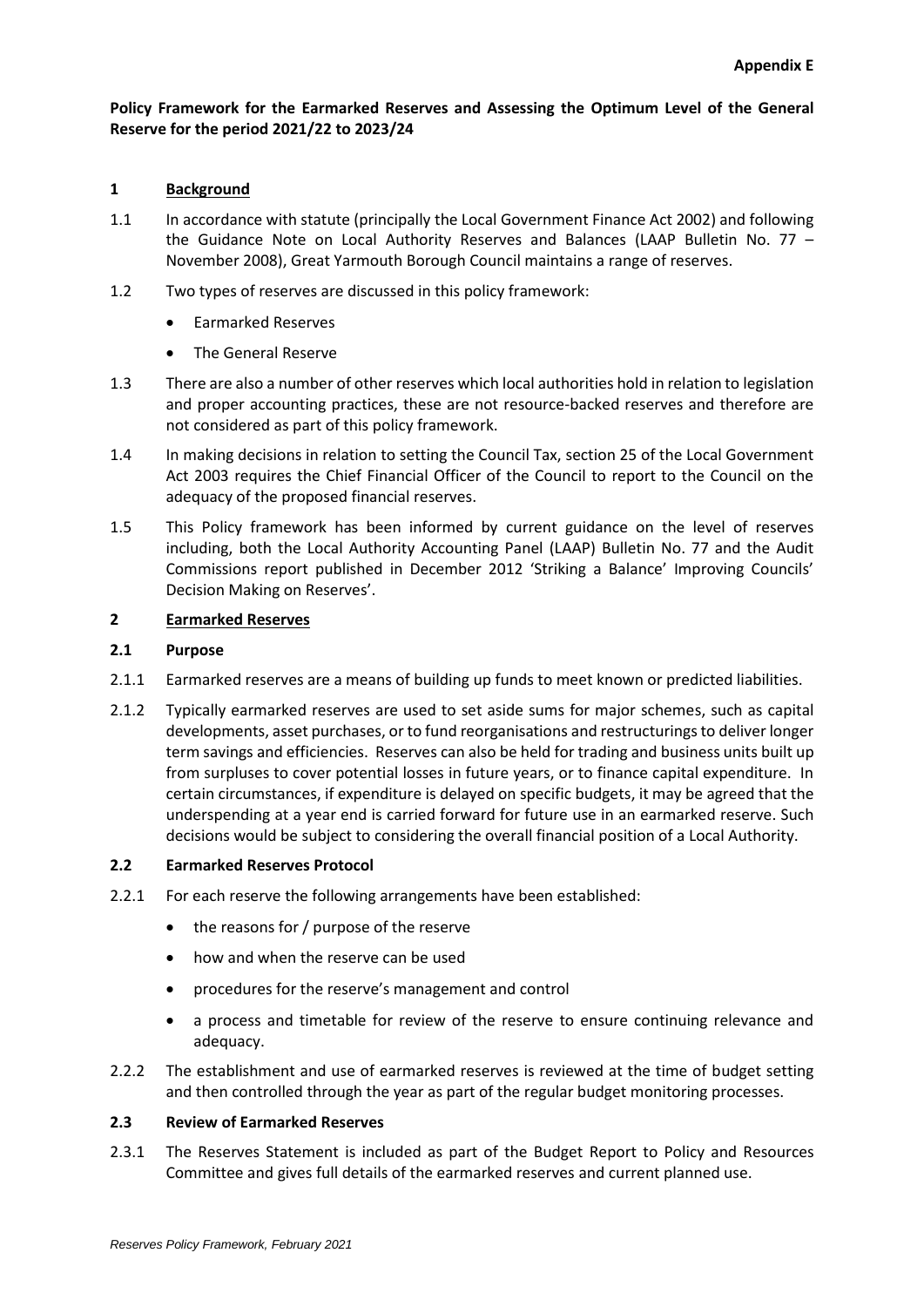**Appendix E**

**Policy Framework for the Earmarked Reserves and Assessing the Optimum Level of the General Reserve for the period 2021/22 to 2023/24**

## 1 Background

1.1 In accordance with statute (principally the Local Government Finance Act 2002) and following the Guidance Note on Local Authority Reserves and Balances (LAAP Bulletin No. 77 – November 2008), Great Yarmouth Borough Council maintains a range of reserves.

1.2 Two types of reserves are discussed in this policy framework:

- Earmarked Reserves
- The General Reserve

1.3 There are also a number of other reserves which local authorities hold in relation to legislation and proper accounting practices, these are not resource-backed reserves and therefore are not considered as part of this policy framework.

1.4 In making decisions in relation to setting the Council Tax, section 25 of the Local Government Act 2003 requires the Chief Financial Officer of the Council to report to the Council on the adequacy of the proposed financial reserves.

1.5 This Policy framework has been informed by current guidance on the level of reserves including, both the Local Authority Accounting Panel (LAAP) Bulletin No. 77 and the Audit Commissions report published in December 2012 'Striking a Balance' Improving Councils' Decision Making on Reserves'.

## 2 Earmarked Reserves

### 2.1 Purpose

2.1.1 Earmarked reserves are a means of building up funds to meet known or predicted liabilities.

2.1.2 Typically earmarked reserves are used to set aside sums for major schemes, such as capital developments, asset purchases, or to fund reorganisations and restructurings to deliver longer term savings and efficiencies. Reserves can also be held for trading and business units built up from surpluses to cover potential losses in future years, or to finance capital expenditure. In certain circumstances, if expenditure is delayed on specific budgets, it may be agreed that the underspending at a year end is carried forward for future use in an earmarked reserve. Such decisions would be subject to considering the overall financial position of a Local Authority.

### 2.2 Earmarked Reserves Protocol

2.2.1 For each reserve the following arrangements have been established:

- the reasons for / purpose of the reserve
- how and when the reserve can be used
- procedures for the reserve's management and control
- a process and timetable for review of the reserve to ensure continuing relevance and adequacy.

2.2.2 The establishment and use of earmarked reserves is reviewed at the time of budget setting and then controlled through the year as part of the regular budget monitoring processes.

### 2.3 Review of Earmarked Reserves

2.3.1 The Reserves Statement is included as part of the Budget Report to Policy and Resources Committee and gives full details of the earmarked reserves and current planned use.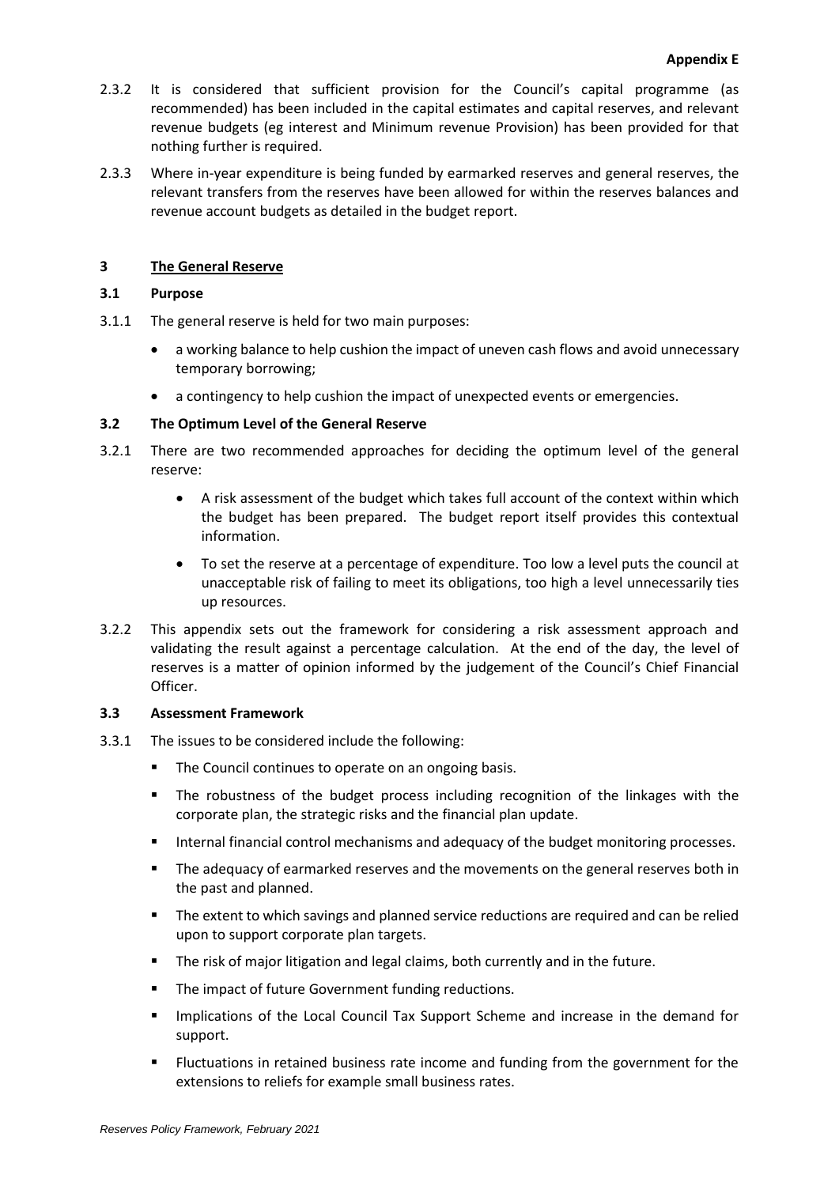2.3.2 It is considered that sufficient provision for the Council's capital programme (as recommended) has been included in the capital estimates and capital reserves, and relevant revenue budgets (eg interest and Minimum revenue Provision) has been provided for that nothing further is required.

2.3.3 Where in-year expenditure is being funded by earmarked reserves and general reserves, the relevant transfers from the reserves have been allowed for within the reserves balances and revenue account budgets as detailed in the budget report.

## 3 The General Reserve

### 3.1 Purpose

3.1.1 The general reserve is held for two main purposes:

- a working balance to help cushion the impact of uneven cash flows and avoid unnecessary temporary borrowing;
- a contingency to help cushion the impact of unexpected events or emergencies.

### 3.2 The Optimum Level of the General Reserve

3.2.1 There are two recommended approaches for deciding the optimum level of the general reserve:

- A risk assessment of the budget which takes full account of the context within which the budget has been prepared. The budget report itself provides this contextual information.
- To set the reserve at a percentage of expenditure. Too low a level puts the council at unacceptable risk of failing to meet its obligations, too high a level unnecessarily ties up resources.

3.2.2 This appendix sets out the framework for considering a risk assessment approach and validating the result against a percentage calculation. At the end of the day, the level of reserves is a matter of opinion informed by the judgement of the Council's Chief Financial Officer.

### 3.3 Assessment Framework

3.3.1 The issues to be considered include the following:

- The Council continues to operate on an ongoing basis.
- The robustness of the budget process including recognition of the linkages with the corporate plan, the strategic risks and the financial plan update.
- Internal financial control mechanisms and adequacy of the budget monitoring processes.
- The adequacy of earmarked reserves and the movements on the general reserves both in the past and planned.
- The extent to which savings and planned service reductions are required and can be relied upon to support corporate plan targets.
- The risk of major litigation and legal claims, both currently and in the future.
- The impact of future Government funding reductions.
- Implications of the Local Council Tax Support Scheme and increase in the demand for support.
- Fluctuations in retained business rate income and funding from the government for the extensions to reliefs for example small business rates.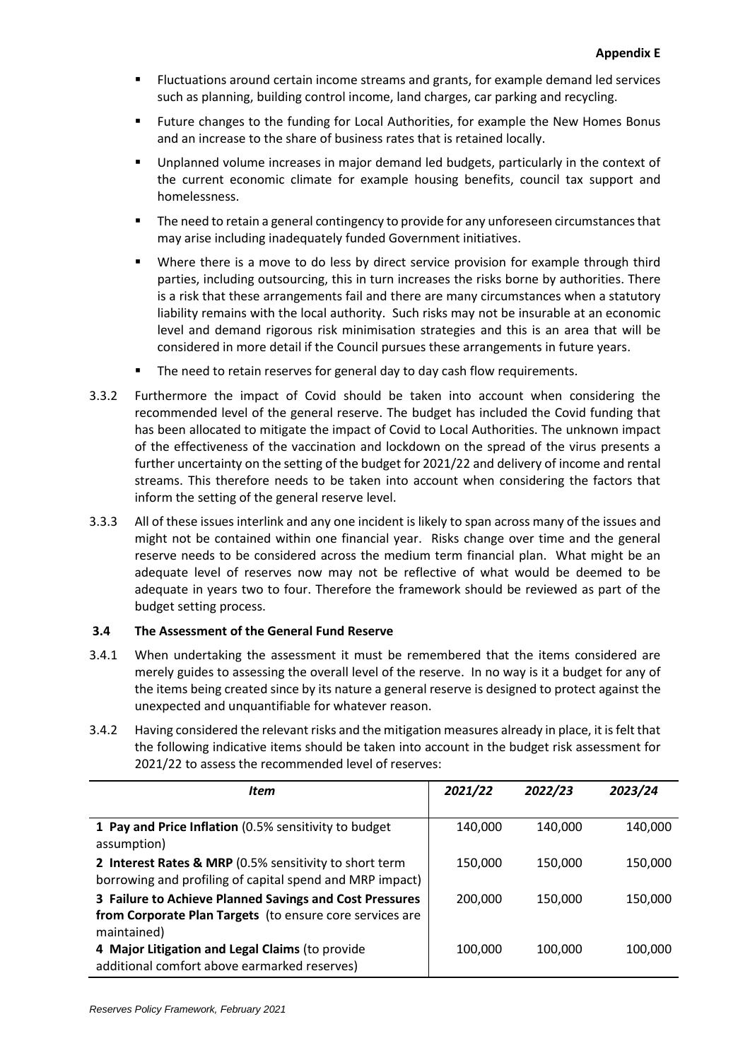- Fluctuations around certain income streams and grants, for example demand led services such as planning, building control income, land charges, car parking and recycling.
- Future changes to the funding for Local Authorities, for example the New Homes Bonus and an increase to the share of business rates that is retained locally.
- Unplanned volume increases in major demand led budgets, particularly in the context of the current economic climate for example housing benefits, council tax support and homelessness.
- The need to retain a general contingency to provide for any unforeseen circumstances that may arise including inadequately funded Government initiatives.
- Where there is a move to do less by direct service provision for example through third parties, including outsourcing, this in turn increases the risks borne by authorities. There is a risk that these arrangements fail and there are many circumstances when a statutory liability remains with the local authority. Such risks may not be insurable at an economic level and demand rigorous risk minimisation strategies and this is an area that will be considered in more detail if the Council pursues these arrangements in future years.
- The need to retain reserves for general day to day cash flow requirements.

3.3.2 Furthermore the impact of Covid should be taken into account when considering the recommended level of the general reserve. The budget has included the Covid funding that has been allocated to mitigate the impact of Covid to Local Authorities. The unknown impact of the effectiveness of the vaccination and lockdown on the spread of the virus presents a further uncertainty on the setting of the budget for 2021/22 and delivery of income and rental streams. This therefore needs to be taken into account when considering the factors that inform the setting of the general reserve level.

3.3.3 All of these issues interlink and any one incident is likely to span across many of the issues and might not be contained within one financial year. Risks change over time and the general reserve needs to be considered across the medium term financial plan. What might be an adequate level of reserves now may not be reflective of what would be deemed to be adequate in years two to four. Therefore the framework should be reviewed as part of the budget setting process.

### 3.4 The Assessment of the General Fund Reserve

3.4.1 When undertaking the assessment it must be remembered that the items considered are merely guides to assessing the overall level of the reserve. In no way is it a budget for any of the items being created since by its nature a general reserve is designed to protect against the unexpected and unquantifiable for whatever reason.

3.4.2 Having considered the relevant risks and the mitigation measures already in place, it is felt that the following indicative items should be taken into account in the budget risk assessment for 2021/22 to assess the recommended level of reserves:

| *Item* | *2021/22* | *2022/23* | *2023/24* |
|---|---|---|---|
| **1 Pay and Price Inflation** (0.5% sensitivity to budget assumption) | 140,000 | 140,000 | 140,000 |
| **2 Interest Rates & MRP** (0.5% sensitivity to short term borrowing and profiling of capital spend and MRP impact) | 150,000 | 150,000 | 150,000 |
| **3 Failure to Achieve Planned Savings and Cost Pressures from Corporate Plan Targets** (to ensure core services are maintained) | 200,000 | 150,000 | 150,000 |
| **4 Major Litigation and Legal Claims** (to provide additional comfort above earmarked reserves) | 100,000 | 100,000 | 100,000 |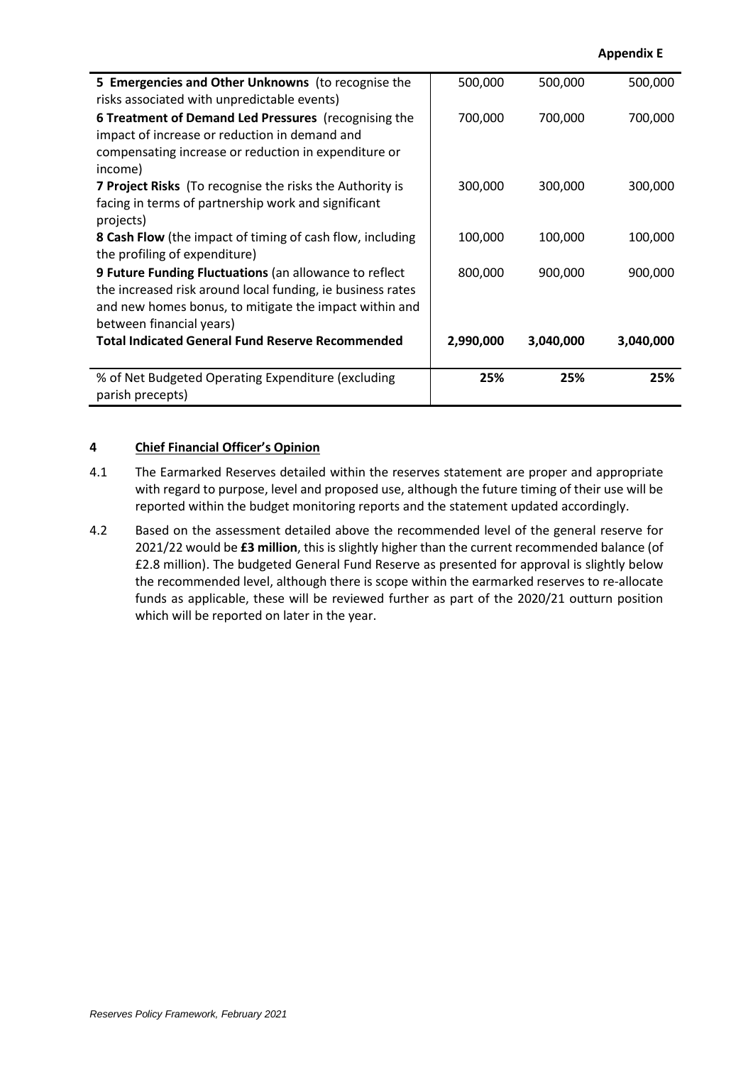**Appendix E**

| | | | |
|---|---|---|---|
| **5 Emergencies and Other Unknowns** (to recognise the risks associated with unpredictable events) | 500,000 | 500,000 | 500,000 |
| **6 Treatment of Demand Led Pressures** (recognising the impact of increase or reduction in demand and compensating increase or reduction in expenditure or income) | 700,000 | 700,000 | 700,000 |
| **7 Project Risks** (To recognise the risks the Authority is facing in terms of partnership work and significant projects) | 300,000 | 300,000 | 300,000 |
| **8 Cash Flow** (the impact of timing of cash flow, including the profiling of expenditure) | 100,000 | 100,000 | 100,000 |
| **9 Future Funding Fluctuations** (an allowance to reflect the increased risk around local funding, ie business rates and new homes bonus, to mitigate the impact within and between financial years) | 800,000 | 900,000 | 900,000 |
| **Total Indicated General Fund Reserve Recommended** | **2,990,000** | **3,040,000** | **3,040,000** |
| % of Net Budgeted Operating Expenditure (excluding parish precepts) | **25%** | **25%** | **25%** |

## 4 Chief Financial Officer's Opinion

4.1 The Earmarked Reserves detailed within the reserves statement are proper and appropriate with regard to purpose, level and proposed use, although the future timing of their use will be reported within the budget monitoring reports and the statement updated accordingly.

4.2 Based on the assessment detailed above the recommended level of the general reserve for 2021/22 would be **£3 million**, this is slightly higher than the current recommended balance (of £2.8 million). The budgeted General Fund Reserve as presented for approval is slightly below the recommended level, although there is scope within the earmarked reserves to re-allocate funds as applicable, these will be reviewed further as part of the 2020/21 outturn position which will be reported on later in the year.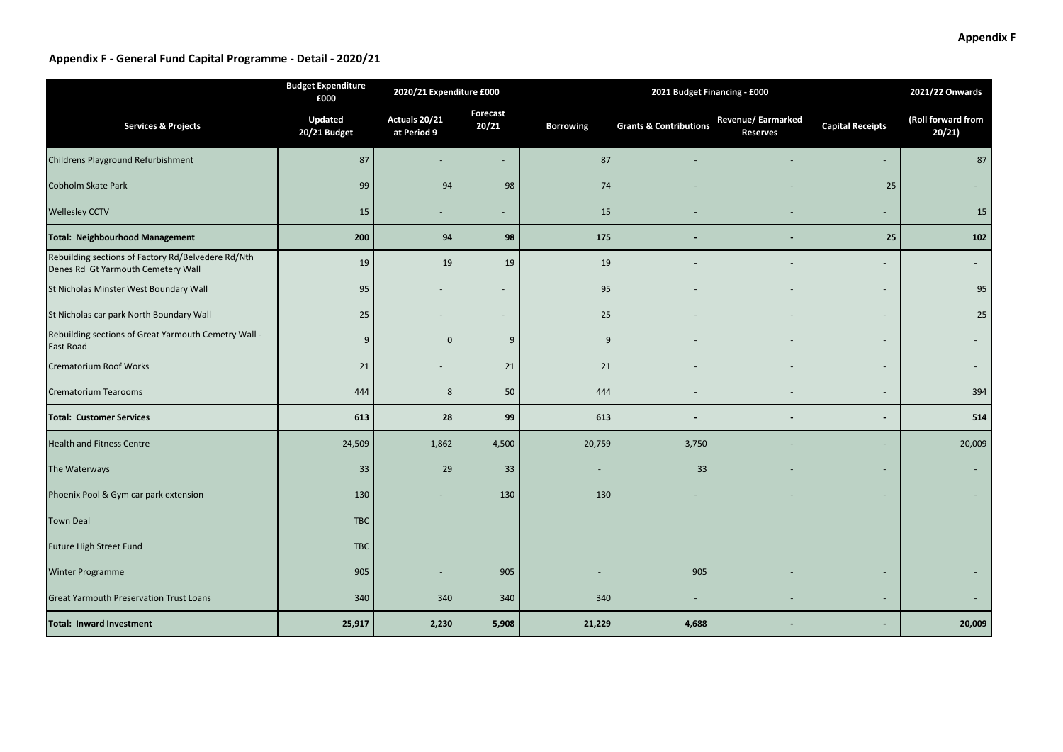**Appendix F**

## Appendix F - General Fund Capital Programme - Detail - 2020/21

| | Budget Expenditure £000 | 2020/21 Expenditure £000 | | 2021 Budget Financing - £000 | | | | 2021/22 Onwards |
|---|---|---|---|---|---|---|---|---|
| **Services & Projects** | **Updated 20/21 Budget** | **Actuals 20/21 at Period 9** | **Forecast 20/21** | **Borrowing** | **Grants & Contributions** | **Revenue/ Earmarked Reserves** | **Capital Receipts** | **(Roll forward from 20/21)** |
| Childrens Playground Refurbishment | 87 | - | - | 87 | - | - | - | 87 |
| Cobholm Skate Park | 99 | 94 | 98 | 74 | - | - | 25 | - |
| Wellesley CCTV | 15 | - | - | 15 | - | - | - | 15 |
| **Total: Neighbourhood Management** | **200** | **94** | **98** | **175** | **-** | **-** | **25** | **102** |
| Rebuilding sections of Factory Rd/Belvedere Rd/Nth Denes Rd Gt Yarmouth Cemetery Wall | 19 | 19 | 19 | 19 | - | - | - | - |
| St Nicholas Minster West Boundary Wall | 95 | - | - | 95 | - | - | - | 95 |
| St Nicholas car park North Boundary Wall | 25 | - | - | 25 | - | - | - | 25 |
| Rebuilding sections of Great Yarmouth Cemetry Wall - East Road | 9 | 0 | 9 | 9 | - | - | - | - |
| Crematorium Roof Works | 21 | - | 21 | 21 | - | - | - | - |
| Crematorium Tearooms | 444 | 8 | 50 | 444 | - | - | - | 394 |
| **Total: Customer Services** | **613** | **28** | **99** | **613** | **-** | **-** | **-** | **514** |
| Health and Fitness Centre | 24,509 | 1,862 | 4,500 | 20,759 | 3,750 | - | - | 20,009 |
| The Waterways | 33 | 29 | 33 | - | 33 | - | - | - |
| Phoenix Pool & Gym car park extension | 130 | - | 130 | 130 | - | - | - | - |
| Town Deal | TBC | | | | | | | |
| Future High Street Fund | TBC | | | | | | | |
| Winter Programme | 905 | - | 905 | - | 905 | - | - | - |
| Great Yarmouth Preservation Trust Loans | 340 | 340 | 340 | 340 | - | - | - | - |
| **Total: Inward Investment** | **25,917** | **2,230** | **5,908** | **21,229** | **4,688** | **-** | **-** | **20,009** |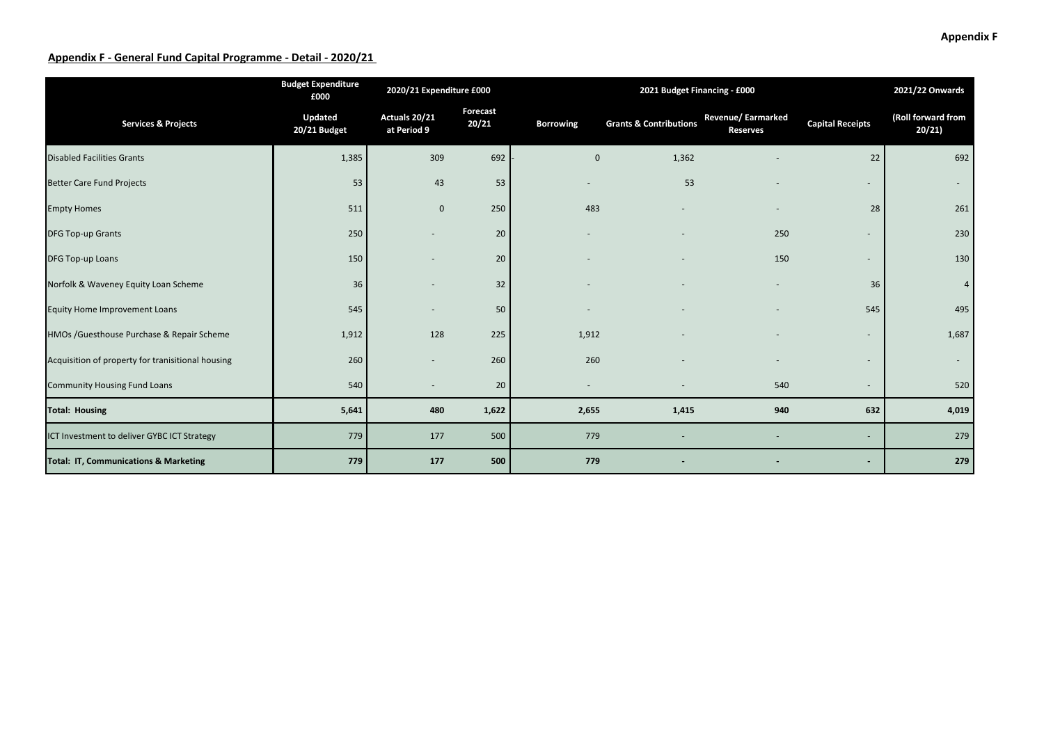**Appendix F**

## Appendix F - General Fund Capital Programme - Detail - 2020/21

| | Budget Expenditure £000 | 2020/21 Expenditure £000 | | 2021 Budget Financing - £000 | | | | 2021/22 Onwards |
|---|---|---|---|---|---|---|---|---|
| Services & Projects | Updated 20/21 Budget | Actuals 20/21 at Period 9 | Forecast 20/21 | Borrowing | Grants & Contributions | Revenue/ Earmarked Reserves | Capital Receipts | (Roll forward from 20/21) |
| Disabled Facilities Grants | 1,385 | 309 | 692 | - 0 | 1,362 | - | 22 | 692 |
| Better Care Fund Projects | 53 | 43 | 53 | - | 53 | - | - | - |
| Empty Homes | 511 | 0 | 250 | 483 | - | - | 28 | 261 |
| DFG Top-up Grants | 250 | - | 20 | - | - | 250 | - | 230 |
| DFG Top-up Loans | 150 | - | 20 | - | - | 150 | - | 130 |
| Norfolk & Waveney Equity Loan Scheme | 36 | - | 32 | - | - | - | 36 | 4 |
| Equity Home Improvement Loans | 545 | - | 50 | - | - | - | 545 | 495 |
| HMOs /Guesthouse Purchase & Repair Scheme | 1,912 | 128 | 225 | 1,912 | - | - | - | 1,687 |
| Acquisition of property for tranisitional housing | 260 | - | 260 | 260 | - | - | - | - |
| Community Housing Fund Loans | 540 | - | 20 | - | - | 540 | - | 520 |
| **Total: Housing** | **5,641** | **480** | **1,622** | **2,655** | **1,415** | **940** | **632** | **4,019** |
| ICT Investment to deliver GYBC ICT Strategy | 779 | 177 | 500 | 779 | - | - | - | 279 |
| **Total: IT, Communications & Marketing** | **779** | **177** | **500** | **779** | **-** | **-** | **-** | **279** |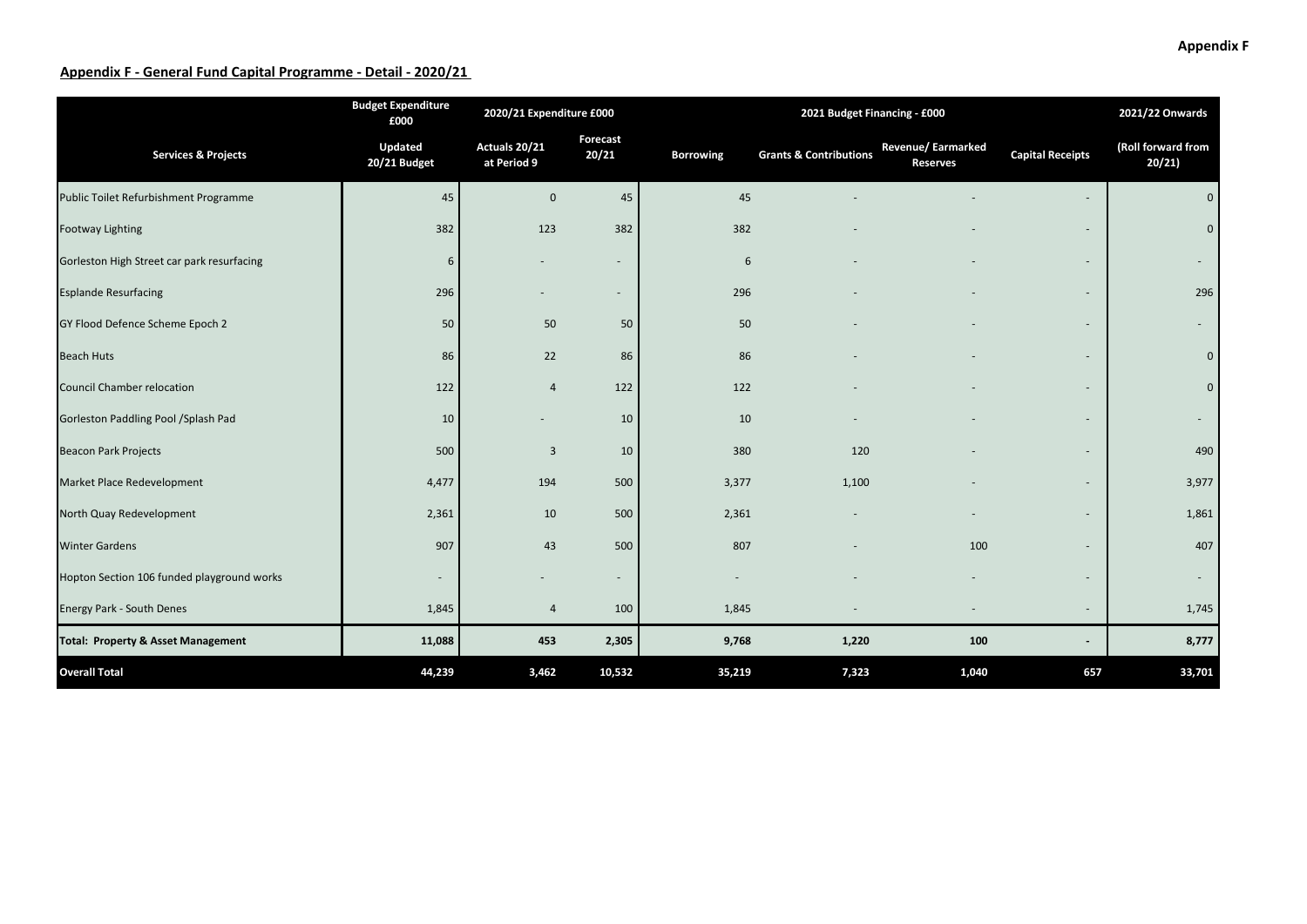**Appendix F**

## Appendix F - General Fund Capital Programme - Detail - 2020/21

| | Budget Expenditure £000 | 2020/21 Expenditure £000 | | 2021 Budget Financing - £000 | | | | 2021/22 Onwards |
|---|---|---|---|---|---|---|---|---|
| **Services & Projects** | **Updated 20/21 Budget** | **Actuals 20/21 at Period 9** | **Forecast 20/21** | **Borrowing** | **Grants & Contributions** | **Revenue/ Earmarked Reserves** | **Capital Receipts** | **(Roll forward from 20/21)** |
| Public Toilet Refurbishment Programme | 45 | 0 | 45 | 45 | - | - | - | 0 |
| Footway Lighting | 382 | 123 | 382 | 382 | - | - | - | 0 |
| Gorleston High Street car park resurfacing | 6 | - | - | 6 | - | - | - | - |
| Esplande Resurfacing | 296 | - | - | 296 | - | - | - | 296 |
| GY Flood Defence Scheme Epoch 2 | 50 | 50 | 50 | 50 | - | - | - | - |
| Beach Huts | 86 | 22 | 86 | 86 | - | - | - | 0 |
| Council Chamber relocation | 122 | 4 | 122 | 122 | - | - | - | 0 |
| Gorleston Paddling Pool /Splash Pad | 10 | - | 10 | 10 | - | - | - | - |
| Beacon Park Projects | 500 | 3 | 10 | 380 | 120 | - | - | 490 |
| Market Place Redevelopment | 4,477 | 194 | 500 | 3,377 | 1,100 | - | - | 3,977 |
| North Quay Redevelopment | 2,361 | 10 | 500 | 2,361 | - | - | - | 1,861 |
| Winter Gardens | 907 | 43 | 500 | 807 | - | 100 | - | 407 |
| Hopton Section 106 funded playground works | - | - | - | - | - | - | - | - |
| Energy Park - South Denes | 1,845 | 4 | 100 | 1,845 | - | - | - | 1,745 |
| **Total: Property & Asset Management** | **11,088** | **453** | **2,305** | **9,768** | **1,220** | **100** | **-** | **8,777** |
| **Overall Total** | **44,239** | **3,462** | **10,532** | **35,219** | **7,323** | **1,040** | **657** | **33,701** |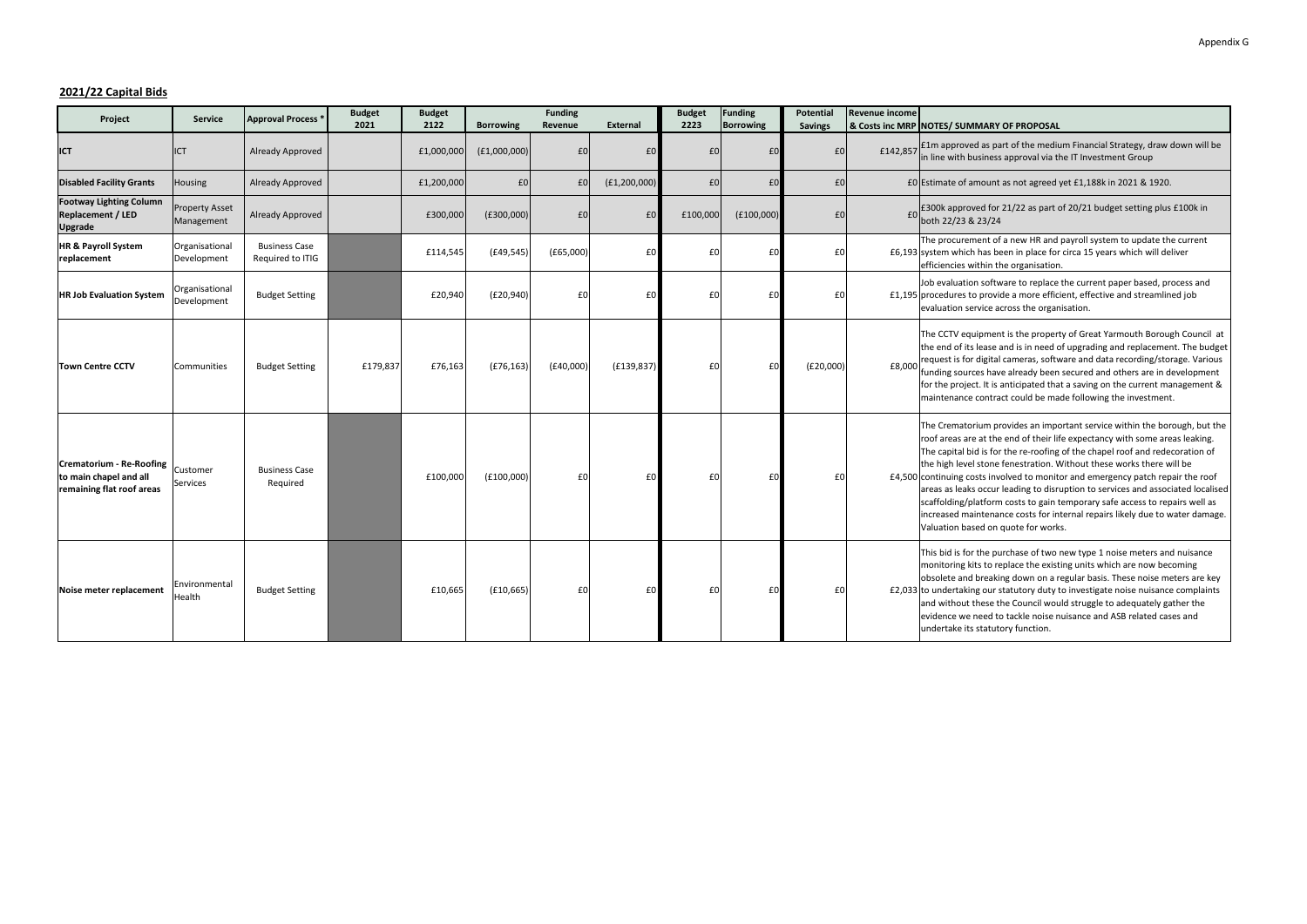## 2021/22 Capital Bids

| Project | Service | Approval Process * | Budget 2021 | Budget 2122 | Funding | | | Budget 2223 | Funding | Potential | Revenue income | NOTES/ SUMMARY OF PROPOSAL |
|---|---|---|---|---|---|---|---|---|---|---|---|---|
| | | | | | Borrowing | Revenue | External | | Borrowing | Savings | & Costs inc MRP | |
| **ICT** | ICT | Already Approved | | £1,000,000 | (£1,000,000) | £0 | £0 | £0 | £0 | £0 | £142,857 | £1m approved as part of the medium Financial Strategy, draw down will be in line with business approval via the IT Investment Group |
| **Disabled Facility Grants** | Housing | Already Approved | | £1,200,000 | £0 | £0 | (£1,200,000) | £0 | £0 | £0 | £0 | Estimate of amount as not agreed yet £1,188k in 2021 & 1920. |
| **Footway Lighting Column Replacement / LED Upgrade** | Property Asset Management | Already Approved | | £300,000 | (£300,000) | £0 | £0 | £100,000 | (£100,000) | £0 | £0 | £300k approved for 21/22 as part of 20/21 budget setting plus £100k in both 22/23 & 23/24 |
| **HR & Payroll System replacement** | Organisational Development | Business Case Required to ITIG | | £114,545 | (£49,545) | (£65,000) | £0 | £0 | £0 | £0 | £6,193 | The procurement of a new HR and payroll system to update the current system which has been in place for circa 15 years which will deliver efficiencies within the organisation. |
| **HR Job Evaluation System** | Organisational Development | Budget Setting | | £20,940 | (£20,940) | £0 | £0 | £0 | £0 | £0 | £1,195 | Job evaluation software to replace the current paper based, process and procedures to provide a more efficient, effective and streamlined job evaluation service across the organisation. |
| **Town Centre CCTV** | Communities | Budget Setting | £179,837 | £76,163 | (£76,163) | (£40,000) | (£139,837) | £0 | £0 | (£20,000) | £8,000 | The CCTV equipment is the property of Great Yarmouth Borough Council at the end of its lease and is in need of upgrading and replacement. The budget request is for digital cameras, software and data recording/storage. Various funding sources have already been secured and others are in development for the project. It is anticipated that a saving on the current management & maintenance contract could be made following the investment. |
| **Crematorium - Re-Roofing to main chapel and all remaining flat roof areas** | Customer Services | Business Case Required | | £100,000 | (£100,000) | £0 | £0 | £0 | £0 | £0 | £4,500 | The Crematorium provides an important service within the borough, but the roof areas are at the end of their life expectancy with some areas leaking. The capital bid is for the re-roofing of the chapel roof and redecoration of the high level stone fenestration. Without these works there will be continuing costs involved to monitor and emergency patch repair the roof areas as leaks occur leading to disruption to services and associated localised scaffolding/platform costs to gain temporary safe access to repairs well as increased maintenance costs for internal repairs likely due to water damage. Valuation based on quote for works. |
| **Noise meter replacement** | Environmental Health | Budget Setting | | £10,665 | (£10,665) | £0 | £0 | £0 | £0 | £0 | £2,033 | This bid is for the purchase of two new type 1 noise meters and nuisance monitoring kits to replace the existing units which are now becoming obsolete and breaking down on a regular basis. These noise meters are key to undertaking our statutory duty to investigate noise nuisance complaints and without these the Council would struggle to adequately gather the evidence we need to tackle noise nuisance and ASB related cases and undertake its statutory function. |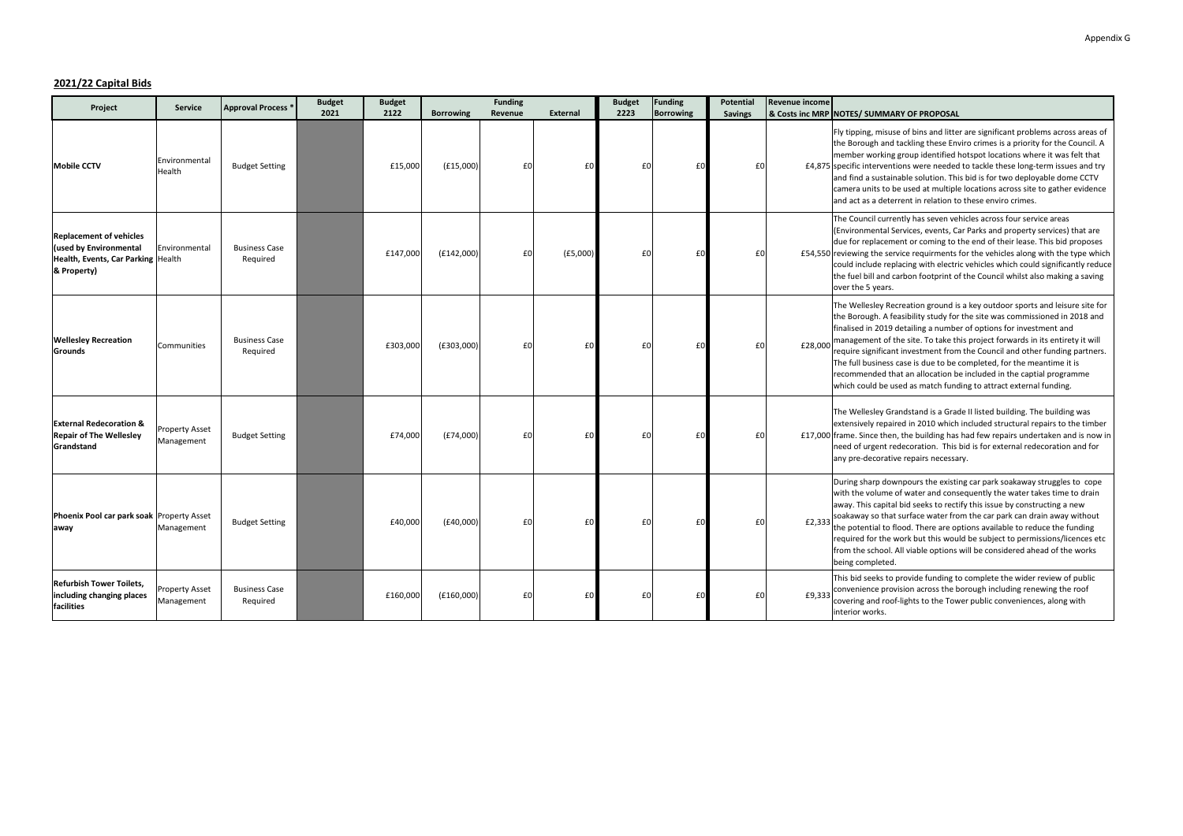Appendix G

## 2021/22 Capital Bids

| Project | Service | Approval Process * | Budget 2021 | Budget 2122 | Funding | | | Budget 2223 | Funding | Potential Savings | Revenue income & Costs inc MRP | NOTES/ SUMMARY OF PROPOSAL |
|---|---|---|---|---|---|---|---|---|---|---|---|---|
| | | | | | Borrowing | Revenue | External | | Borrowing | | | |
| **Mobile CCTV** | Environmental Health | Budget Setting | | £15,000 | (£15,000) | £0 | £0 | £0 | £0 | £0 | £4,875 | Fly tipping, misuse of bins and litter are significant problems across areas of the Borough and tackling these Enviro crimes is a priority for the Council. A member working group identified hotspot locations where it was felt that specific interventions were needed to tackle these long-term issues and try and find a sustainable solution. This bid is for two deployable dome CCTV camera units to be used at multiple locations across site to gather evidence and act as a deterrent in relation to these enviro crimes. |
| **Replacement of vehicles (used by Environmental Health, Events, Car Parking & Property)** | Environmental Health | Business Case Required | | £147,000 | (£142,000) | £0 | (£5,000) | £0 | £0 | £0 | £54,550 | The Council currently has seven vehicles across four service areas (Environmental Services, events, Car Parks and property services) that are due for replacement or coming to the end of their lease. This bid proposes reviewing the service requirments for the vehicles along with the type which could include replacing with electric vehicles which could significantly reduce the fuel bill and carbon footprint of the Council whilst also making a saving over the 5 years. |
| **Wellesley Recreation Grounds** | Communities | Business Case Required | | £303,000 | (£303,000) | £0 | £0 | £0 | £0 | £0 | £28,000 | The Wellesley Recreation ground is a key outdoor sports and leisure site for the Borough. A feasibility study for the site was commissioned in 2018 and finalised in 2019 detailing a number of options for investment and management of the site. To take this project forwards in its entirety it will require significant investment from the Council and other funding partners. The full business case is due to be completed, for the meantime it is recommended that an allocation be included in the captial programme which could be used as match funding to attract external funding. |
| **External Redecoration & Repair of The Wellesley Grandstand** | Property Asset Management | Budget Setting | | £74,000 | (£74,000) | £0 | £0 | £0 | £0 | £0 | £17,000 | The Wellesley Grandstand is a Grade II listed building. The building was extensively repaired in 2010 which included structural repairs to the timber frame. Since then, the building has had few repairs undertaken and is now in need of urgent redecoration. This bid is for external redecoration and for any pre-decorative repairs necessary. |
| **Phoenix Pool car park soak away** | Property Asset Management | Budget Setting | | £40,000 | (£40,000) | £0 | £0 | £0 | £0 | £0 | £2,333 | During sharp downpours the existing car park soakaway struggles to cope with the volume of water and consequently the water takes time to drain away. This capital bid seeks to rectify this issue by constructing a new soakaway so that surface water from the car park can drain away without the potential to flood. There are options available to reduce the funding required for the work but this would be subject to permissions/licences etc from the school. All viable options will be considered ahead of the works being completed. |
| **Refurbish Tower Toilets, including changing places facilities** | Property Asset Management | Business Case Required | | £160,000 | (£160,000) | £0 | £0 | £0 | £0 | £0 | £9,333 | This bid seeks to provide funding to complete the wider review of public convenience provision across the borough including renewing the roof covering and roof-lights to the Tower public conveniences, along with interior works. |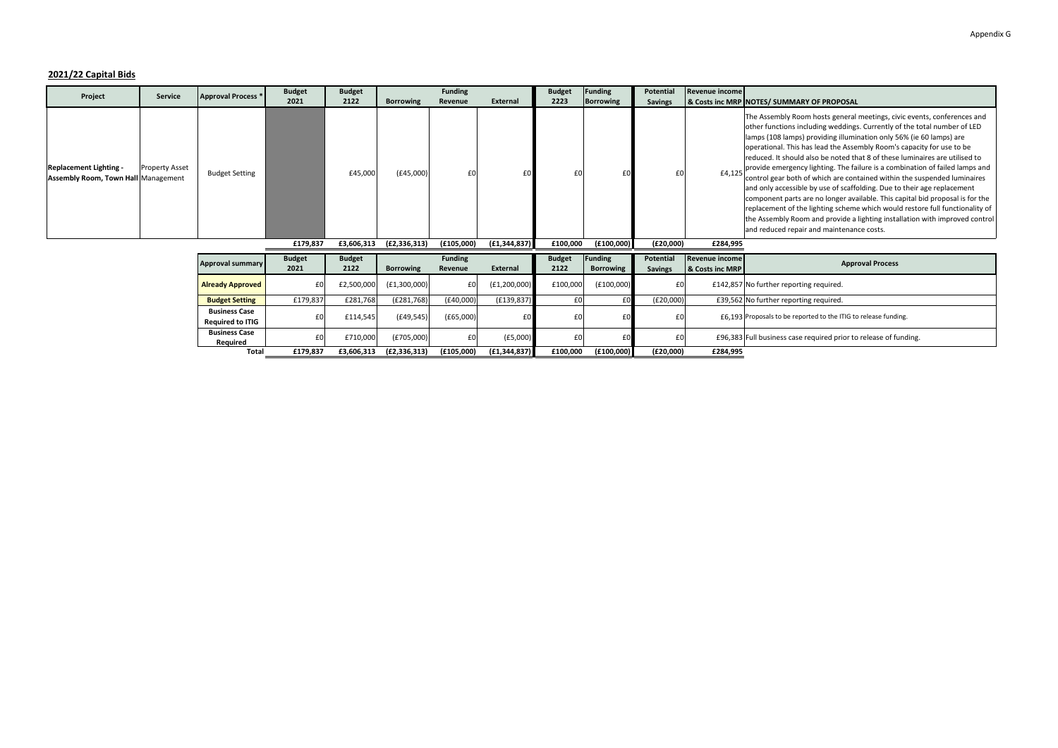## 2021/22 Capital Bids

| Project | Service | Approval Process * | Budget 2021 | Budget 2122 | Funding Borrowing | Funding Revenue | Funding External | Budget 2223 | Funding Borrowing | Potential Savings | Revenue income & Costs inc MRP | NOTES/ SUMMARY OF PROPOSAL |
|---|---|---|---|---|---|---|---|---|---|---|---|---|
| **Replacement Lighting - Assembly Room, Town Hall** | Property Asset Management | Budget Setting | | £45,000 | (£45,000) | £0 | £0 | £0 | £0 | £0 | £4,125 | The Assembly Room hosts general meetings, civic events, conferences and other functions including weddings. Currently of the total number of LED lamps (108 lamps) providing illumination only 56% (ie 60 lamps) are operational. This has lead the Assembly Room's capacity for use to be reduced. It should also be noted that 8 of these luminaires are utilised to provide emergency lighting. The failure is a combination of failed lamps and control gear both of which are contained within the suspended luminaires and only accessible by use of scaffolding. Due to their age replacement component parts are no longer available. This capital bid proposal is for the replacement of the lighting scheme which would restore full functionality of the Assembly Room and provide a lighting installation with improved control and reduced repair and maintenance costs. |
| | | | **£179,837** | **£3,606,313** | **(£2,336,313)** | **(£105,000)** | **(£1,344,837)** | **£100,000** | **(£100,000)** | **(£20,000)** | **£284,995** | |

| Approval summary | Budget 2021 | Budget 2122 | Funding Borrowing | Funding Revenue | Funding External | Budget 2122 | Funding Borrowing | Potential Savings | Revenue income & Costs inc MRP | Approval Process |
|---|---|---|---|---|---|---|---|---|---|---|
| **Already Approved** | £0 | £2,500,000 | (£1,300,000) | £0 | (£1,200,000) | £100,000 | (£100,000) | £0 | £142,857 | No further reporting required. |
| **Budget Setting** | £179,837 | £281,768 | (£281,768) | (£40,000) | (£139,837) | £0 | £0 | (£20,000) | £39,562 | No further reporting required. |
| **Business Case Required to ITIG** | £0 | £114,545 | (£49,545) | (£65,000) | £0 | £0 | £0 | £0 | £6,193 | Proposals to be reported to the ITIG to release funding. |
| **Business Case Required** | £0 | £710,000 | (£705,000) | £0 | (£5,000) | £0 | £0 | £0 | £96,383 | Full business case required prior to release of funding. |
| **Total** | **£179,837** | **£3,606,313** | **(£2,336,313)** | **(£105,000)** | **(£1,344,837)** | **£100,000** | **(£100,000)** | **(£20,000)** | **£284,995** | |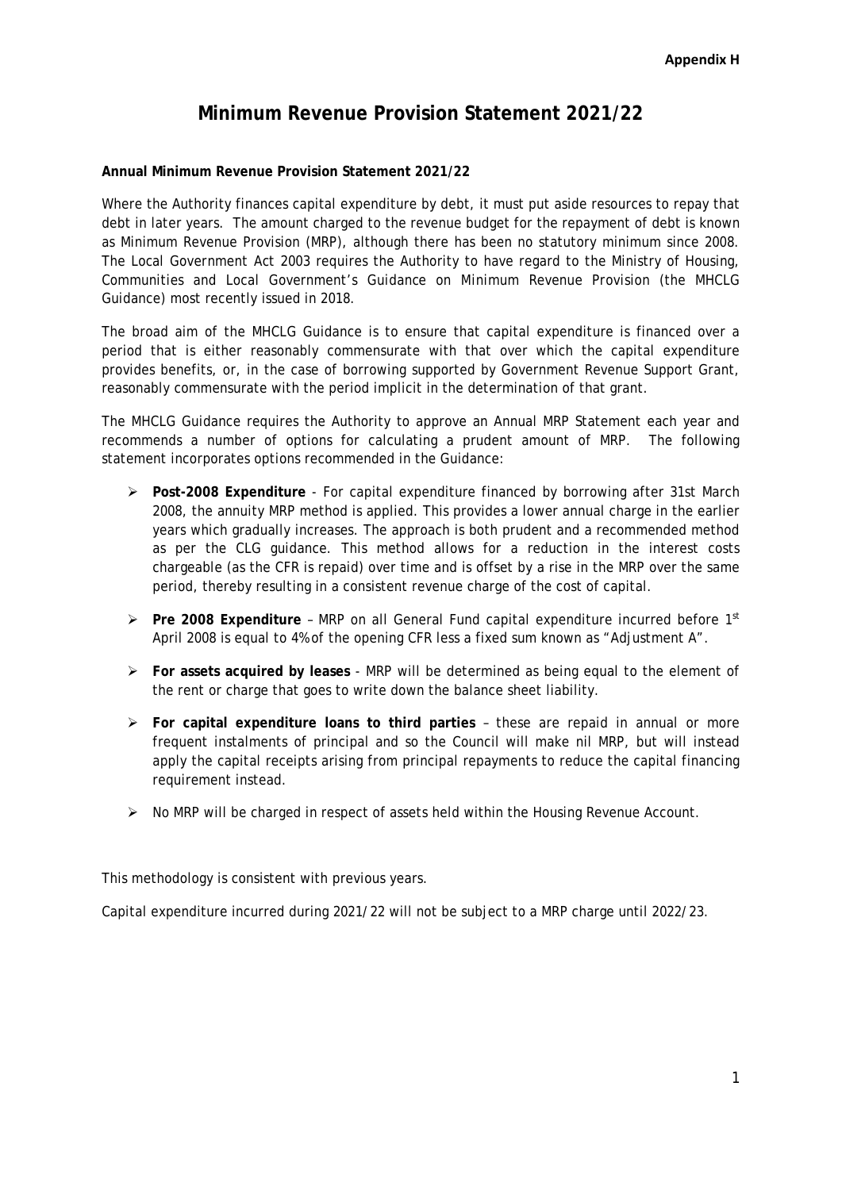**Appendix H**

# Minimum Revenue Provision Statement 2021/22

**Annual Minimum Revenue Provision Statement 2021/22**

Where the Authority finances capital expenditure by debt, it must put aside resources to repay that debt in later years. The amount charged to the revenue budget for the repayment of debt is known as Minimum Revenue Provision (MRP), although there has been no statutory minimum since 2008. The Local Government Act 2003 requires the Authority to have regard to the Ministry of Housing, Communities and Local Government's Guidance on Minimum Revenue Provision (the MHCLG Guidance) most recently issued in 2018.

The broad aim of the MHCLG Guidance is to ensure that capital expenditure is financed over a period that is either reasonably commensurate with that over which the capital expenditure provides benefits, or, in the case of borrowing supported by Government Revenue Support Grant, reasonably commensurate with the period implicit in the determination of that grant.

The MHCLG Guidance requires the Authority to approve an Annual MRP Statement each year and recommends a number of options for calculating a prudent amount of MRP. The following statement incorporates options recommended in the Guidance:

- **Post-2008 Expenditure** - For capital expenditure financed by borrowing after 31st March 2008, the annuity MRP method is applied. This provides a lower annual charge in the earlier years which gradually increases. The approach is both prudent and a recommended method as per the CLG guidance. This method allows for a reduction in the interest costs chargeable (as the CFR is repaid) over time and is offset by a rise in the MRP over the same period, thereby resulting in a consistent revenue charge of the cost of capital.
- **Pre 2008 Expenditure** – MRP on all General Fund capital expenditure incurred before 1st April 2008 is equal to 4% of the opening CFR less a fixed sum known as "Adjustment A".
- **For assets acquired by leases** - MRP will be determined as being equal to the element of the rent or charge that goes to write down the balance sheet liability.
- **For capital expenditure loans to third parties** – these are repaid in annual or more frequent instalments of principal and so the Council will make nil MRP, but will instead apply the capital receipts arising from principal repayments to reduce the capital financing requirement instead.
- No MRP will be charged in respect of assets held within the Housing Revenue Account.

This methodology is consistent with previous years.

Capital expenditure incurred during 2021/22 will not be subject to a MRP charge until 2022/23.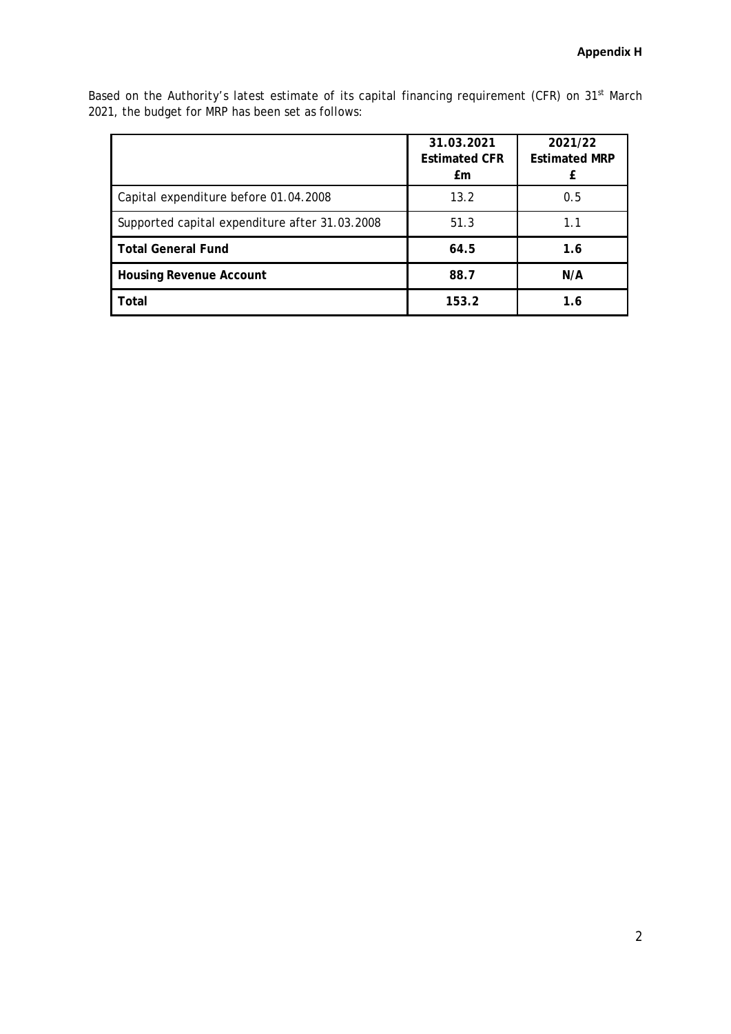**Appendix H**

Based on the Authority's latest estimate of its capital financing requirement (CFR) on 31st March 2021, the budget for MRP has been set as follows:

| | 31.03.2021 Estimated CFR £m | 2021/22 Estimated MRP £ |
|---|---|---|
| Capital expenditure before 01.04.2008 | 13.2 | 0.5 |
| Supported capital expenditure after 31.03.2008 | 51.3 | 1.1 |
| **Total General Fund** | **64.5** | **1.6** |
| **Housing Revenue Account** | **88.7** | **N/A** |
| **Total** | **153.2** | **1.6** |